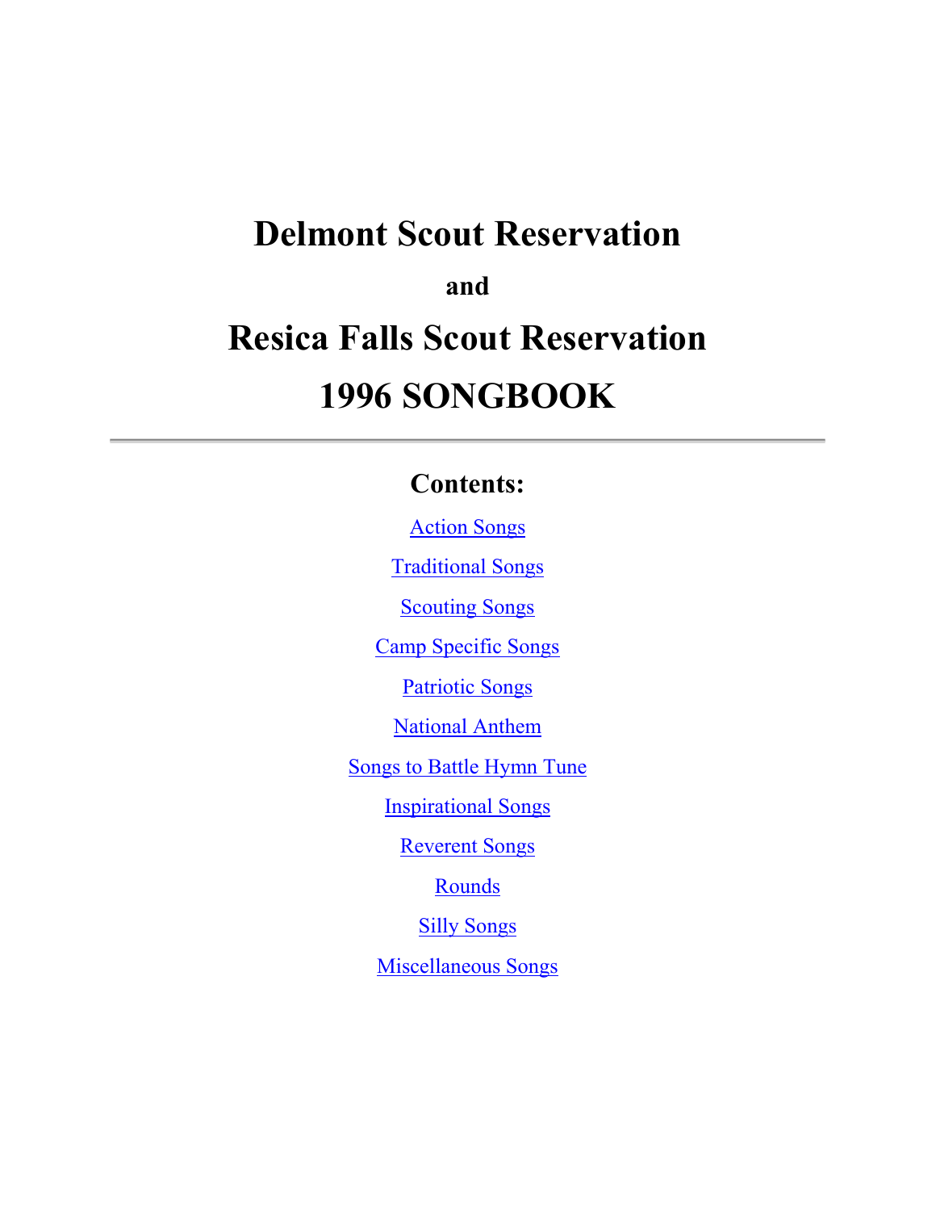# Delmont Scout Reservation

### and

# Resica Falls Scout Reservation

# 1996 SONGBOOK

---

## Contents:

Action Songs

Traditional Songs

Scouting Songs

Camp Specific Songs

Patriotic Songs

National Anthem

Songs to Battle Hymn Tune

Inspirational Songs

Reverent Songs

Rounds

Silly Songs

Miscellaneous Songs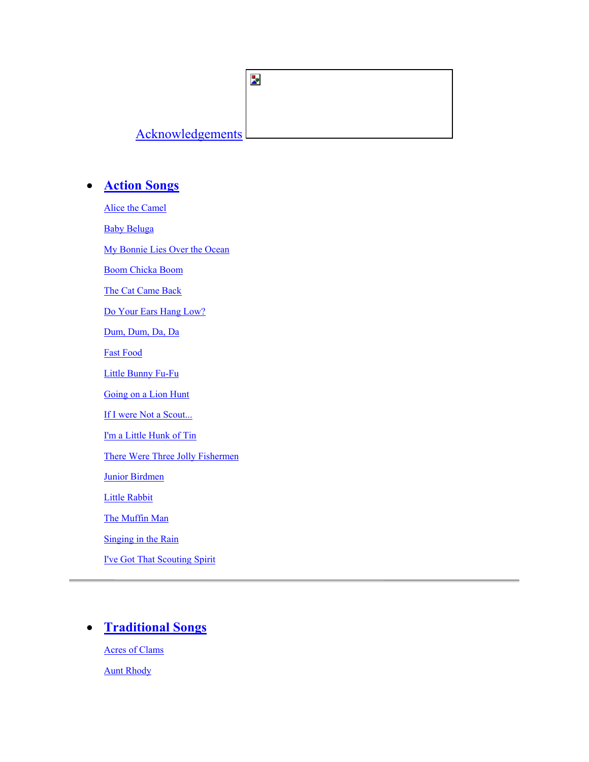Acknowledgements

- **Action Songs**

  Alice the Camel

  Baby Beluga

  My Bonnie Lies Over the Ocean

  Boom Chicka Boom

  The Cat Came Back

  Do Your Ears Hang Low?

  Dum, Dum, Da, Da

  Fast Food

  Little Bunny Fu-Fu

  Going on a Lion Hunt

  If I were Not a Scout...

  I'm a Little Hunk of Tin

  There Were Three Jolly Fishermen

  Junior Birdmen

  Little Rabbit

  The Muffin Man

  Singing in the Rain

  I've Got That Scouting Spirit

---

- **Traditional Songs**

  Acres of Clams

  Aunt Rhody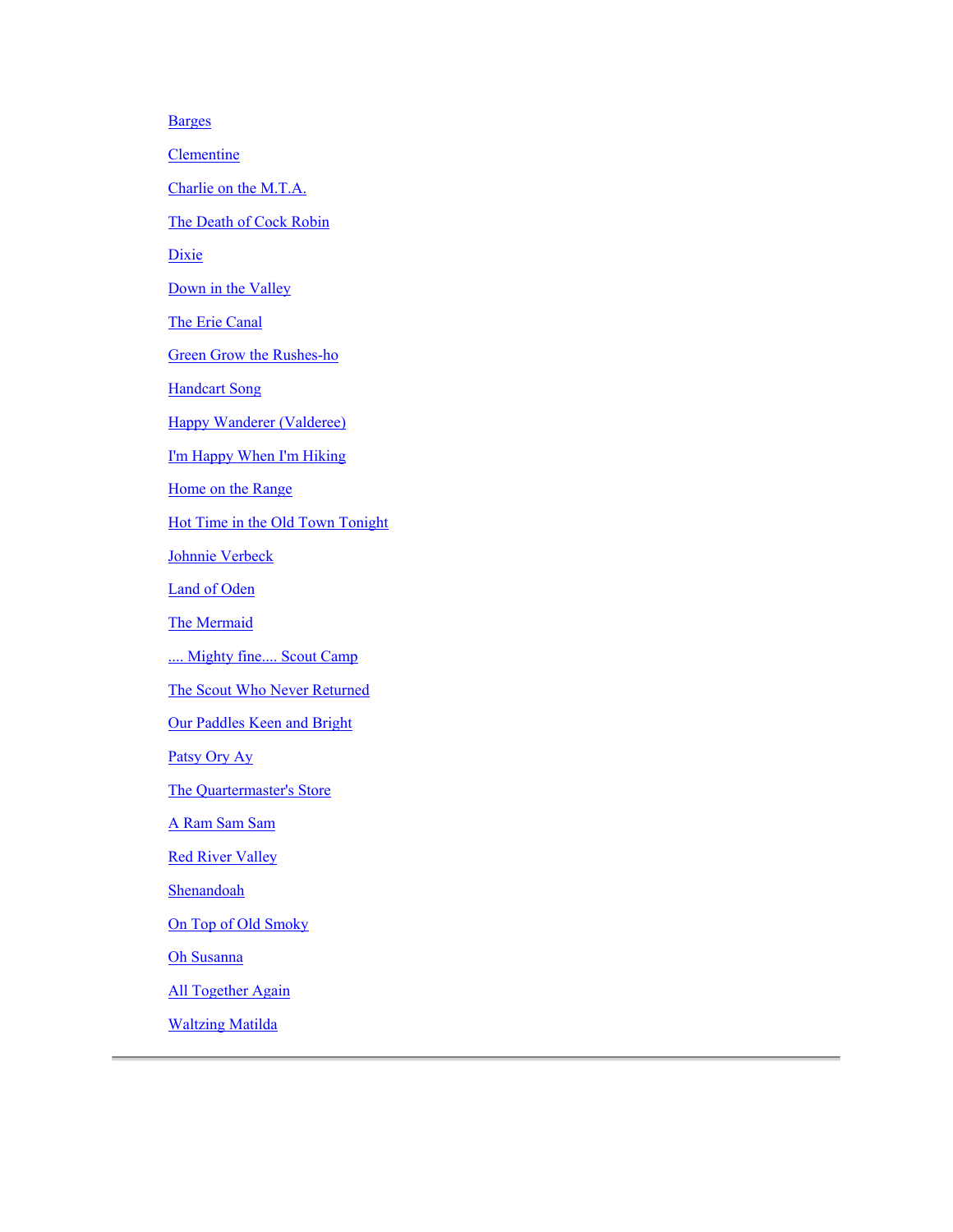Barges

Clementine

Charlie on the M.T.A.

The Death of Cock Robin

Dixie

Down in the Valley

The Erie Canal

Green Grow the Rushes-ho

Handcart Song

Happy Wanderer (Valderee)

I'm Happy When I'm Hiking

Home on the Range

Hot Time in the Old Town Tonight

Johnnie Verbeck

Land of Oden

The Mermaid

.... Mighty fine.... Scout Camp

The Scout Who Never Returned

Our Paddles Keen and Bright

Patsy Ory Ay

The Quartermaster's Store

A Ram Sam Sam

Red River Valley

Shenandoah

On Top of Old Smoky

Oh Susanna

All Together Again

Waltzing Matilda

---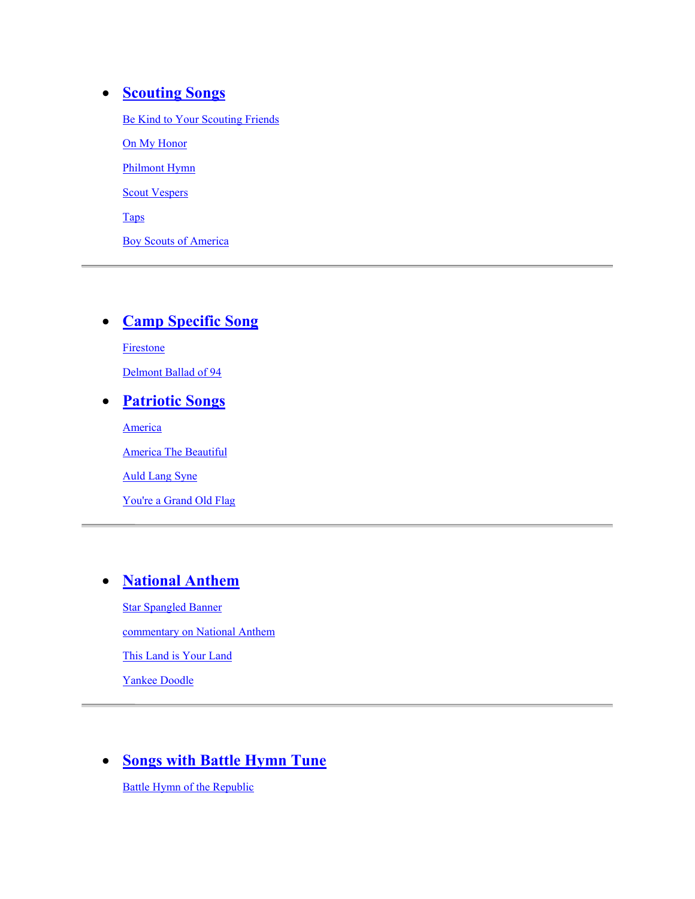- **Scouting Songs**

  Be Kind to Your Scouting Friends

  On My Honor

  Philmont Hymn

  Scout Vespers

  Taps

  Boy Scouts of America

---

- **Camp Specific Song**

  Firestone

  Delmont Ballad of 94

- **Patriotic Songs**

  America

  America The Beautiful

  Auld Lang Syne

  You're a Grand Old Flag

---

- **National Anthem**

  Star Spangled Banner

  commentary on National Anthem

  This Land is Your Land

  Yankee Doodle

---

- **Songs with Battle Hymn Tune**

  Battle Hymn of the Republic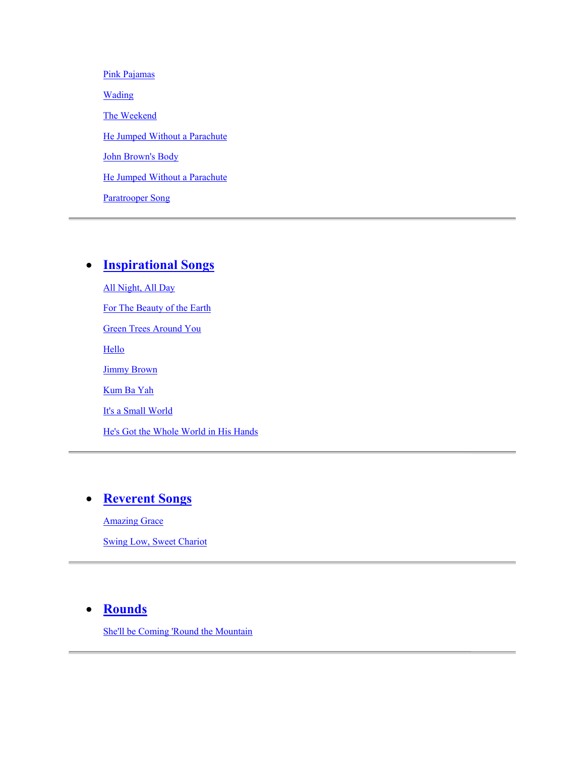Pink Pajamas

Wading

The Weekend

He Jumped Without a Parachute

John Brown's Body

He Jumped Without a Parachute

Paratrooper Song

---

- ## Inspirational Songs

  All Night, All Day

  For The Beauty of the Earth

  Green Trees Around You

  Hello

  Jimmy Brown

  Kum Ba Yah

  It's a Small World

  He's Got the Whole World in His Hands

---

- ## Reverent Songs

  Amazing Grace

  Swing Low, Sweet Chariot

---

- ## Rounds

  She'll be Coming 'Round the Mountain

---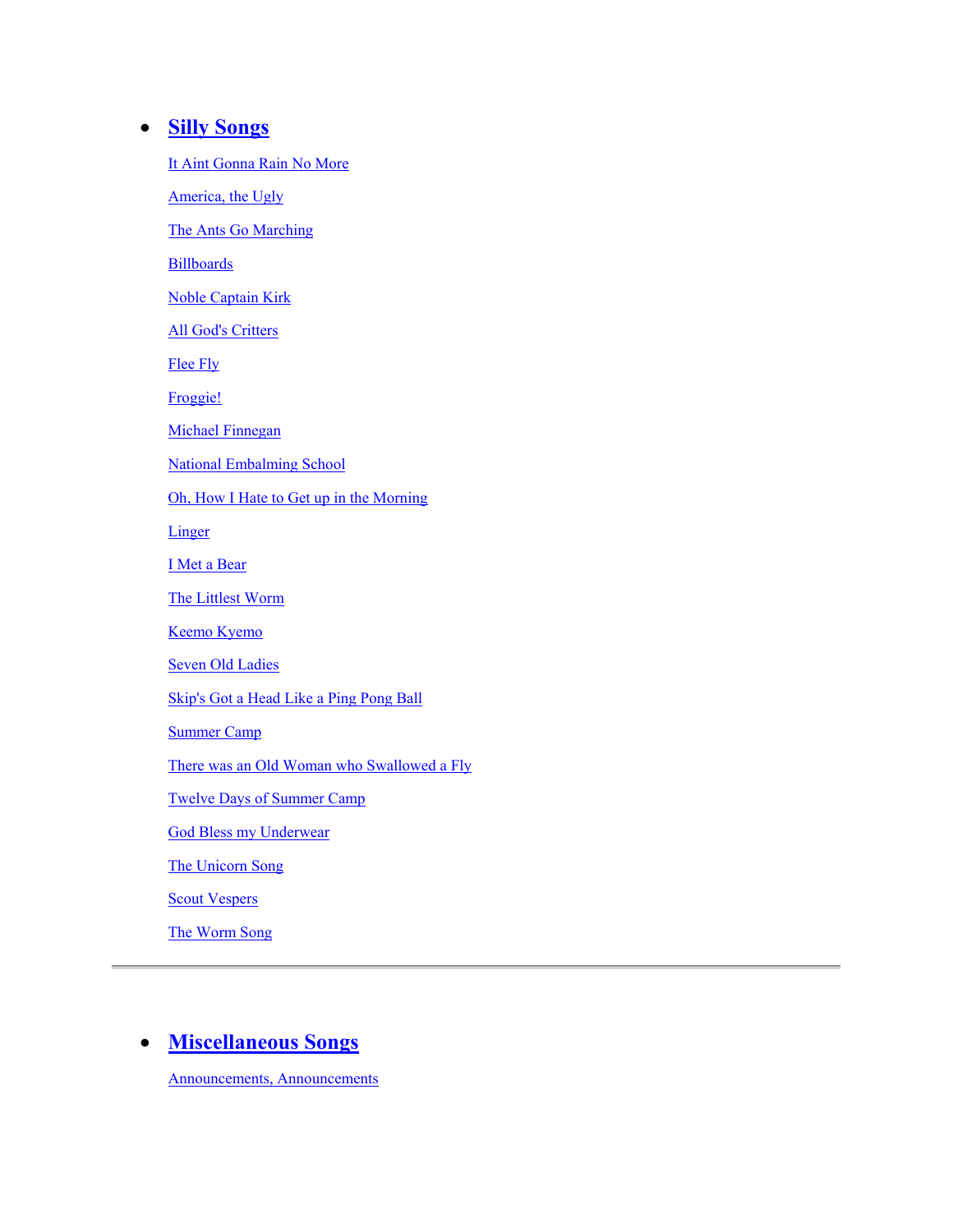- **Silly Songs**

  It Aint Gonna Rain No More

  America, the Ugly

  The Ants Go Marching

  Billboards

  Noble Captain Kirk

  All God's Critters

  Flee Fly

  Froggie!

  Michael Finnegan

  National Embalming School

  Oh, How I Hate to Get up in the Morning

  Linger

  I Met a Bear

  The Littlest Worm

  Keemo Kyemo

  Seven Old Ladies

  Skip's Got a Head Like a Ping Pong Ball

  Summer Camp

  There was an Old Woman who Swallowed a Fly

  Twelve Days of Summer Camp

  God Bless my Underwear

  The Unicorn Song

  Scout Vespers

  The Worm Song

---

- **Miscellaneous Songs**

  Announcements, Announcements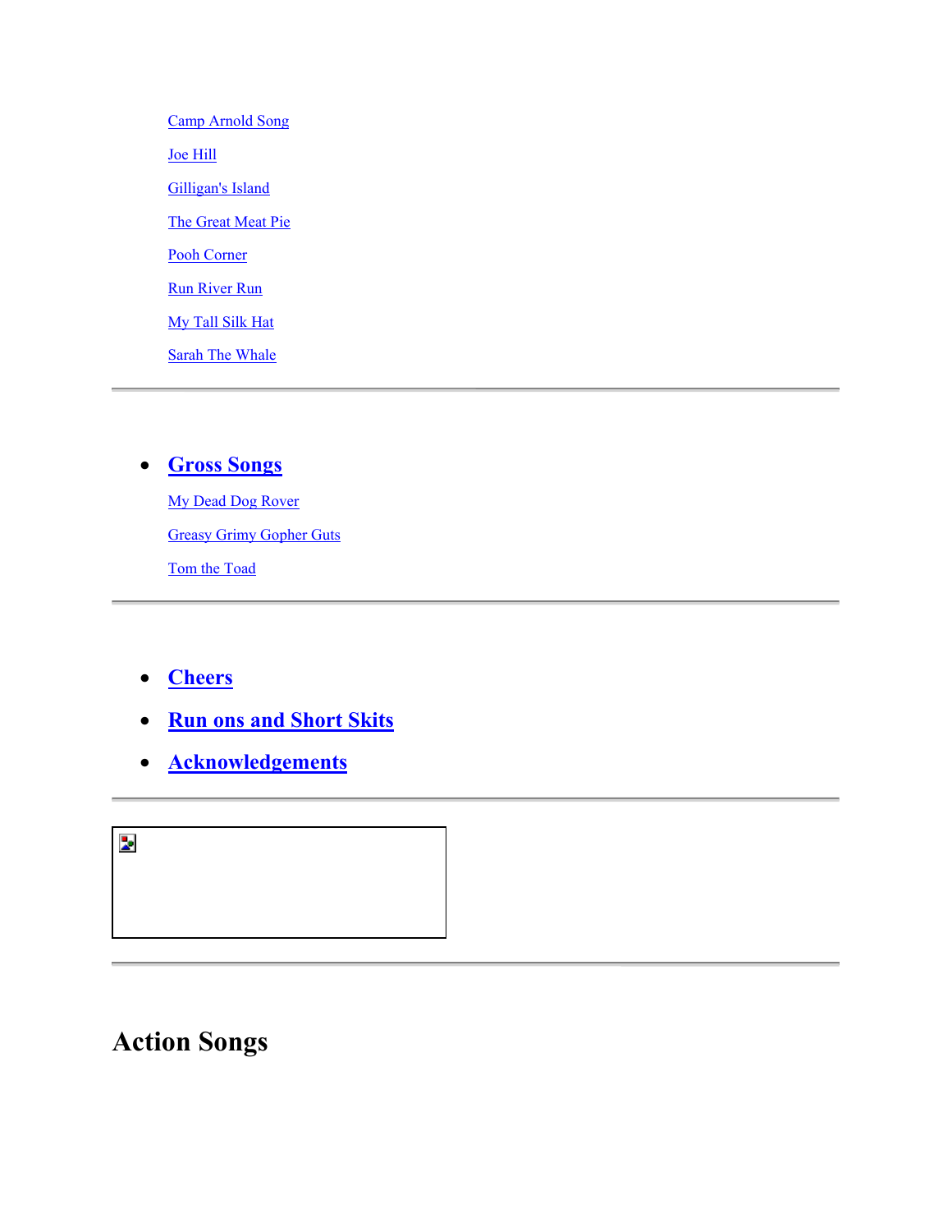Camp Arnold Song

Joe Hill

Gilligan's Island

The Great Meat Pie

Pooh Corner

Run River Run

My Tall Silk Hat

Sarah The Whale

---

- **Gross Songs**

  My Dead Dog Rover

  Greasy Grimy Gopher Guts

  Tom the Toad

---

- **Cheers**
- **Run ons and Short Skits**
- **Acknowledgements**

---

---

# Action Songs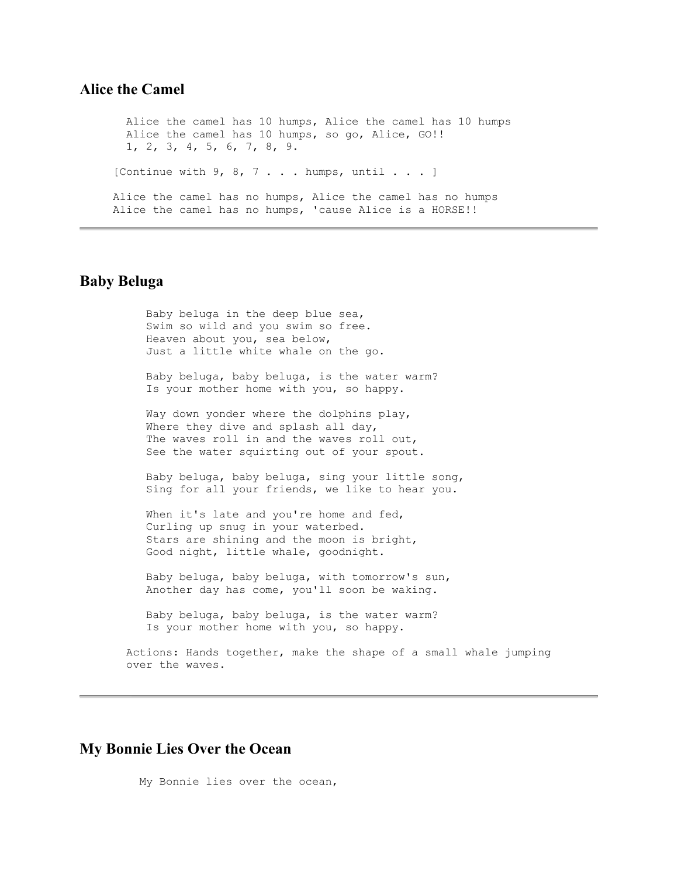## Alice the Camel

```
Alice the camel has 10 humps, Alice the camel has 10 humps
Alice the camel has 10 humps, so go, Alice, GO!!
1, 2, 3, 4, 5, 6, 7, 8, 9.

[Continue with 9, 8, 7 . . . humps, until . . . ]

Alice the camel has no humps, Alice the camel has no humps
Alice the camel has no humps, 'cause Alice is a HORSE!!
```

---

## Baby Beluga

```
Baby beluga in the deep blue sea,
Swim so wild and you swim so free.
Heaven about you, sea below,
Just a little white whale on the go.

Baby beluga, baby beluga, is the water warm?
Is your mother home with you, so happy.

Way down yonder where the dolphins play,
Where they dive and splash all day,
The waves roll in and the waves roll out,
See the water squirting out of your spout.

Baby beluga, baby beluga, sing your little song,
Sing for all your friends, we like to hear you.

When it's late and you're home and fed,
Curling up snug in your waterbed.
Stars are shining and the moon is bright,
Good night, little whale, goodnight.

Baby beluga, baby beluga, with tomorrow's sun,
Another day has come, you'll soon be waking.

Baby beluga, baby beluga, is the water warm?
Is your mother home with you, so happy.

Actions: Hands together, make the shape of a small whale jumping
over the waves.
```

---

## My Bonnie Lies Over the Ocean

```
My Bonnie lies over the ocean,
```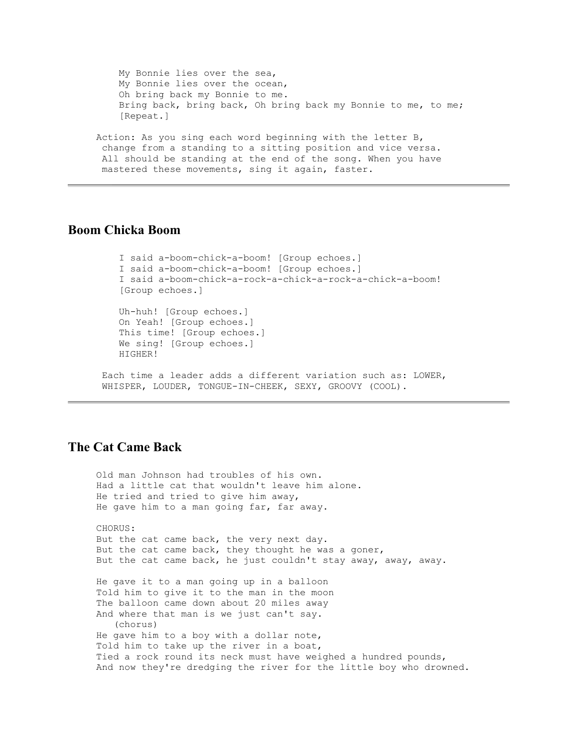My Bonnie lies over the sea,
My Bonnie lies over the ocean,
Oh bring back my Bonnie to me.
Bring back, bring back, Oh bring back my Bonnie to me, to me;
[Repeat.]

Action: As you sing each word beginning with the letter B, change from a standing to a sitting position and vice versa. All should be standing at the end of the song. When you have mastered these movements, sing it again, faster.

---

## Boom Chicka Boom

I said a-boom-chick-a-boom! [Group echoes.]
I said a-boom-chick-a-boom! [Group echoes.]
I said a-boom-chick-a-rock-a-chick-a-rock-a-chick-a-boom!
[Group echoes.]

Uh-huh! [Group echoes.]
On Yeah! [Group echoes.]
This time! [Group echoes.]
We sing! [Group echoes.]
HIGHER!

Each time a leader adds a different variation such as: LOWER, WHISPER, LOUDER, TONGUE-IN-CHEEK, SEXY, GROOVY (COOL).

---

## The Cat Came Back

Old man Johnson had troubles of his own.
Had a little cat that wouldn't leave him alone.
He tried and tried to give him away,
He gave him to a man going far, far away.

CHORUS:
But the cat came back, the very next day.
But the cat came back, they thought he was a goner,
But the cat came back, he just couldn't stay away, away, away.

He gave it to a man going up in a balloon
Told him to give it to the man in the moon
The balloon came down about 20 miles away
And where that man is we just can't say.
(chorus)
He gave him to a boy with a dollar note,
Told him to take up the river in a boat,
Tied a rock round its neck must have weighed a hundred pounds,
And now they're dredging the river for the little boy who drowned.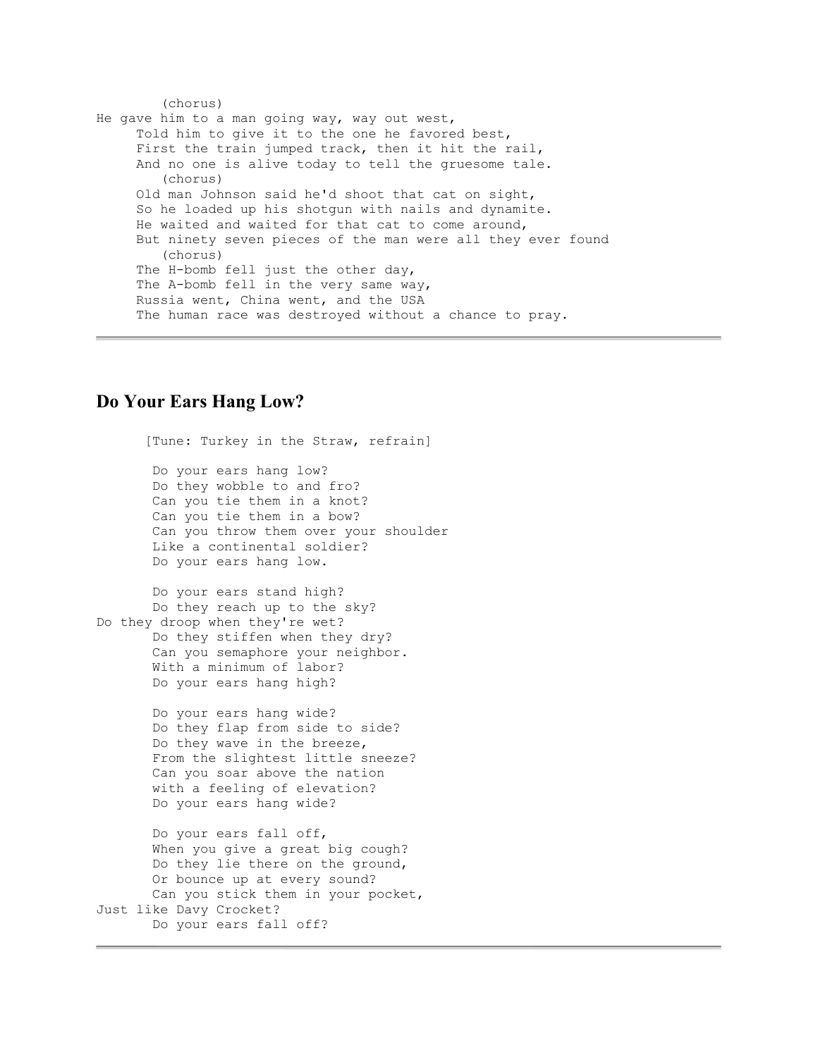(chorus)

He gave him to a man going way, way out west,
Told him to give it to the one he favored best,
First the train jumped track, then it hit the rail,
And no one is alive today to tell the gruesome tale.

(chorus)

Old man Johnson said he'd shoot that cat on sight,
So he loaded up his shotgun with nails and dynamite.
He waited and waited for that cat to come around,
But ninety seven pieces of the man were all they ever found

(chorus)

The H-bomb fell just the other day,
The A-bomb fell in the very same way,
Russia went, China went, and the USA
The human race was destroyed without a chance to pray.

---

## Do Your Ears Hang Low?

[Tune: Turkey in the Straw, refrain]

Do your ears hang low?
Do they wobble to and fro?
Can you tie them in a knot?
Can you tie them in a bow?
Can you throw them over your shoulder
Like a continental soldier?
Do your ears hang low.

Do your ears stand high?
Do they reach up to the sky?
Do they droop when they're wet?
Do they stiffen when they dry?
Can you semaphore your neighbor.
With a minimum of labor?
Do your ears hang high?

Do your ears hang wide?
Do they flap from side to side?
Do they wave in the breeze,
From the slightest little sneeze?
Can you soar above the nation
with a feeling of elevation?
Do your ears hang wide?

Do your ears fall off,
When you give a great big cough?
Do they lie there on the ground,
Or bounce up at every sound?
Can you stick them in your pocket,
Just like Davy Crocket?
Do your ears fall off?

---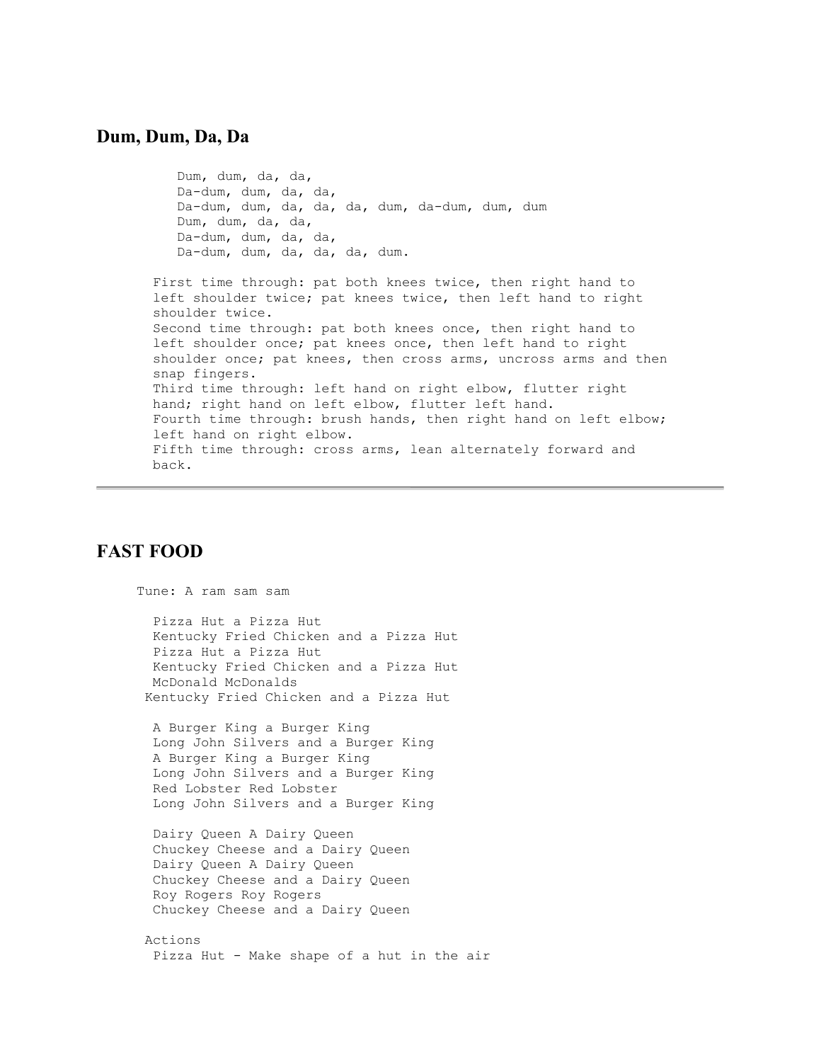## Dum, Dum, Da, Da

Dum, dum, da, da,
Da-dum, dum, da, da,
Da-dum, dum, da, da, da, dum, da-dum, dum, dum
Dum, dum, da, da,
Da-dum, dum, da, da,
Da-dum, dum, da, da, da, dum.

First time through: pat both knees twice, then right hand to left shoulder twice; pat knees twice, then left hand to right shoulder twice.
Second time through: pat both knees once, then right hand to left shoulder once; pat knees once, then left hand to right shoulder once; pat knees, then cross arms, uncross arms and then snap fingers.
Third time through: left hand on right elbow, flutter right hand; right hand on left elbow, flutter left hand.
Fourth time through: brush hands, then right hand on left elbow; left hand on right elbow.
Fifth time through: cross arms, lean alternately forward and back.

---

## FAST FOOD

Tune: A ram sam sam

Pizza Hut a Pizza Hut
Kentucky Fried Chicken and a Pizza Hut
Pizza Hut a Pizza Hut
Kentucky Fried Chicken and a Pizza Hut
McDonald McDonalds
Kentucky Fried Chicken and a Pizza Hut

A Burger King a Burger King
Long John Silvers and a Burger King
A Burger King a Burger King
Long John Silvers and a Burger King
Red Lobster Red Lobster
Long John Silvers and a Burger King

Dairy Queen A Dairy Queen
Chuckey Cheese and a Dairy Queen
Dairy Queen A Dairy Queen
Chuckey Cheese and a Dairy Queen
Roy Rogers Roy Rogers
Chuckey Cheese and a Dairy Queen

Actions
Pizza Hut - Make shape of a hut in the air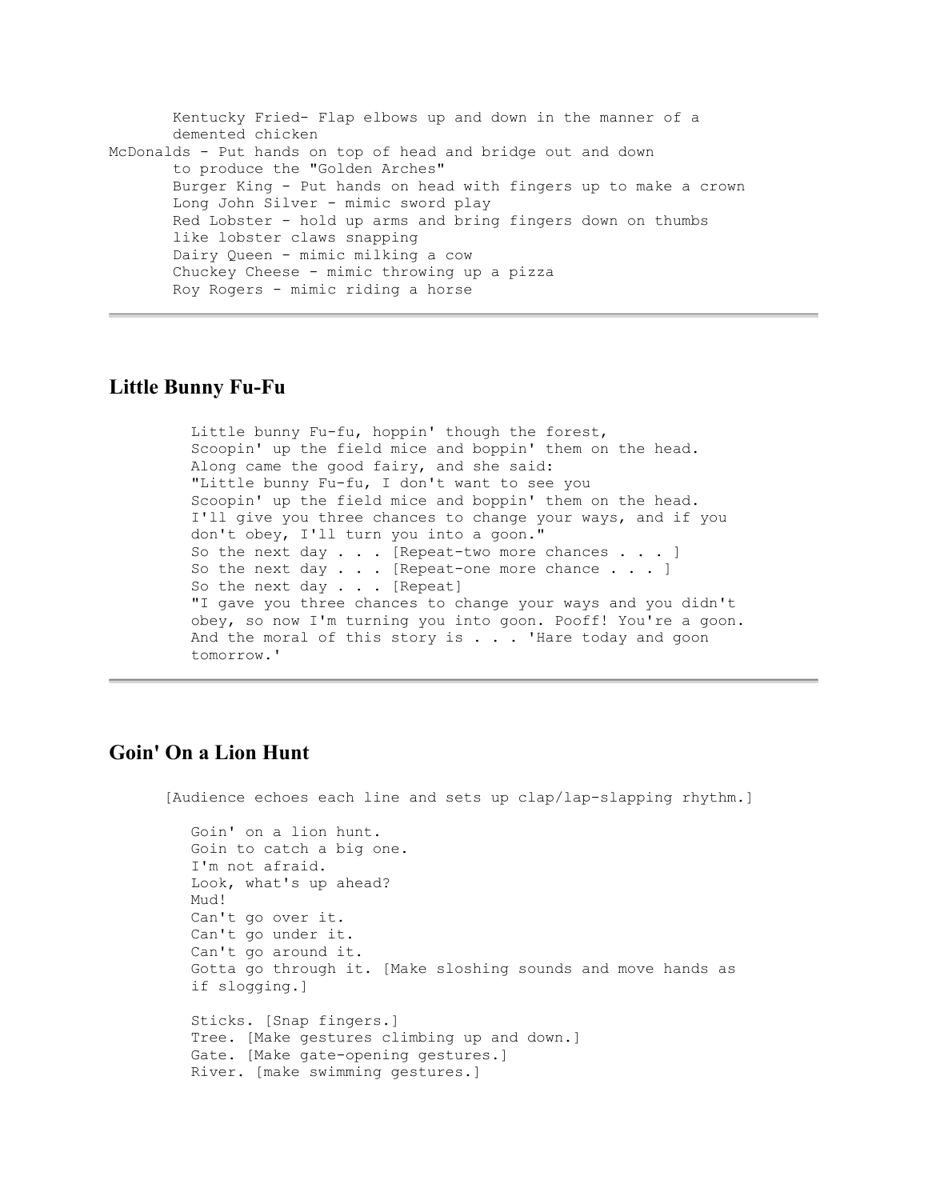Kentucky Fried- Flap elbows up and down in the manner of a demented chicken
McDonalds - Put hands on top of head and bridge out and down to produce the "Golden Arches"
Burger King - Put hands on head with fingers up to make a crown
Long John Silver - mimic sword play
Red Lobster - hold up arms and bring fingers down on thumbs like lobster claws snapping
Dairy Queen - mimic milking a cow
Chuckey Cheese - mimic throwing up a pizza
Roy Rogers - mimic riding a horse

---

## Little Bunny Fu-Fu

Little bunny Fu-fu, hoppin' though the forest,
Scoopin' up the field mice and boppin' them on the head.
Along came the good fairy, and she said:
"Little bunny Fu-fu, I don't want to see you
Scoopin' up the field mice and boppin' them on the head.
I'll give you three chances to change your ways, and if you don't obey, I'll turn you into a goon."
So the next day . . . [Repeat-two more chances . . . ]
So the next day . . . [Repeat-one more chance . . . ]
So the next day . . . [Repeat]
"I gave you three chances to change your ways and you didn't obey, so now I'm turning you into goon. Pooff! You're a goon.
And the moral of this story is . . . 'Hare today and goon tomorrow.'

---

## Goin' On a Lion Hunt

[Audience echoes each line and sets up clap/lap-slapping rhythm.]

Goin' on a lion hunt.
Goin to catch a big one.
I'm not afraid.
Look, what's up ahead?
Mud!
Can't go over it.
Can't go under it.
Can't go around it.
Gotta go through it. [Make sloshing sounds and move hands as if slogging.]

Sticks. [Snap fingers.]
Tree. [Make gestures climbing up and down.]
Gate. [Make gate-opening gestures.]
River. [make swimming gestures.]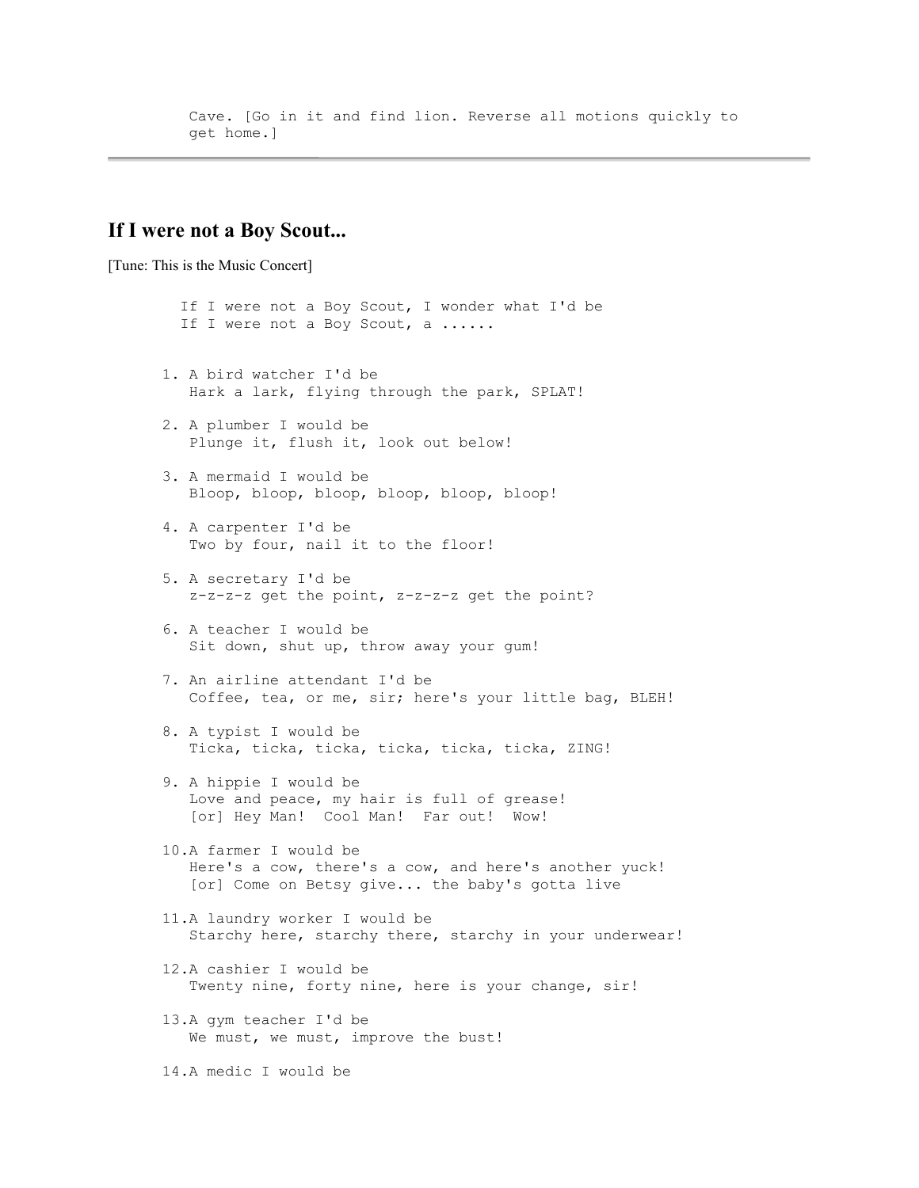Cave. [Go in it and find lion. Reverse all motions quickly to get home.]

---

## If I were not a Boy Scout...

[Tune: This is the Music Concert]

If I were not a Boy Scout, I wonder what I'd be  
If I were not a Boy Scout, a ......

1. A bird watcher I'd be  
   Hark a lark, flying through the park, SPLAT!
2. A plumber I would be  
   Plunge it, flush it, look out below!
3. A mermaid I would be  
   Bloop, bloop, bloop, bloop, bloop, bloop!
4. A carpenter I'd be  
   Two by four, nail it to the floor!
5. A secretary I'd be  
   z-z-z-z get the point, z-z-z-z get the point?
6. A teacher I would be  
   Sit down, shut up, throw away your gum!
7. An airline attendant I'd be  
   Coffee, tea, or me, sir; here's your little bag, BLEH!
8. A typist I would be  
   Ticka, ticka, ticka, ticka, ticka, ticka, ZING!
9. A hippie I would be  
   Love and peace, my hair is full of grease!  
   [or] Hey Man! Cool Man! Far out! Wow!
10. A farmer I would be  
    Here's a cow, there's a cow, and here's another yuck!  
    [or] Come on Betsy give... the baby's gotta live
11. A laundry worker I would be  
    Starchy here, starchy there, starchy in your underwear!
12. A cashier I would be  
    Twenty nine, forty nine, here is your change, sir!
13. A gym teacher I'd be  
    We must, we must, improve the bust!
14. A medic I would be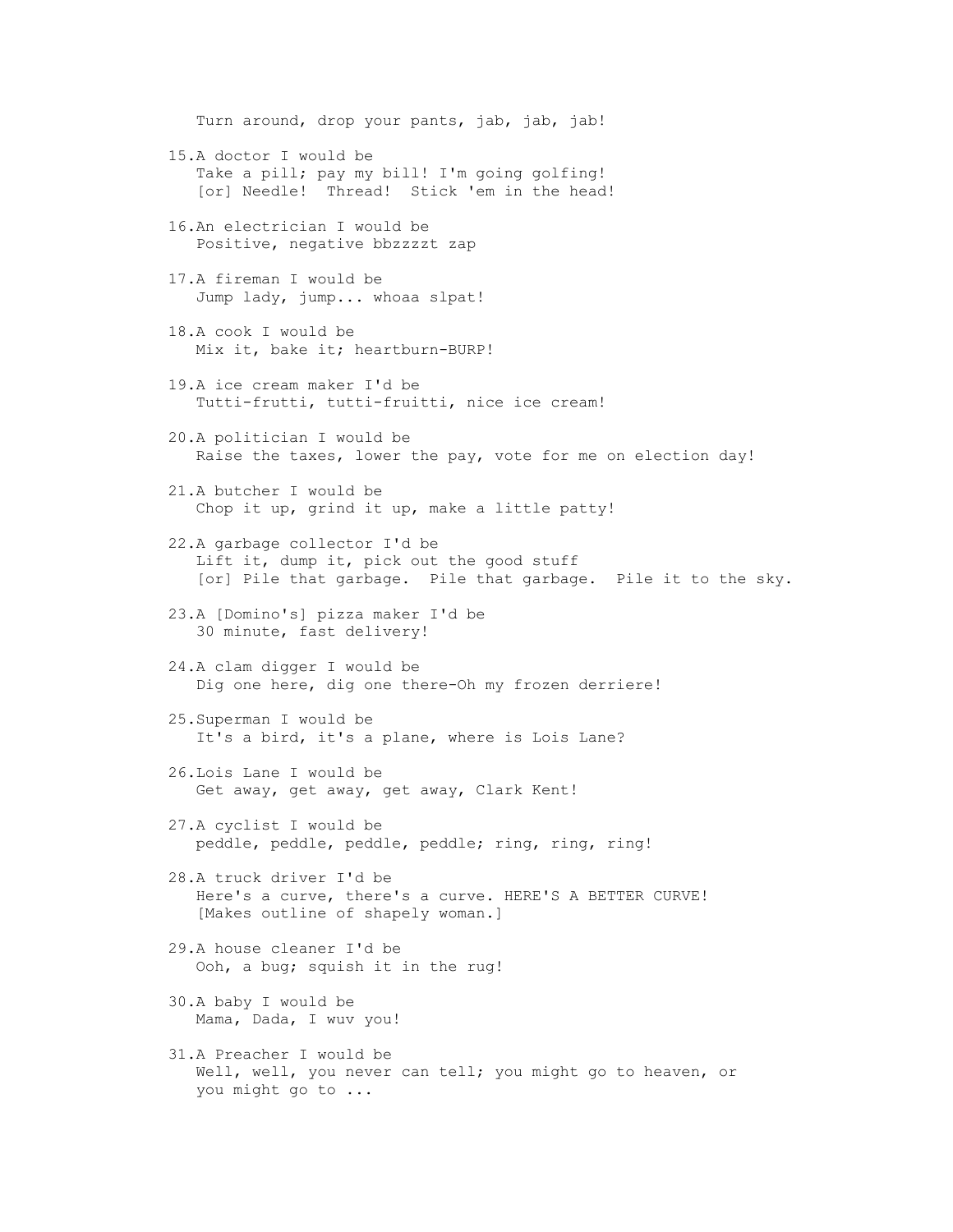Turn around, drop your pants, jab, jab, jab!

15. A doctor I would be  
    Take a pill; pay my bill! I'm going golfing!  
    [or] Needle!  Thread!  Stick 'em in the head!

16. An electrician I would be  
    Positive, negative bbzzzzt zap

17. A fireman I would be  
    Jump lady, jump... whoaa slpat!

18. A cook I would be  
    Mix it, bake it; heartburn-BURP!

19. A ice cream maker I'd be  
    Tutti-frutti, tutti-fruitti, nice ice cream!

20. A politician I would be  
    Raise the taxes, lower the pay, vote for me on election day!

21. A butcher I would be  
    Chop it up, grind it up, make a little patty!

22. A garbage collector I'd be  
    Lift it, dump it, pick out the good stuff  
    [or] Pile that garbage.  Pile that garbage.  Pile it to the sky.

23. A [Domino's] pizza maker I'd be  
    30 minute, fast delivery!

24. A clam digger I would be  
    Dig one here, dig one there-Oh my frozen derriere!

25. Superman I would be  
    It's a bird, it's a plane, where is Lois Lane?

26. Lois Lane I would be  
    Get away, get away, get away, Clark Kent!

27. A cyclist I would be  
    peddle, peddle, peddle, peddle; ring, ring, ring!

28. A truck driver I'd be  
    Here's a curve, there's a curve. HERE'S A BETTER CURVE!  
    [Makes outline of shapely woman.]

29. A house cleaner I'd be  
    Ooh, a bug; squish it in the rug!

30. A baby I would be  
    Mama, Dada, I wuv you!

31. A Preacher I would be  
    Well, well, you never can tell; you might go to heaven, or  
    you might go to ...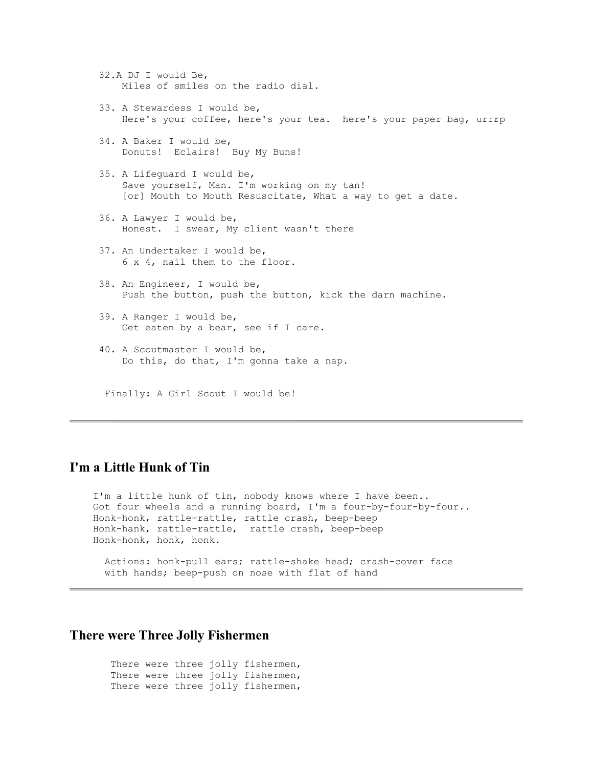32.A DJ I would Be,
    Miles of smiles on the radio dial.

33. A Stewardess I would be,
    Here's your coffee, here's your tea.  here's your paper bag, urrrp

34. A Baker I would be,
    Donuts!  Eclairs!  Buy My Buns!

35. A Lifeguard I would be,
    Save yourself, Man. I'm working on my tan!
    [or] Mouth to Mouth Resuscitate, What a way to get a date.

36. A Lawyer I would be,
    Honest.  I swear, My client wasn't there

37. An Undertaker I would be,
    6 x 4, nail them to the floor.

38. An Engineer, I would be,
    Push the button, push the button, kick the darn machine.

39. A Ranger I would be,
    Get eaten by a bear, see if I care.

40. A Scoutmaster I would be,
    Do this, do that, I'm gonna take a nap.

Finally: A Girl Scout I would be!

---

## I'm a Little Hunk of Tin

I'm a little hunk of tin, nobody knows where I have been..
Got four wheels and a running board, I'm a four-by-four-by-four..
Honk-honk, rattle-rattle, rattle crash, beep-beep
Honk-hank, rattle-rattle,  rattle crash, beep-beep
Honk-honk, honk, honk.

Actions: honk-pull ears; rattle-shake head; crash-cover face with hands; beep-push on nose with flat of hand

---

## There were Three Jolly Fishermen

There were three jolly fishermen,
There were three jolly fishermen,
There were three jolly fishermen,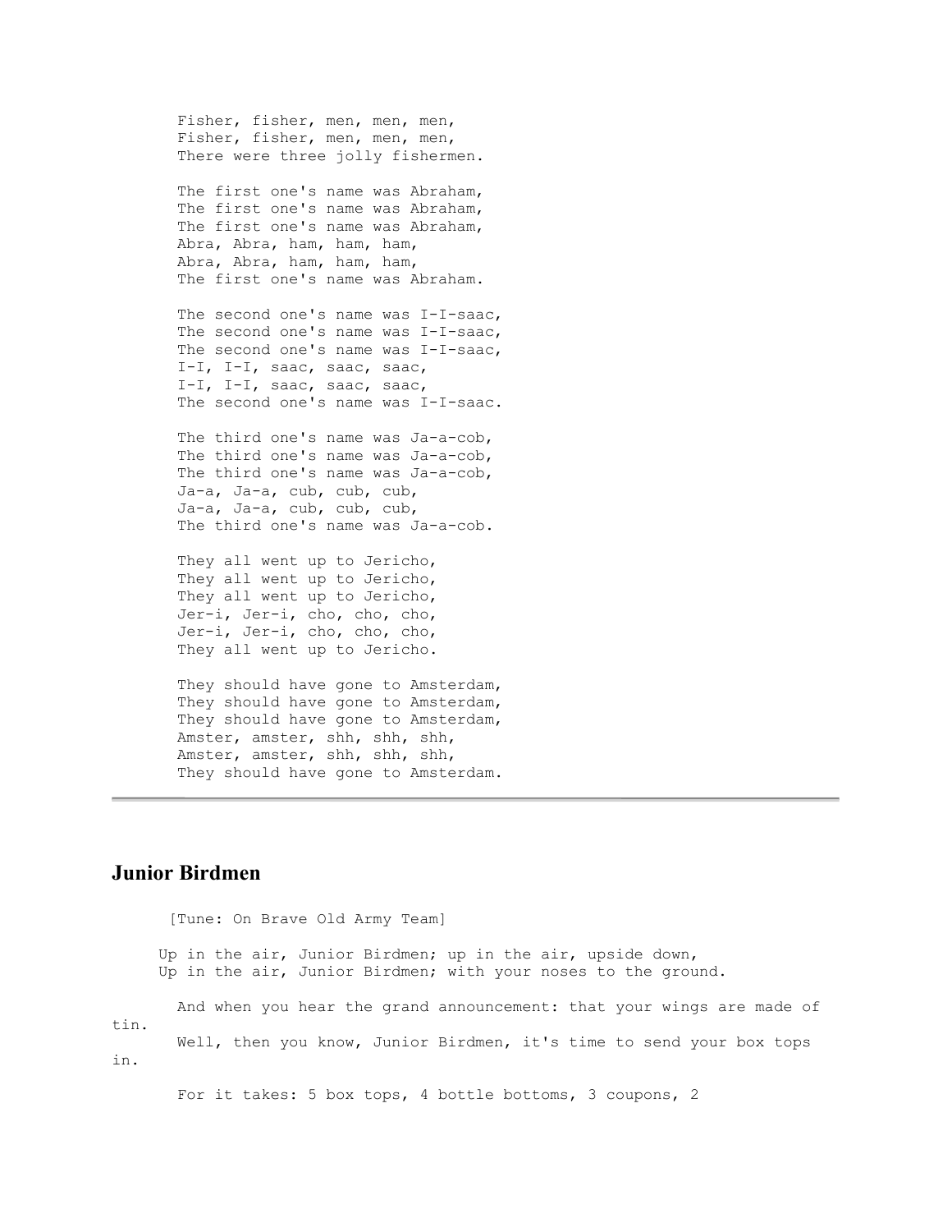Fisher, fisher, men, men, men,  
Fisher, fisher, men, men, men,  
There were three jolly fishermen.

The first one's name was Abraham,  
The first one's name was Abraham,  
The first one's name was Abraham,  
Abra, Abra, ham, ham, ham,  
Abra, Abra, ham, ham, ham,  
The first one's name was Abraham.

The second one's name was I-I-saac,  
The second one's name was I-I-saac,  
The second one's name was I-I-saac,  
I-I, I-I, saac, saac, saac,  
I-I, I-I, saac, saac, saac,  
The second one's name was I-I-saac.

The third one's name was Ja-a-cob,  
The third one's name was Ja-a-cob,  
The third one's name was Ja-a-cob,  
Ja-a, Ja-a, cub, cub, cub,  
Ja-a, Ja-a, cub, cub, cub,  
The third one's name was Ja-a-cob.

They all went up to Jericho,  
They all went up to Jericho,  
They all went up to Jericho,  
Jer-i, Jer-i, cho, cho, cho,  
Jer-i, Jer-i, cho, cho, cho,  
They all went up to Jericho.

They should have gone to Amsterdam,  
They should have gone to Amsterdam,  
They should have gone to Amsterdam,  
Amster, amster, shh, shh, shh,  
Amster, amster, shh, shh, shh,  
They should have gone to Amsterdam.

---

## Junior Birdmen

[Tune: On Brave Old Army Team]

Up in the air, Junior Birdmen; up in the air, upside down,  
Up in the air, Junior Birdmen; with your noses to the ground.

And when you hear the grand announcement: that your wings are made of tin.  
Well, then you know, Junior Birdmen, it's time to send your box tops in.

For it takes: 5 box tops, 4 bottle bottoms, 3 coupons, 2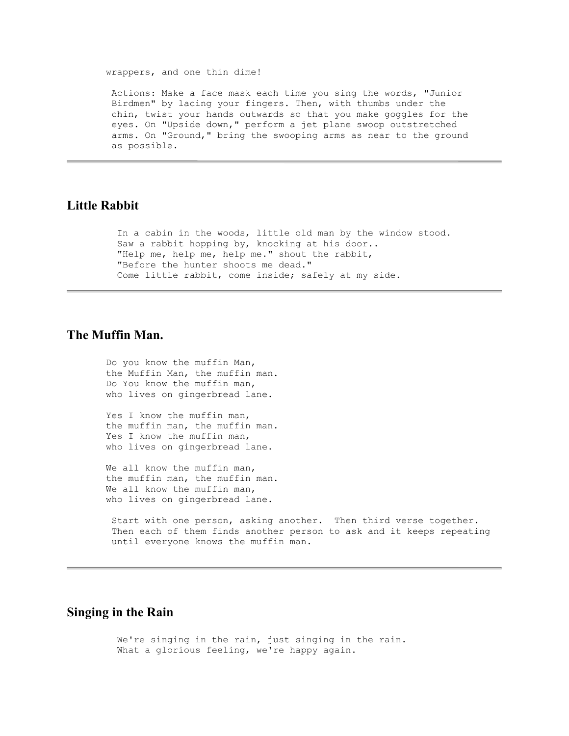wrappers, and one thin dime!

Actions: Make a face mask each time you sing the words, "Junior Birdmen" by lacing your fingers. Then, with thumbs under the chin, twist your hands outwards so that you make goggles for the eyes. On "Upside down," perform a jet plane swoop outstretched arms. On "Ground," bring the swooping arms as near to the ground as possible.

---

## Little Rabbit

In a cabin in the woods, little old man by the window stood.  
Saw a rabbit hopping by, knocking at his door..  
"Help me, help me, help me." shout the rabbit,  
"Before the hunter shoots me dead."  
Come little rabbit, come inside; safely at my side.

---

## The Muffin Man.

Do you know the muffin Man,  
the Muffin Man, the muffin man.  
Do You know the muffin man,  
who lives on gingerbread lane.

Yes I know the muffin man,  
the muffin man, the muffin man.  
Yes I know the muffin man,  
who lives on gingerbread lane.

We all know the muffin man,  
the muffin man, the muffin man.  
We all know the muffin man,  
who lives on gingerbread lane.

Start with one person, asking another. Then third verse together. Then each of them finds another person to ask and it keeps repeating until everyone knows the muffin man.

---

## Singing in the Rain

We're singing in the rain, just singing in the rain.  
What a glorious feeling, we're happy again.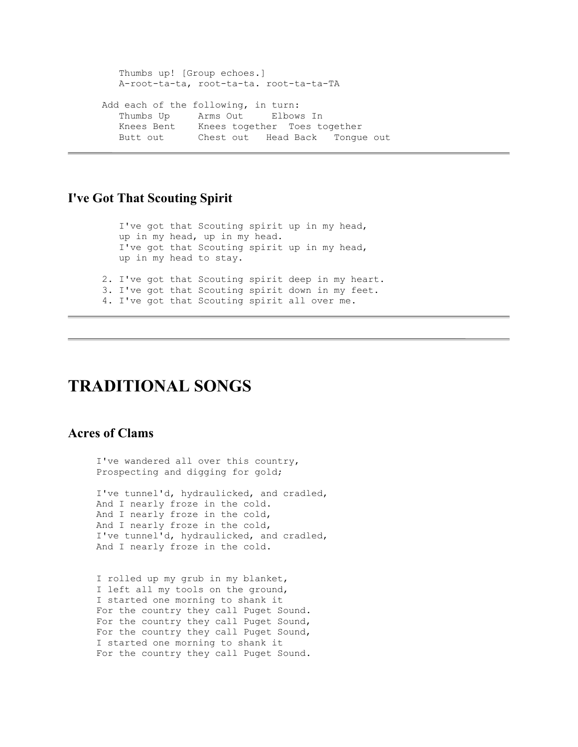Thumbs up! [Group echoes.]
A-root-ta-ta, root-ta-ta. root-ta-ta-TA

Add each of the following, in turn:
Thumbs Up     Arms Out     Elbows In
Knees Bent    Knees together  Toes together
Butt out      Chest out   Head Back   Tongue out

---

### I've Got That Scouting Spirit

I've got that Scouting spirit up in my head,
up in my head, up in my head.
I've got that Scouting spirit up in my head,
up in my head to stay.

2. I've got that Scouting spirit deep in my heart.
3. I've got that Scouting spirit down in my feet.
4. I've got that Scouting spirit all over me.

---

---

## TRADITIONAL SONGS

### Acres of Clams

I've wandered all over this country,
Prospecting and digging for gold;

I've tunnel'd, hydraulicked, and cradled,
And I nearly froze in the cold.
And I nearly froze in the cold,
And I nearly froze in the cold,
I've tunnel'd, hydraulicked, and cradled,
And I nearly froze in the cold.

I rolled up my grub in my blanket,
I left all my tools on the ground,
I started one morning to shank it
For the country they call Puget Sound.
For the country they call Puget Sound,
For the country they call Puget Sound,
I started one morning to shank it
For the country they call Puget Sound.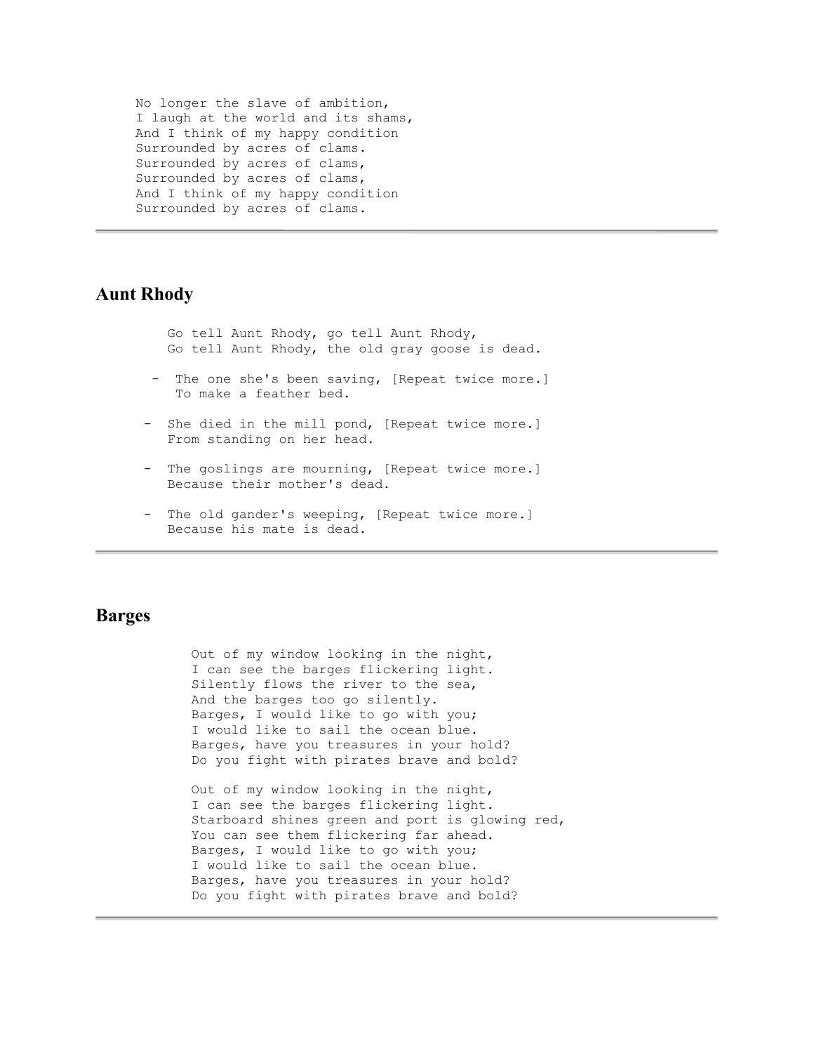No longer the slave of ambition,  
I laugh at the world and its shams,  
And I think of my happy condition  
Surrounded by acres of clams.  
Surrounded by acres of clams,  
Surrounded by acres of clams,  
And I think of my happy condition  
Surrounded by acres of clams.

---

## Aunt Rhody

Go tell Aunt Rhody, go tell Aunt Rhody,  
Go tell Aunt Rhody, the old gray goose is dead.

- The one she's been saving, [Repeat twice more.]  
  To make a feather bed.

- She died in the mill pond, [Repeat twice more.]  
  From standing on her head.

- The goslings are mourning, [Repeat twice more.]  
  Because their mother's dead.

- The old gander's weeping, [Repeat twice more.]  
  Because his mate is dead.

---

## Barges

Out of my window looking in the night,  
I can see the barges flickering light.  
Silently flows the river to the sea,  
And the barges too go silently.  
Barges, I would like to go with you;  
I would like to sail the ocean blue.  
Barges, have you treasures in your hold?  
Do you fight with pirates brave and bold?

Out of my window looking in the night,  
I can see the barges flickering light.  
Starboard shines green and port is glowing red,  
You can see them flickering far ahead.  
Barges, I would like to go with you;  
I would like to sail the ocean blue.  
Barges, have you treasures in your hold?  
Do you fight with pirates brave and bold?

---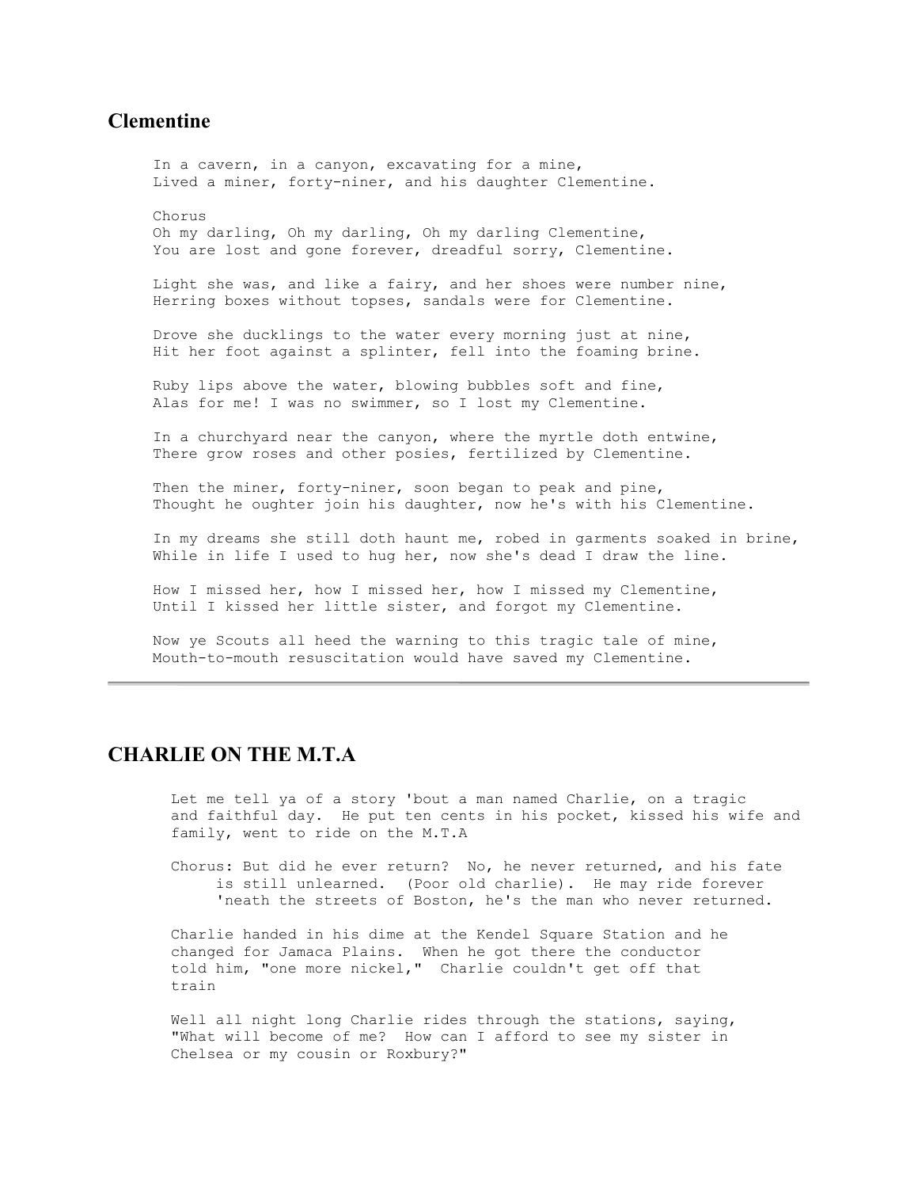## Clementine

In a cavern, in a canyon, excavating for a mine,
Lived a miner, forty-niner, and his daughter Clementine.

Chorus
Oh my darling, Oh my darling, Oh my darling Clementine,
You are lost and gone forever, dreadful sorry, Clementine.

Light she was, and like a fairy, and her shoes were number nine,
Herring boxes without topses, sandals were for Clementine.

Drove she ducklings to the water every morning just at nine,
Hit her foot against a splinter, fell into the foaming brine.

Ruby lips above the water, blowing bubbles soft and fine,
Alas for me! I was no swimmer, so I lost my Clementine.

In a churchyard near the canyon, where the myrtle doth entwine,
There grow roses and other posies, fertilized by Clementine.

Then the miner, forty-niner, soon began to peak and pine,
Thought he oughter join his daughter, now he's with his Clementine.

In my dreams she still doth haunt me, robed in garments soaked in brine,
While in life I used to hug her, now she's dead I draw the line.

How I missed her, how I missed her, how I missed my Clementine,
Until I kissed her little sister, and forgot my Clementine.

Now ye Scouts all heed the warning to this tragic tale of mine,
Mouth-to-mouth resuscitation would have saved my Clementine.

---

## CHARLIE ON THE M.T.A

Let me tell ya of a story 'bout a man named Charlie, on a tragic and faithful day. He put ten cents in his pocket, kissed his wife and family, went to ride on the M.T.A

Chorus: But did he ever return? No, he never returned, and his fate is still unlearned. (Poor old charlie). He may ride forever 'neath the streets of Boston, he's the man who never returned.

Charlie handed in his dime at the Kendel Square Station and he changed for Jamaca Plains. When he got there the conductor told him, "one more nickel," Charlie couldn't get off that train

Well all night long Charlie rides through the stations, saying, "What will become of me? How can I afford to see my sister in Chelsea or my cousin or Roxbury?"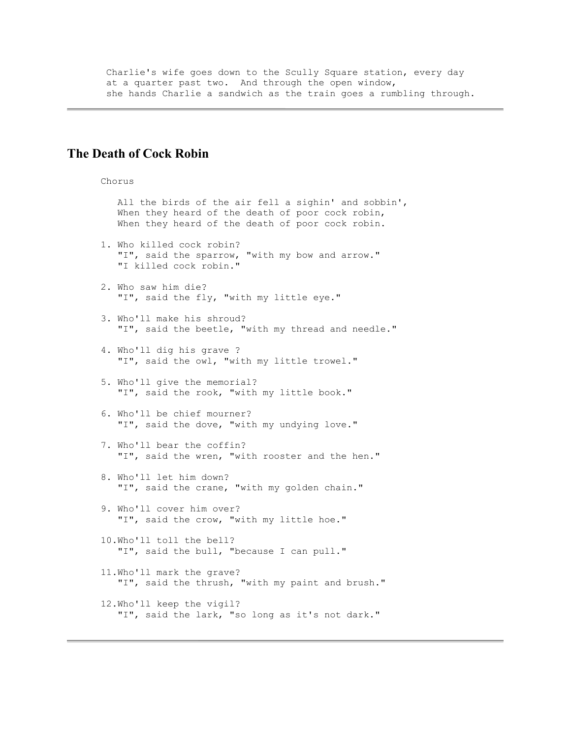Charlie's wife goes down to the Scully Square station, every day
at a quarter past two. And through the open window,
she hands Charlie a sandwich as the train goes a rumbling through.

---

## The Death of Cock Robin

Chorus

All the birds of the air fell a sighin' and sobbin',
When they heard of the death of poor cock robin,
When they heard of the death of poor cock robin.

1. Who killed cock robin?
"I", said the sparrow, "with my bow and arrow."
"I killed cock robin."

2. Who saw him die?
"I", said the fly, "with my little eye."

3. Who'll make his shroud?
"I", said the beetle, "with my thread and needle."

4. Who'll dig his grave ?
"I", said the owl, "with my little trowel."

5. Who'll give the memorial?
"I", said the rook, "with my little book."

6. Who'll be chief mourner?
"I", said the dove, "with my undying love."

7. Who'll bear the coffin?
"I", said the wren, "with rooster and the hen."

8. Who'll let him down?
"I", said the crane, "with my golden chain."

9. Who'll cover him over?
"I", said the crow, "with my little hoe."

10. Who'll toll the bell?
"I", said the bull, "because I can pull."

11. Who'll mark the grave?
"I", said the thrush, "with my paint and brush."

12. Who'll keep the vigil?
"I", said the lark, "so long as it's not dark."

---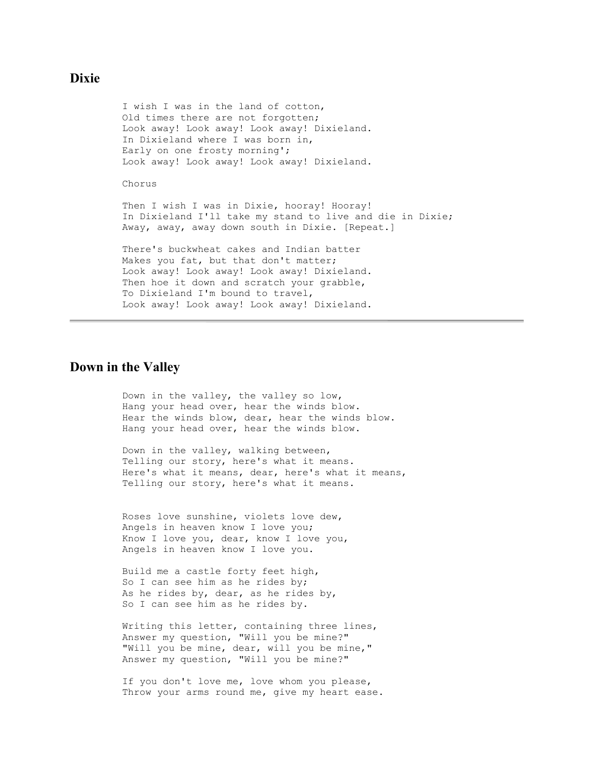## Dixie

I wish I was in the land of cotton,
Old times there are not forgotten;
Look away! Look away! Look away! Dixieland.
In Dixieland where I was born in,
Early on one frosty morning';
Look away! Look away! Look away! Dixieland.

Chorus

Then I wish I was in Dixie, hooray! Hooray!
In Dixieland I'll take my stand to live and die in Dixie;
Away, away, away down south in Dixie. [Repeat.]

There's buckwheat cakes and Indian batter
Makes you fat, but that don't matter;
Look away! Look away! Look away! Dixieland.
Then hoe it down and scratch your grabble,
To Dixieland I'm bound to travel,
Look away! Look away! Look away! Dixieland.

---

## Down in the Valley

Down in the valley, the valley so low,
Hang your head over, hear the winds blow.
Hear the winds blow, dear, hear the winds blow.
Hang your head over, hear the winds blow.

Down in the valley, walking between,
Telling our story, here's what it means.
Here's what it means, dear, here's what it means,
Telling our story, here's what it means.

Roses love sunshine, violets love dew,
Angels in heaven know I love you;
Know I love you, dear, know I love you,
Angels in heaven know I love you.

Build me a castle forty feet high,
So I can see him as he rides by;
As he rides by, dear, as he rides by,
So I can see him as he rides by.

Writing this letter, containing three lines,
Answer my question, "Will you be mine?"
"Will you be mine, dear, will you be mine,"
Answer my question, "Will you be mine?"

If you don't love me, love whom you please,
Throw your arms round me, give my heart ease.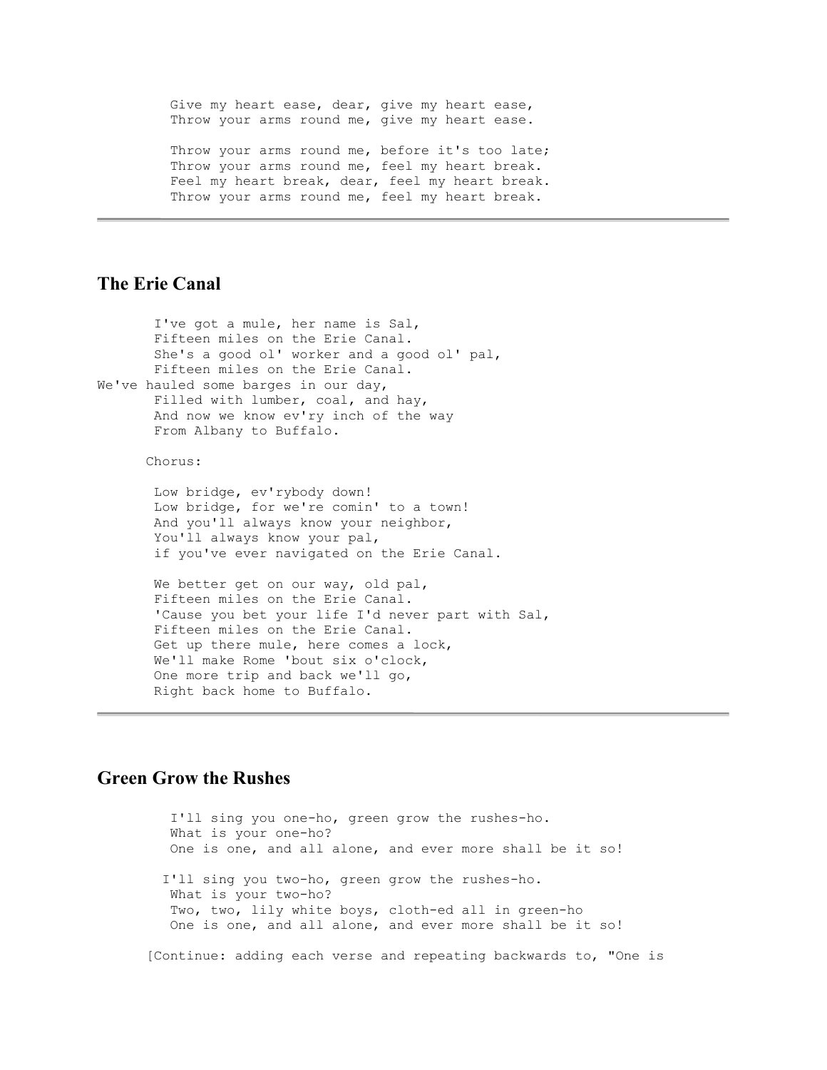Give my heart ease, dear, give my heart ease,
Throw your arms round me, give my heart ease.

Throw your arms round me, before it's too late;
Throw your arms round me, feel my heart break.
Feel my heart break, dear, feel my heart break.
Throw your arms round me, feel my heart break.

---

## The Erie Canal

I've got a mule, her name is Sal,
Fifteen miles on the Erie Canal.
She's a good ol' worker and a good ol' pal,
Fifteen miles on the Erie Canal.
We've hauled some barges in our day,
Filled with lumber, coal, and hay,
And now we know ev'ry inch of the way
From Albany to Buffalo.

Chorus:

Low bridge, ev'rybody down!
Low bridge, for we're comin' to a town!
And you'll always know your neighbor,
You'll always know your pal,
if you've ever navigated on the Erie Canal.

We better get on our way, old pal,
Fifteen miles on the Erie Canal.
'Cause you bet your life I'd never part with Sal,
Fifteen miles on the Erie Canal.
Get up there mule, here comes a lock,
We'll make Rome 'bout six o'clock,
One more trip and back we'll go,
Right back home to Buffalo.

---

## Green Grow the Rushes

I'll sing you one-ho, green grow the rushes-ho.
What is your one-ho?
One is one, and all alone, and ever more shall be it so!

I'll sing you two-ho, green grow the rushes-ho.
What is your two-ho?
Two, two, lily white boys, cloth-ed all in green-ho
One is one, and all alone, and ever more shall be it so!

[Continue: adding each verse and repeating backwards to, "One is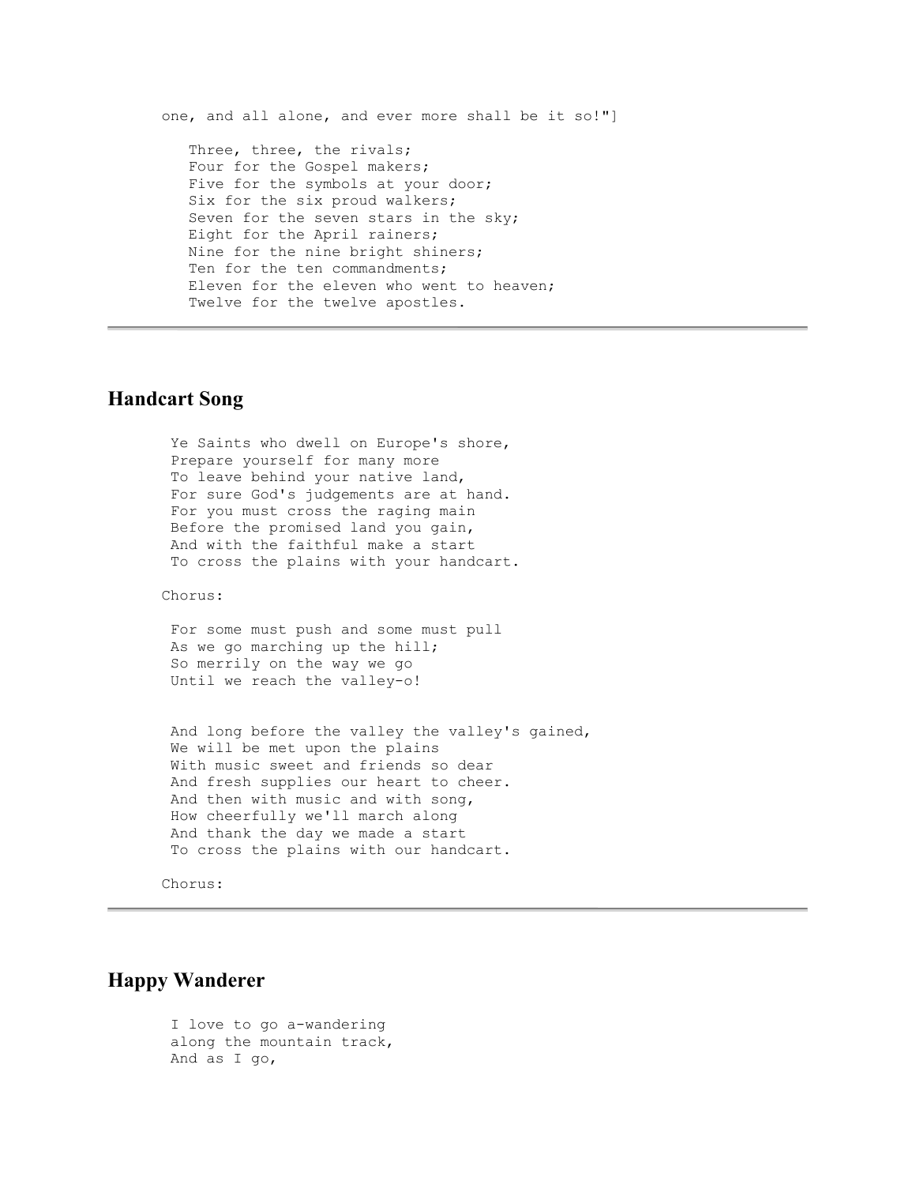one, and all alone, and ever more shall be it so!"]

Three, three, the rivals;
Four for the Gospel makers;
Five for the symbols at your door;
Six for the six proud walkers;
Seven for the seven stars in the sky;
Eight for the April rainers;
Nine for the nine bright shiners;
Ten for the ten commandments;
Eleven for the eleven who went to heaven;
Twelve for the twelve apostles.

---

## Handcart Song

Ye Saints who dwell on Europe's shore,
Prepare yourself for many more
To leave behind your native land,
For sure God's judgements are at hand.
For you must cross the raging main
Before the promised land you gain,
And with the faithful make a start
To cross the plains with your handcart.

Chorus:

For some must push and some must pull
As we go marching up the hill;
So merrily on the way we go
Until we reach the valley-o!

And long before the valley the valley's gained,
We will be met upon the plains
With music sweet and friends so dear
And fresh supplies our heart to cheer.
And then with music and with song,
How cheerfully we'll march along
And thank the day we made a start
To cross the plains with our handcart.

Chorus:

---

## Happy Wanderer

I love to go a-wandering
along the mountain track,
And as I go,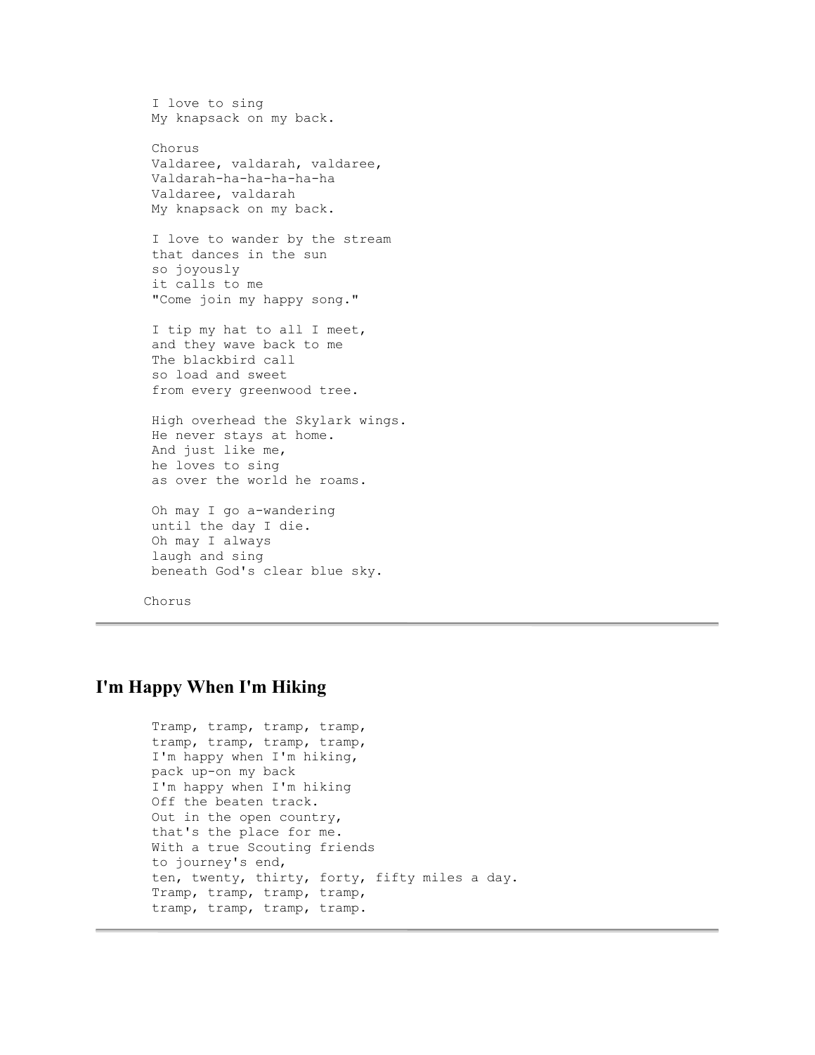I love to sing
My knapsack on my back.

Chorus
Valdaree, valdarah, valdaree,
Valdarah-ha-ha-ha-ha-ha
Valdaree, valdarah
My knapsack on my back.

I love to wander by the stream
that dances in the sun
so joyously
it calls to me
"Come join my happy song."

I tip my hat to all I meet,
and they wave back to me
The blackbird call
so load and sweet
from every greenwood tree.

High overhead the Skylark wings.
He never stays at home.
And just like me,
he loves to sing
as over the world he roams.

Oh may I go a-wandering
until the day I die.
Oh may I always
laugh and sing
beneath God's clear blue sky.

Chorus

---

## I'm Happy When I'm Hiking

Tramp, tramp, tramp, tramp,
tramp, tramp, tramp, tramp,
I'm happy when I'm hiking,
pack up-on my back
I'm happy when I'm hiking
Off the beaten track.
Out in the open country,
that's the place for me.
With a true Scouting friends
to journey's end,
ten, twenty, thirty, forty, fifty miles a day.
Tramp, tramp, tramp, tramp,
tramp, tramp, tramp, tramp.

---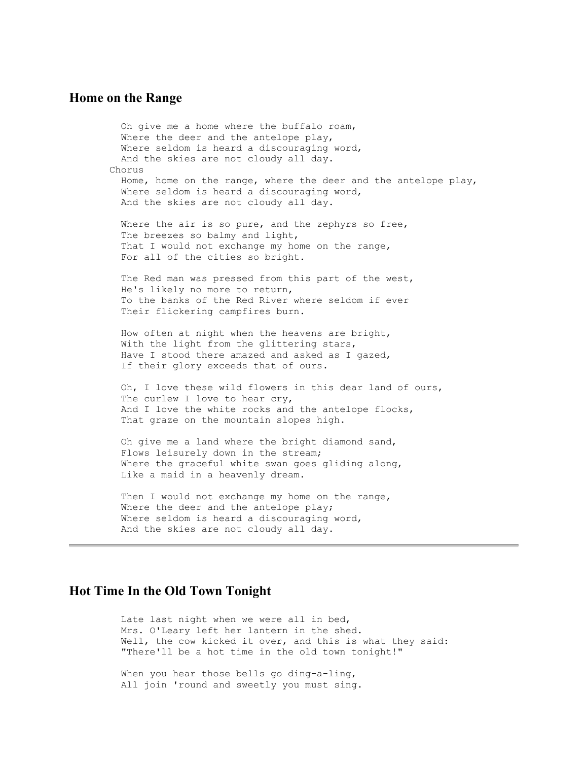## Home on the Range

```
  Oh give me a home where the buffalo roam,
  Where the deer and the antelope play,
  Where seldom is heard a discouraging word,
  And the skies are not cloudy all day.
Chorus
  Home, home on the range, where the deer and the antelope play,
  Where seldom is heard a discouraging word,
  And the skies are not cloudy all day.

  Where the air is so pure, and the zephyrs so free,
  The breezes so balmy and light,
  That I would not exchange my home on the range,
  For all of the cities so bright.

  The Red man was pressed from this part of the west,
  He's likely no more to return,
  To the banks of the Red River where seldom if ever
  Their flickering campfires burn.

  How often at night when the heavens are bright,
  With the light from the glittering stars,
  Have I stood there amazed and asked as I gazed,
  If their glory exceeds that of ours.

  Oh, I love these wild flowers in this dear land of ours,
  The curlew I love to hear cry,
  And I love the white rocks and the antelope flocks,
  That graze on the mountain slopes high.

  Oh give me a land where the bright diamond sand,
  Flows leisurely down in the stream;
  Where the graceful white swan goes gliding along,
  Like a maid in a heavenly dream.

  Then I would not exchange my home on the range,
  Where the deer and the antelope play;
  Where seldom is heard a discouraging word,
  And the skies are not cloudy all day.
```

---

## Hot Time In the Old Town Tonight

```
  Late last night when we were all in bed,
  Mrs. O'Leary left her lantern in the shed.
  Well, the cow kicked it over, and this is what they said:
  "There'll be a hot time in the old town tonight!"

  When you hear those bells go ding-a-ling,
  All join 'round and sweetly you must sing.
```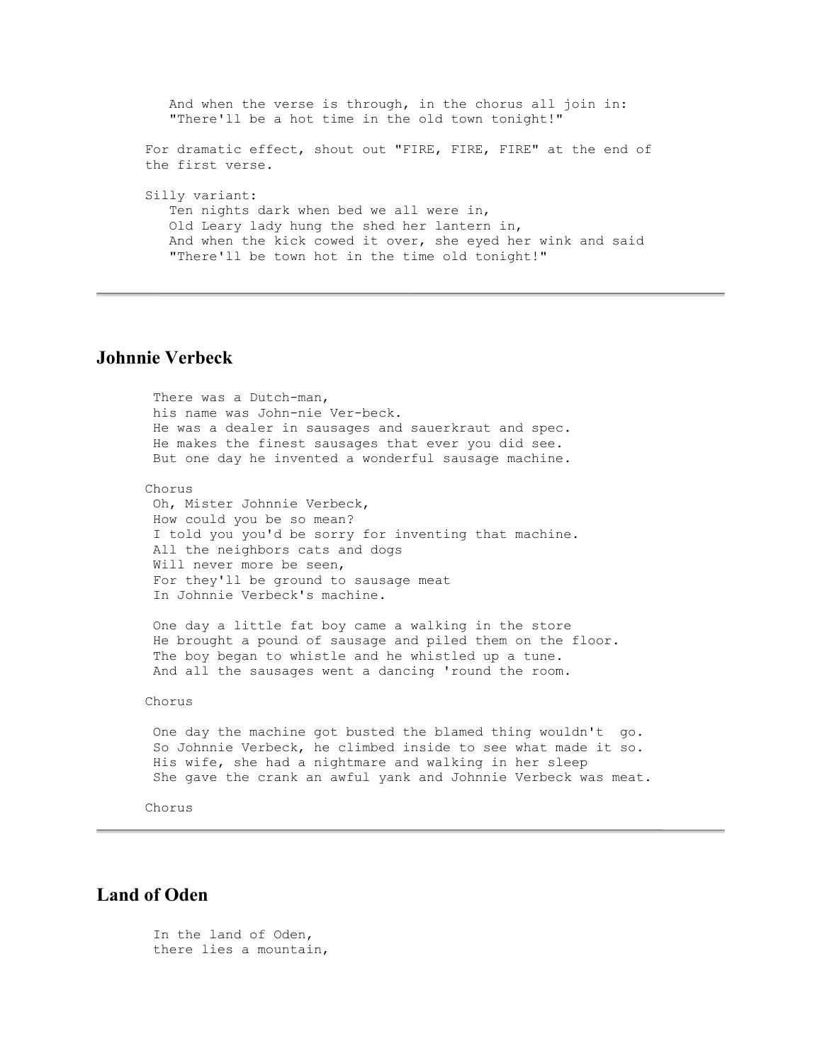```
   And when the verse is through, in the chorus all join in:
   "There'll be a hot time in the old town tonight!"
```

For dramatic effect, shout out "FIRE, FIRE, FIRE" at the end of the first verse.

Silly variant:

```
   Ten nights dark when bed we all were in,
   Old Leary lady hung the shed her lantern in,
   And when the kick cowed it over, she eyed her wink and said
   "There'll be town hot in the time old tonight!"
```

---

## Johnnie Verbeck

```
 There was a Dutch-man,
 his name was John-nie Ver-beck.
 He was a dealer in sausages and sauerkraut and spec.
 He makes the finest sausages that ever you did see.
 But one day he invented a wonderful sausage machine.

Chorus
 Oh, Mister Johnnie Verbeck,
 How could you be so mean?
 I told you you'd be sorry for inventing that machine.
 All the neighbors cats and dogs
 Will never more be seen,
 For they'll be ground to sausage meat
 In Johnnie Verbeck's machine.

 One day a little fat boy came a walking in the store
 He brought a pound of sausage and piled them on the floor.
 The boy began to whistle and he whistled up a tune.
 And all the sausages went a dancing 'round the room.

Chorus

 One day the machine got busted the blamed thing wouldn't  go.
 So Johnnie Verbeck, he climbed inside to see what made it so.
 His wife, she had a nightmare and walking in her sleep
 She gave the crank an awful yank and Johnnie Verbeck was meat.

Chorus
```

---

## Land of Oden

```
 In the land of Oden,
 there lies a mountain,
```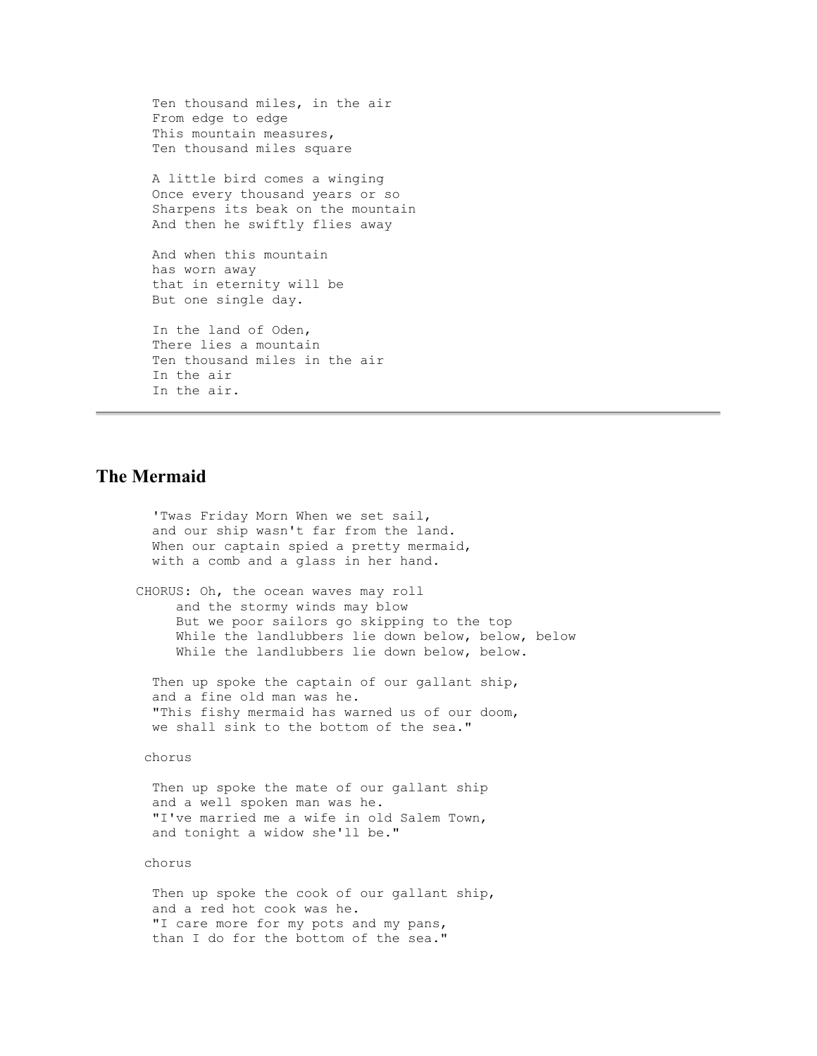Ten thousand miles, in the air  
From edge to edge  
This mountain measures,  
Ten thousand miles square

A little bird comes a winging  
Once every thousand years or so  
Sharpens its beak on the mountain  
And then he swiftly flies away

And when this mountain  
has worn away  
that in eternity will be  
But one single day.

In the land of Oden,  
There lies a mountain  
Ten thousand miles in the air  
In the air  
In the air.

---

## The Mermaid

'Twas Friday Morn When we set sail,  
and our ship wasn't far from the land.  
When our captain spied a pretty mermaid,  
with a comb and a glass in her hand.

CHORUS: Oh, the ocean waves may roll  
and the stormy winds may blow  
But we poor sailors go skipping to the top  
While the landlubbers lie down below, below, below  
While the landlubbers lie down below, below.

Then up spoke the captain of our gallant ship,  
and a fine old man was he.  
"This fishy mermaid has warned us of our doom,  
we shall sink to the bottom of the sea."

chorus

Then up spoke the mate of our gallant ship  
and a well spoken man was he.  
"I've married me a wife in old Salem Town,  
and tonight a widow she'll be."

chorus

Then up spoke the cook of our gallant ship,  
and a red hot cook was he.  
"I care more for my pots and my pans,  
than I do for the bottom of the sea."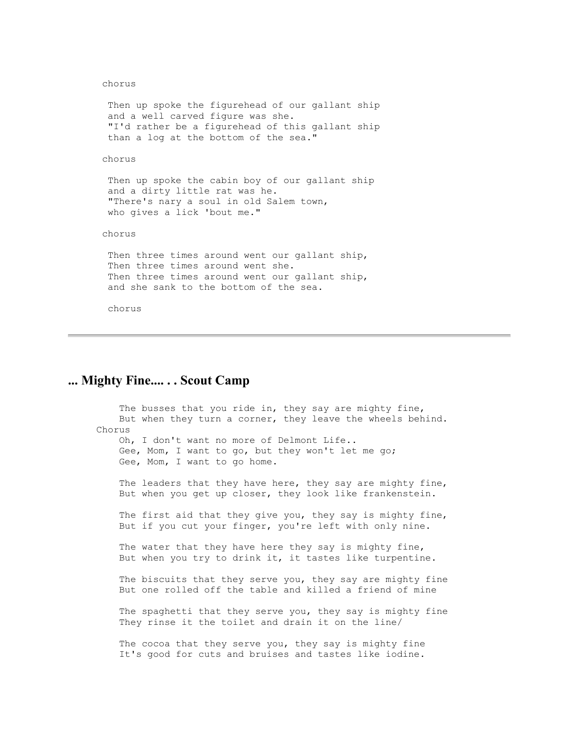chorus

Then up spoke the figurehead of our gallant ship
and a well carved figure was she.
"I'd rather be a figurehead of this gallant ship
than a log at the bottom of the sea."

chorus

Then up spoke the cabin boy of our gallant ship
and a dirty little rat was he.
"There's nary a soul in old Salem town,
who gives a lick 'bout me."

chorus

Then three times around went our gallant ship,
Then three times around went she.
Then three times around went our gallant ship,
and she sank to the bottom of the sea.

chorus

---

## ... Mighty Fine.... . . Scout Camp

The busses that you ride in, they say are mighty fine,
But when they turn a corner, they leave the wheels behind.

Chorus

Oh, I don't want no more of Delmont Life..
Gee, Mom, I want to go, but they won't let me go;
Gee, Mom, I want to go home.

The leaders that they have here, they say are mighty fine,
But when you get up closer, they look like frankenstein.

The first aid that they give you, they say is mighty fine,
But if you cut your finger, you're left with only nine.

The water that they have here they say is mighty fine,
But when you try to drink it, it tastes like turpentine.

The biscuits that they serve you, they say are mighty fine
But one rolled off the table and killed a friend of mine

The spaghetti that they serve you, they say is mighty fine
They rinse it the toilet and drain it on the line/

The cocoa that they serve you, they say is mighty fine
It's good for cuts and bruises and tastes like iodine.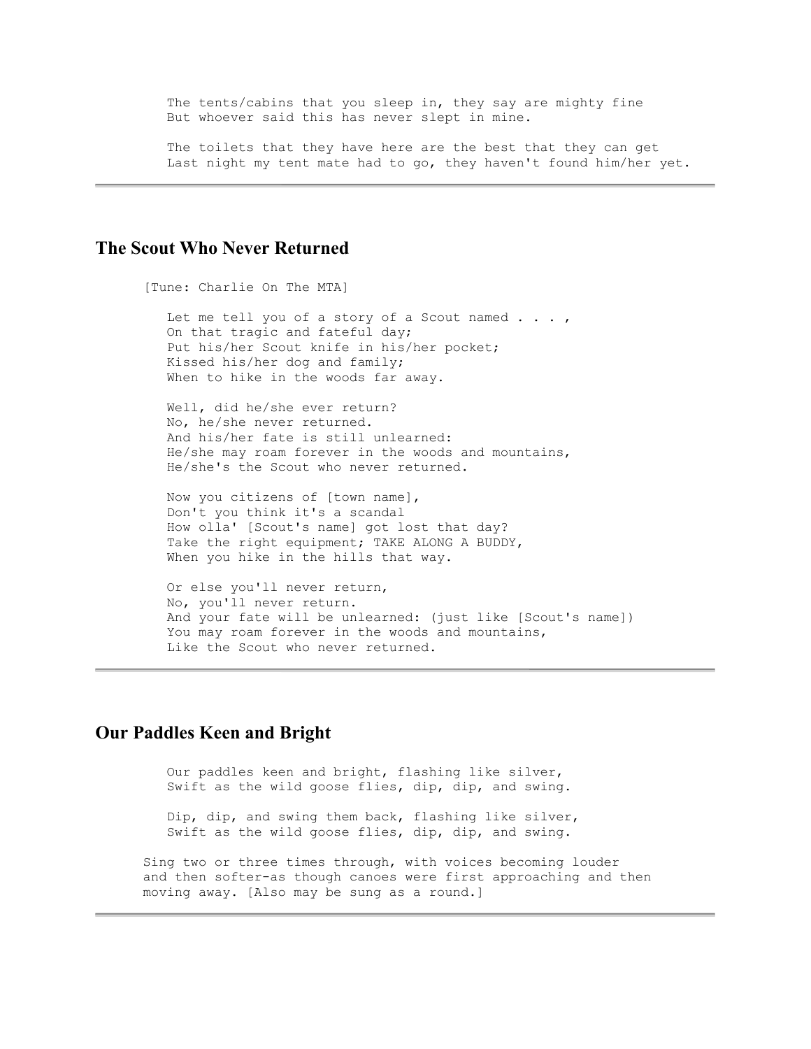The tents/cabins that you sleep in, they say are mighty fine
But whoever said this has never slept in mine.

The toilets that they have here are the best that they can get
Last night my tent mate had to go, they haven't found him/her yet.

---

## The Scout Who Never Returned

[Tune: Charlie On The MTA]

Let me tell you of a story of a Scout named . . . ,
On that tragic and fateful day;
Put his/her Scout knife in his/her pocket;
Kissed his/her dog and family;
When to hike in the woods far away.

Well, did he/she ever return?
No, he/she never returned.
And his/her fate is still unlearned:
He/she may roam forever in the woods and mountains,
He/she's the Scout who never returned.

Now you citizens of [town name],
Don't you think it's a scandal
How olla' [Scout's name] got lost that day?
Take the right equipment; TAKE ALONG A BUDDY,
When you hike in the hills that way.

Or else you'll never return,
No, you'll never return.
And your fate will be unlearned: (just like [Scout's name])
You may roam forever in the woods and mountains,
Like the Scout who never returned.

---

## Our Paddles Keen and Bright

Our paddles keen and bright, flashing like silver,
Swift as the wild goose flies, dip, dip, and swing.

Dip, dip, and swing them back, flashing like silver,
Swift as the wild goose flies, dip, dip, and swing.

Sing two or three times through, with voices becoming louder and then softer-as though canoes were first approaching and then moving away. [Also may be sung as a round.]

---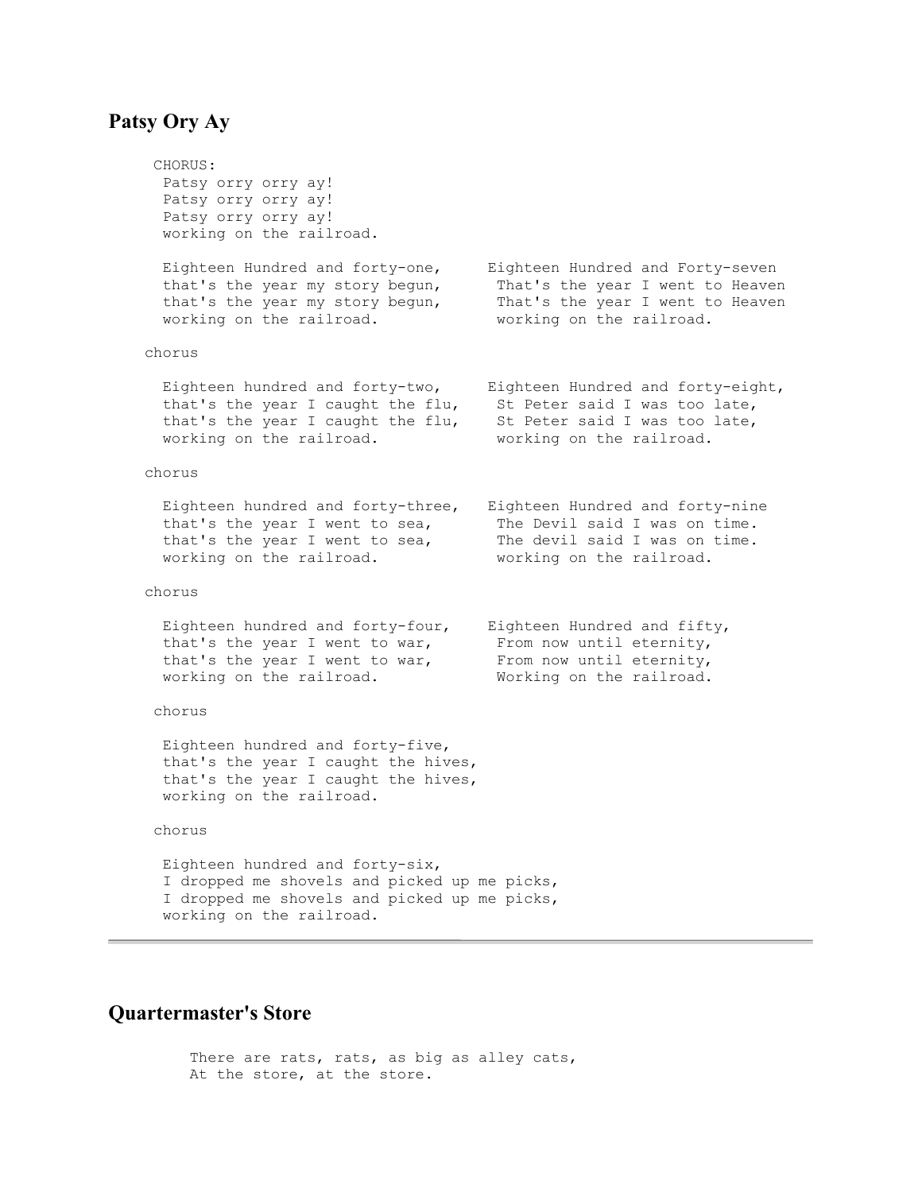## Patsy Ory Ay

```
CHORUS:
 Patsy orry orry ay!
 Patsy orry orry ay!
 Patsy orry orry ay!
 working on the railroad.

 Eighteen Hundred and forty-one,
 that's the year my story begun,
 that's the year my story begun,
 working on the railroad.

chorus

 Eighteen hundred and forty-two,
 that's the year I caught the flu,
 that's the year I caught the flu,
 working on the railroad.

chorus

 Eighteen hundred and forty-three,
 that's the year I went to sea,
 that's the year I went to sea,
 working on the railroad.

chorus

 Eighteen hundred and forty-four,
 that's the year I went to war,
 that's the year I went to war,
 working on the railroad.

chorus

 Eighteen hundred and forty-five,
 that's the year I caught the hives,
 that's the year I caught the hives,
 working on the railroad.

chorus

 Eighteen hundred and forty-six,
 I dropped me shovels and picked up me picks,
 I dropped me shovels and picked up me picks,
 working on the railroad.

 Eighteen Hundred and Forty-seven
 That's the year I went to Heaven
 That's the year I went to Heaven
 working on the railroad.

 Eighteen Hundred and forty-eight,
 St Peter said I was too late,
 St Peter said I was too late,
 working on the railroad.

 Eighteen Hundred and forty-nine
 The Devil said I was on time.
 The devil said I was on time.
 working on the railroad.

 Eighteen Hundred and fifty,
 From now until eternity,
 From now until eternity,
 Working on the railroad.
```

---

## Quartermaster's Store

```
There are rats, rats, as big as alley cats,
At the store, at the store.
```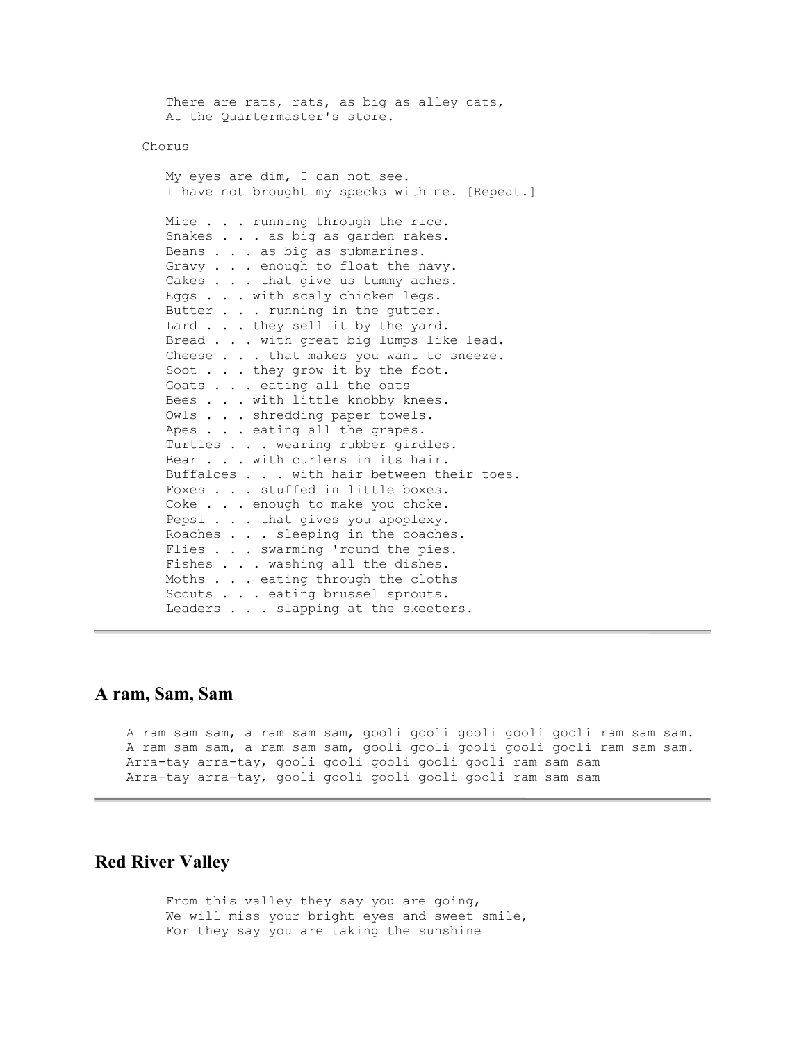There are rats, rats, as big as alley cats,  
At the Quartermaster's store.

Chorus

My eyes are dim, I can not see.  
I have not brought my specks with me. [Repeat.]

Mice . . . running through the rice.  
Snakes . . . as big as garden rakes.  
Beans . . . as big as submarines.  
Gravy . . . enough to float the navy.  
Cakes . . . that give us tummy aches.  
Eggs . . . with scaly chicken legs.  
Butter . . . running in the gutter.  
Lard . . . they sell it by the yard.  
Bread . . . with great big lumps like lead.  
Cheese . . . that makes you want to sneeze.  
Soot . . . they grow it by the foot.  
Goats . . . eating all the oats  
Bees . . . with little knobby knees.  
Owls . . . shredding paper towels.  
Apes . . . eating all the grapes.  
Turtles . . . wearing rubber girdles.  
Bear . . . with curlers in its hair.  
Buffaloes . . . with hair between their toes.  
Foxes . . . stuffed in little boxes.  
Coke . . . enough to make you choke.  
Pepsi . . . that gives you apoplexy.  
Roaches . . . sleeping in the coaches.  
Flies . . . swarming 'round the pies.  
Fishes . . . washing all the dishes.  
Moths . . . eating through the cloths  
Scouts . . . eating brussel sprouts.  
Leaders . . . slapping at the skeeters.

---

## A ram, Sam, Sam

A ram sam sam, a ram sam sam, gooli gooli gooli gooli gooli ram sam sam.  
A ram sam sam, a ram sam sam, gooli gooli gooli gooli gooli ram sam sam.  
Arra-tay arra-tay, gooli gooli gooli gooli gooli ram sam sam  
Arra-tay arra-tay, gooli gooli gooli gooli gooli ram sam sam

---

## Red River Valley

From this valley they say you are going,  
We will miss your bright eyes and sweet smile,  
For they say you are taking the sunshine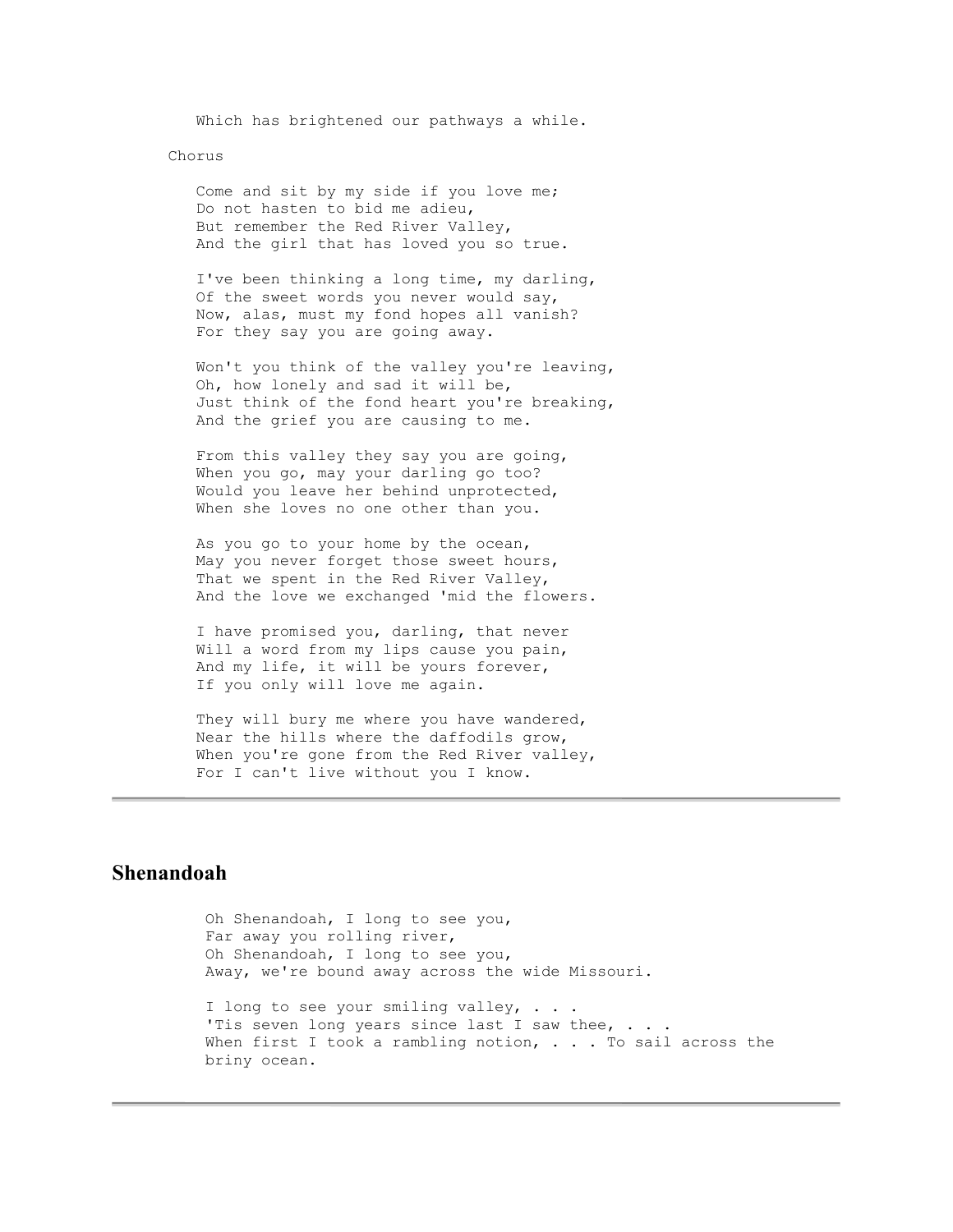Which has brightened our pathways a while.

Chorus

Come and sit by my side if you love me;
Do not hasten to bid me adieu,
But remember the Red River Valley,
And the girl that has loved you so true.

I've been thinking a long time, my darling,
Of the sweet words you never would say,
Now, alas, must my fond hopes all vanish?
For they say you are going away.

Won't you think of the valley you're leaving,
Oh, how lonely and sad it will be,
Just think of the fond heart you're breaking,
And the grief you are causing to me.

From this valley they say you are going,
When you go, may your darling go too?
Would you leave her behind unprotected,
When she loves no one other than you.

As you go to your home by the ocean,
May you never forget those sweet hours,
That we spent in the Red River Valley,
And the love we exchanged 'mid the flowers.

I have promised you, darling, that never
Will a word from my lips cause you pain,
And my life, it will be yours forever,
If you only will love me again.

They will bury me where you have wandered,
Near the hills where the daffodils grow,
When you're gone from the Red River valley,
For I can't live without you I know.

---

## Shenandoah

Oh Shenandoah, I long to see you,
Far away you rolling river,
Oh Shenandoah, I long to see you,
Away, we're bound away across the wide Missouri.

I long to see your smiling valley, . . .
'Tis seven long years since last I saw thee, . . .
When first I took a rambling notion, . . . To sail across the briny ocean.

---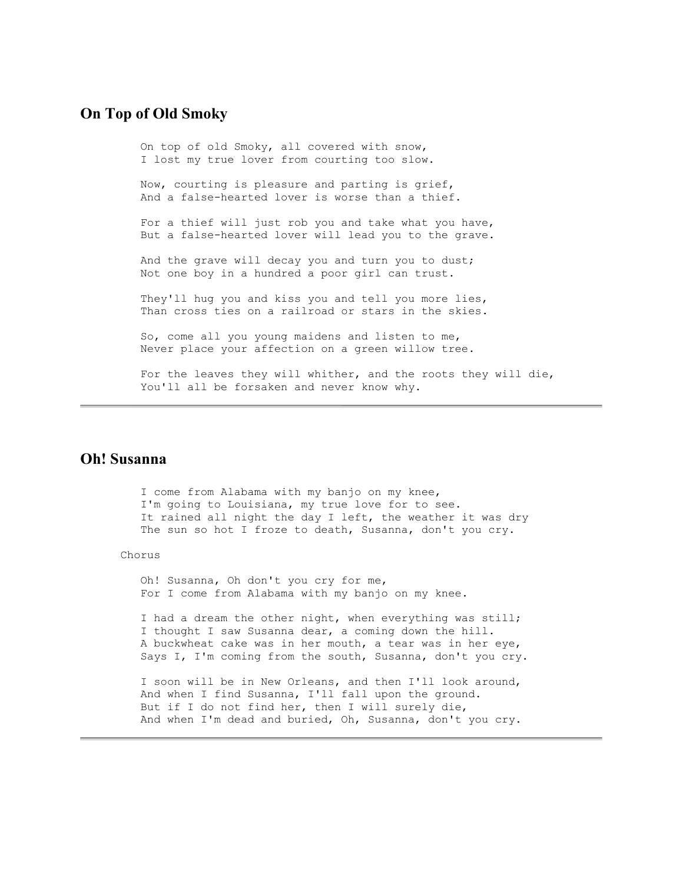## On Top of Old Smoky

On top of old Smoky, all covered with snow,
I lost my true lover from courting too slow.

Now, courting is pleasure and parting is grief,
And a false-hearted lover is worse than a thief.

For a thief will just rob you and take what you have,
But a false-hearted lover will lead you to the grave.

And the grave will decay you and turn you to dust;
Not one boy in a hundred a poor girl can trust.

They'll hug you and kiss you and tell you more lies,
Than cross ties on a railroad or stars in the skies.

So, come all you young maidens and listen to me,
Never place your affection on a green willow tree.

For the leaves they will whither, and the roots they will die,
You'll all be forsaken and never know why.

---

## Oh! Susanna

I come from Alabama with my banjo on my knee,
I'm going to Louisiana, my true love for to see.
It rained all night the day I left, the weather it was dry
The sun so hot I froze to death, Susanna, don't you cry.

Chorus

Oh! Susanna, Oh don't you cry for me,
For I come from Alabama with my banjo on my knee.

I had a dream the other night, when everything was still;
I thought I saw Susanna dear, a coming down the hill.
A buckwheat cake was in her mouth, a tear was in her eye,
Says I, I'm coming from the south, Susanna, don't you cry.

I soon will be in New Orleans, and then I'll look around,
And when I find Susanna, I'll fall upon the ground.
But if I do not find her, then I will surely die,
And when I'm dead and buried, Oh, Susanna, don't you cry.

---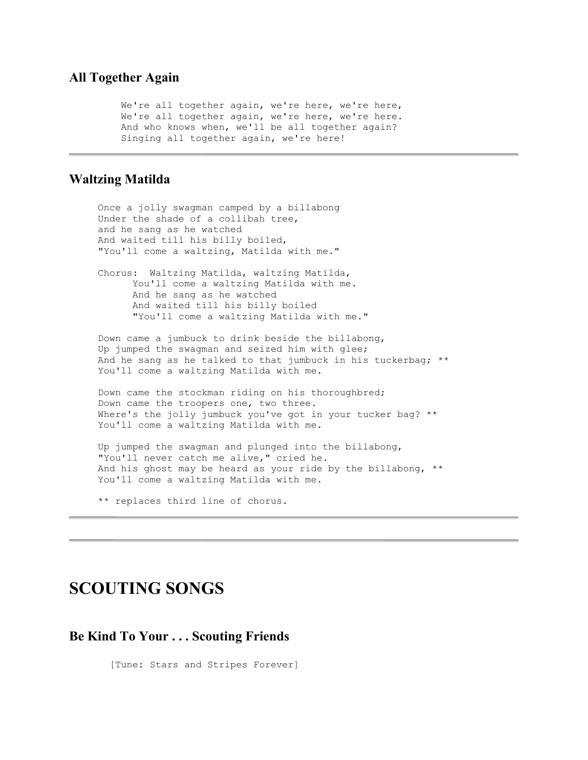### All Together Again

```
We're all together again, we're here, we're here,
We're all together again, we're here, we're here.
And who knows when, we'll be all together again?
Singing all together again, we're here!
```

---

### Waltzing Matilda

```
Once a jolly swagman camped by a billabong
Under the shade of a collibah tree,
and he sang as he watched
And waited till his billy boiled,
"You'll come a waltzing, Matilda with me."

Chorus:  Waltzing Matilda, waltzing Matilda,
      You'll come a waltzing Matilda with me.
      And he sang as he watched
      And waited till his billy boiled
      "You'll come a waltzing Matilda with me."

Down came a jumbuck to drink beside the billabong,
Up jumped the swagman and seized him with glee;
And he sang as he talked to that jumbuck in his tuckerbag; **
You'll come a waltzing Matilda with me.

Down came the stockman riding on his thoroughbred;
Down came the troopers one, two three.
Where's the jolly jumbuck you've got in your tucker bag? **
You'll come a waltzing Matilda with me.

Up jumped the swagman and plunged into the billabong,
"You'll never catch me alive," cried he.
And his ghost may be heard as your ride by the billabong, **
You'll come a waltzing Matilda with me.

** replaces third line of chorus.
```

---

---

# SCOUTING SONGS

### Be Kind To Your . . . Scouting Friends

```
[Tune: Stars and Stripes Forever]
```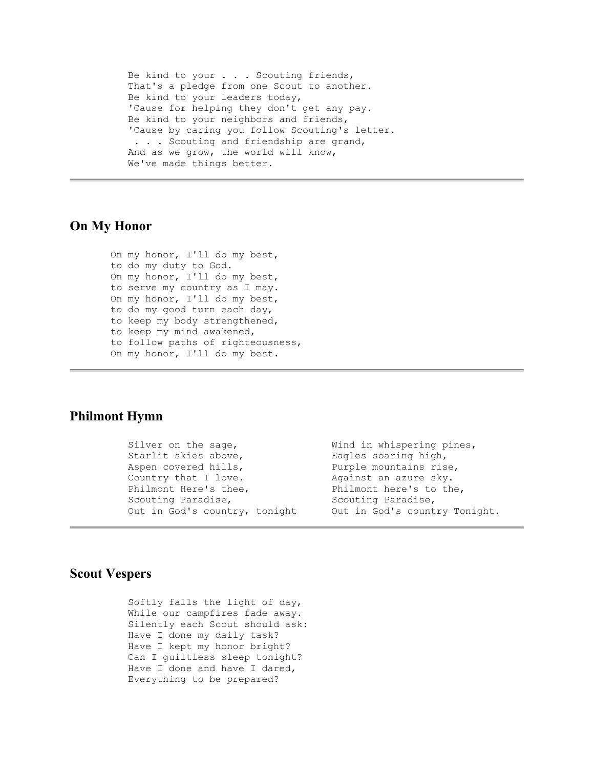Be kind to your . . . Scouting friends,
That's a pledge from one Scout to another.
Be kind to your leaders today,
'Cause for helping they don't get any pay.
Be kind to your neighbors and friends,
'Cause by caring you follow Scouting's letter.
 . . . Scouting and friendship are grand,
And as we grow, the world will know,
We've made things better.

---

## On My Honor

On my honor, I'll do my best,
to do my duty to God.
On my honor, I'll do my best,
to serve my country as I may.
On my honor, I'll do my best,
to do my good turn each day,
to keep my body strengthened,
to keep my mind awakened,
to follow paths of righteousness,
On my honor, I'll do my best.

---

## Philmont Hymn

Silver on the sage,
Starlit skies above,
Aspen covered hills,
Country that I love.
Philmont Here's thee,
Scouting Paradise,
Out in God's country, tonight

Wind in whispering pines,
Eagles soaring high,
Purple mountains rise,
Against an azure sky.
Philmont here's to the,
Scouting Paradise,
Out in God's country Tonight.

---

## Scout Vespers

Softly falls the light of day,
While our campfires fade away.
Silently each Scout should ask:
Have I done my daily task?
Have I kept my honor bright?
Can I guiltless sleep tonight?
Have I done and have I dared,
Everything to be prepared?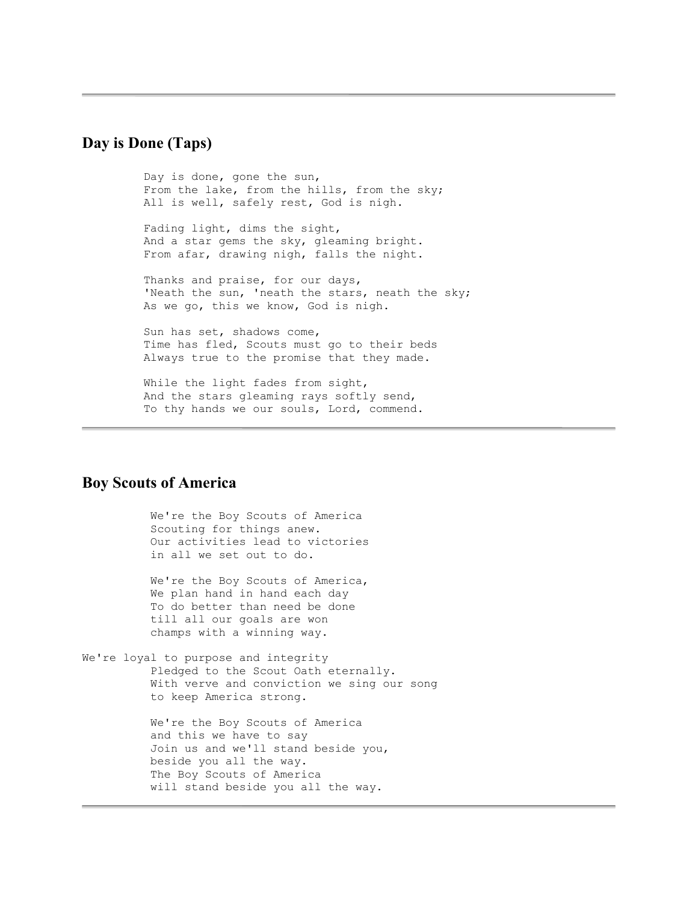---

## Day is Done (Taps)

Day is done, gone the sun,
From the lake, from the hills, from the sky;
All is well, safely rest, God is nigh.

Fading light, dims the sight,
And a star gems the sky, gleaming bright.
From afar, drawing nigh, falls the night.

Thanks and praise, for our days,
'Neath the sun, 'neath the stars, neath the sky;
As we go, this we know, God is nigh.

Sun has set, shadows come,
Time has fled, Scouts must go to their beds
Always true to the promise that they made.

While the light fades from sight,
And the stars gleaming rays softly send,
To thy hands we our souls, Lord, commend.

---

## Boy Scouts of America

We're the Boy Scouts of America
Scouting for things anew.
Our activities lead to victories
in all we set out to do.

We're the Boy Scouts of America,
We plan hand in hand each day
To do better than need be done
till all our goals are won
champs with a winning way.

We're loyal to purpose and integrity
Pledged to the Scout Oath eternally.
With verve and conviction we sing our song
to keep America strong.

We're the Boy Scouts of America
and this we have to say
Join us and we'll stand beside you,
beside you all the way.
The Boy Scouts of America
will stand beside you all the way.

---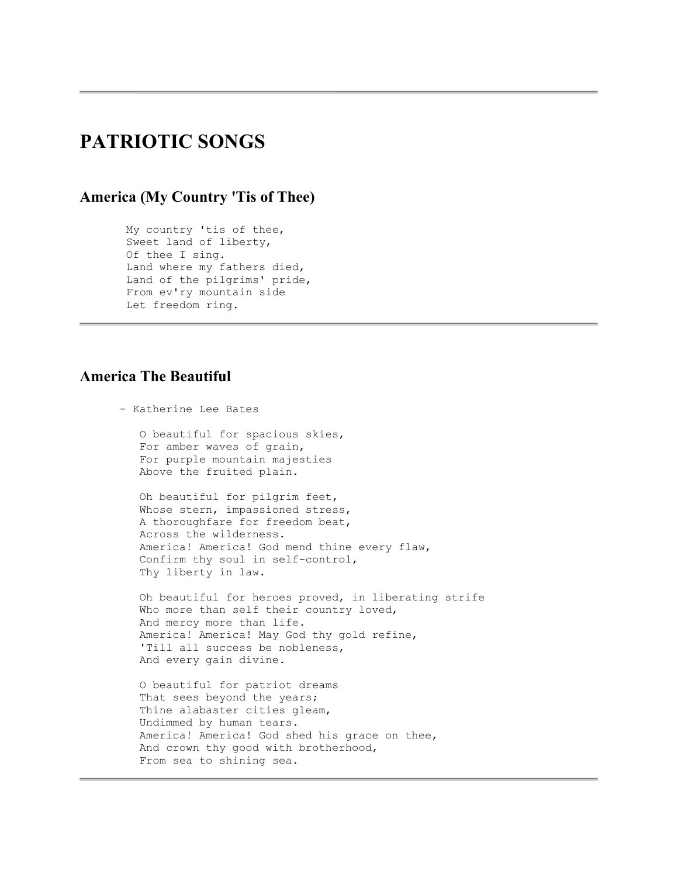# PATRIOTIC SONGS

## America (My Country 'Tis of Thee)

My country 'tis of thee,  
Sweet land of liberty,  
Of thee I sing.  
Land where my fathers died,  
Land of the pilgrims' pride,  
From ev'ry mountain side  
Let freedom ring.

---

## America The Beautiful

- Katherine Lee Bates

O beautiful for spacious skies,  
For amber waves of grain,  
For purple mountain majesties  
Above the fruited plain.

Oh beautiful for pilgrim feet,  
Whose stern, impassioned stress,  
A thoroughfare for freedom beat,  
Across the wilderness.  
America! America! God mend thine every flaw,  
Confirm thy soul in self-control,  
Thy liberty in law.

Oh beautiful for heroes proved, in liberating strife  
Who more than self their country loved,  
And mercy more than life.  
America! America! May God thy gold refine,  
'Till all success be nobleness,  
And every gain divine.

O beautiful for patriot dreams  
That sees beyond the years;  
Thine alabaster cities gleam,  
Undimmed by human tears.  
America! America! God shed his grace on thee,  
And crown thy good with brotherhood,  
From sea to shining sea.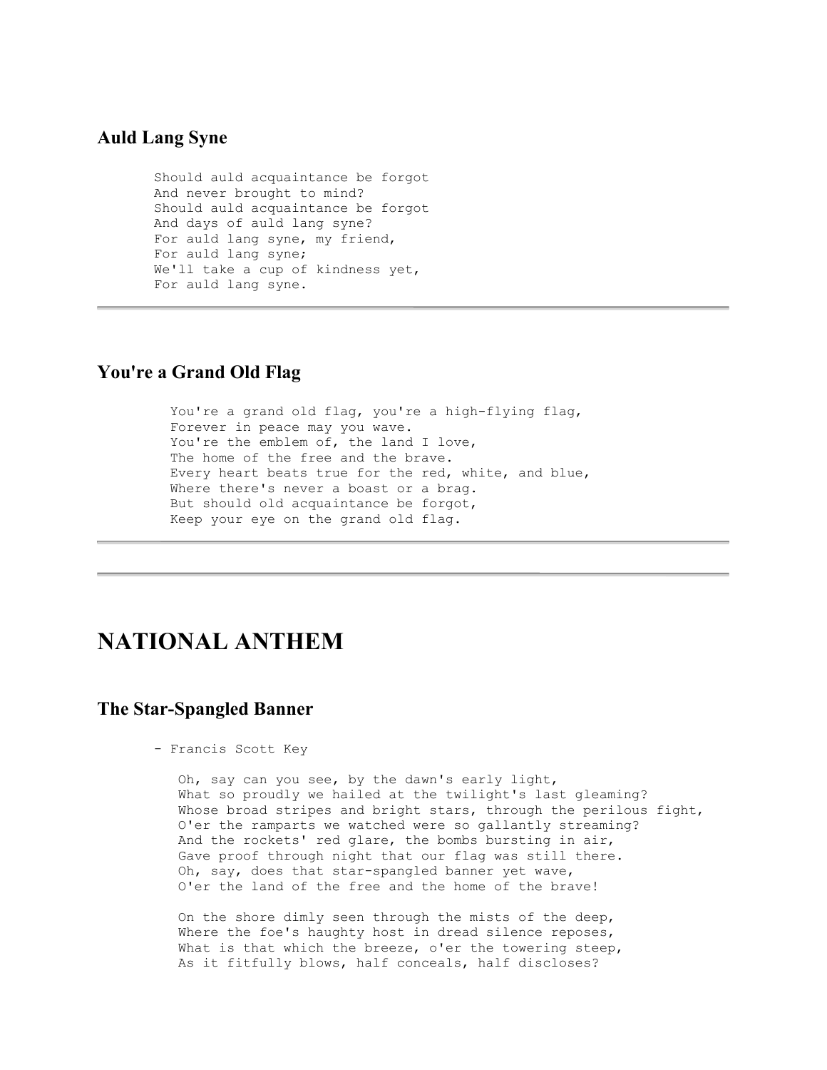### Auld Lang Syne

```
Should auld acquaintance be forgot
And never brought to mind?
Should auld acquaintance be forgot
And days of auld lang syne?
For auld lang syne, my friend,
For auld lang syne;
We'll take a cup of kindness yet,
For auld lang syne.
```

---

### You're a Grand Old Flag

```
You're a grand old flag, you're a high-flying flag,
Forever in peace may you wave.
You're the emblem of, the land I love,
The home of the free and the brave.
Every heart beats true for the red, white, and blue,
Where there's never a boast or a brag.
But should old acquaintance be forgot,
Keep your eye on the grand old flag.
```

---

---

## NATIONAL ANTHEM

### The Star-Spangled Banner

```
- Francis Scott Key

   Oh, say can you see, by the dawn's early light,
   What so proudly we hailed at the twilight's last gleaming?
   Whose broad stripes and bright stars, through the perilous fight,
   O'er the ramparts we watched were so gallantly streaming?
   And the rockets' red glare, the bombs bursting in air,
   Gave proof through night that our flag was still there.
   Oh, say, does that star-spangled banner yet wave,
   O'er the land of the free and the home of the brave!

   On the shore dimly seen through the mists of the deep,
   Where the foe's haughty host in dread silence reposes,
   What is that which the breeze, o'er the towering steep,
   As it fitfully blows, half conceals, half discloses?
```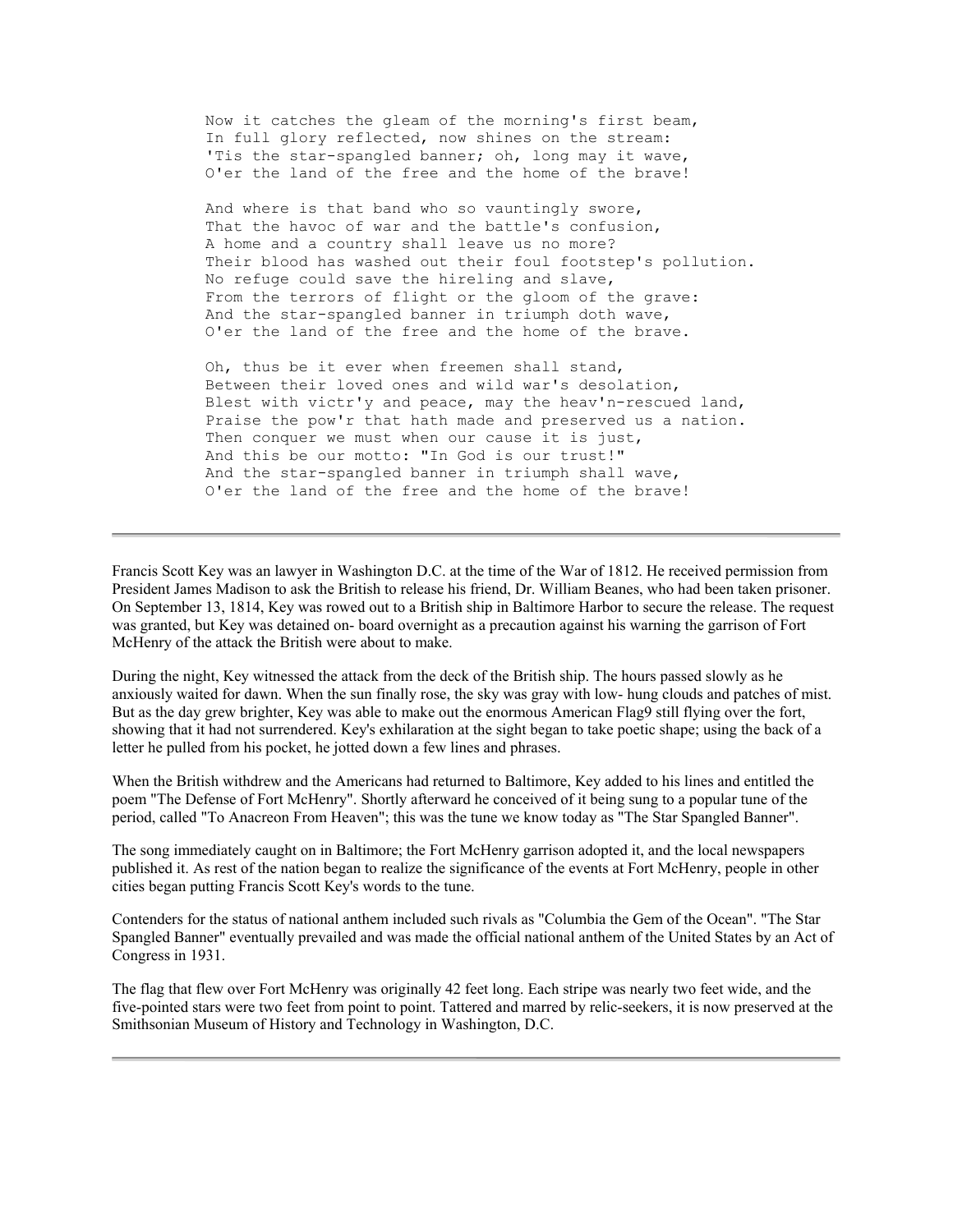```
Now it catches the gleam of the morning's first beam,
In full glory reflected, now shines on the stream:
'Tis the star-spangled banner; oh, long may it wave,
O'er the land of the free and the home of the brave!

And where is that band who so vauntingly swore,
That the havoc of war and the battle's confusion,
A home and a country shall leave us no more?
Their blood has washed out their foul footstep's pollution.
No refuge could save the hireling and slave,
From the terrors of flight or the gloom of the grave:
And the star-spangled banner in triumph doth wave,
O'er the land of the free and the home of the brave.

Oh, thus be it ever when freemen shall stand,
Between their loved ones and wild war's desolation,
Blest with victr'y and peace, may the heav'n-rescued land,
Praise the pow'r that hath made and preserved us a nation.
Then conquer we must when our cause it is just,
And this be our motto: "In God is our trust!"
And the star-spangled banner in triumph shall wave,
O'er the land of the free and the home of the brave!
```

---

Francis Scott Key was an lawyer in Washington D.C. at the time of the War of 1812. He received permission from President James Madison to ask the British to release his friend, Dr. William Beanes, who had been taken prisoner. On September 13, 1814, Key was rowed out to a British ship in Baltimore Harbor to secure the release. The request was granted, but Key was detained on- board overnight as a precaution against his warning the garrison of Fort McHenry of the attack the British were about to make.

During the night, Key witnessed the attack from the deck of the British ship. The hours passed slowly as he anxiously waited for dawn. When the sun finally rose, the sky was gray with low- hung clouds and patches of mist. But as the day grew brighter, Key was able to make out the enormous American Flag9 still flying over the fort, showing that it had not surrendered. Key's exhilaration at the sight began to take poetic shape; using the back of a letter he pulled from his pocket, he jotted down a few lines and phrases.

When the British withdrew and the Americans had returned to Baltimore, Key added to his lines and entitled the poem "The Defense of Fort McHenry". Shortly afterward he conceived of it being sung to a popular tune of the period, called "To Anacreon From Heaven"; this was the tune we know today as "The Star Spangled Banner".

The song immediately caught on in Baltimore; the Fort McHenry garrison adopted it, and the local newspapers published it. As rest of the nation began to realize the significance of the events at Fort McHenry, people in other cities began putting Francis Scott Key's words to the tune.

Contenders for the status of national anthem included such rivals as "Columbia the Gem of the Ocean". "The Star Spangled Banner" eventually prevailed and was made the official national anthem of the United States by an Act of Congress in 1931.

The flag that flew over Fort McHenry was originally 42 feet long. Each stripe was nearly two feet wide, and the five-pointed stars were two feet from point to point. Tattered and marred by relic-seekers, it is now preserved at the Smithsonian Museum of History and Technology in Washington, D.C.

---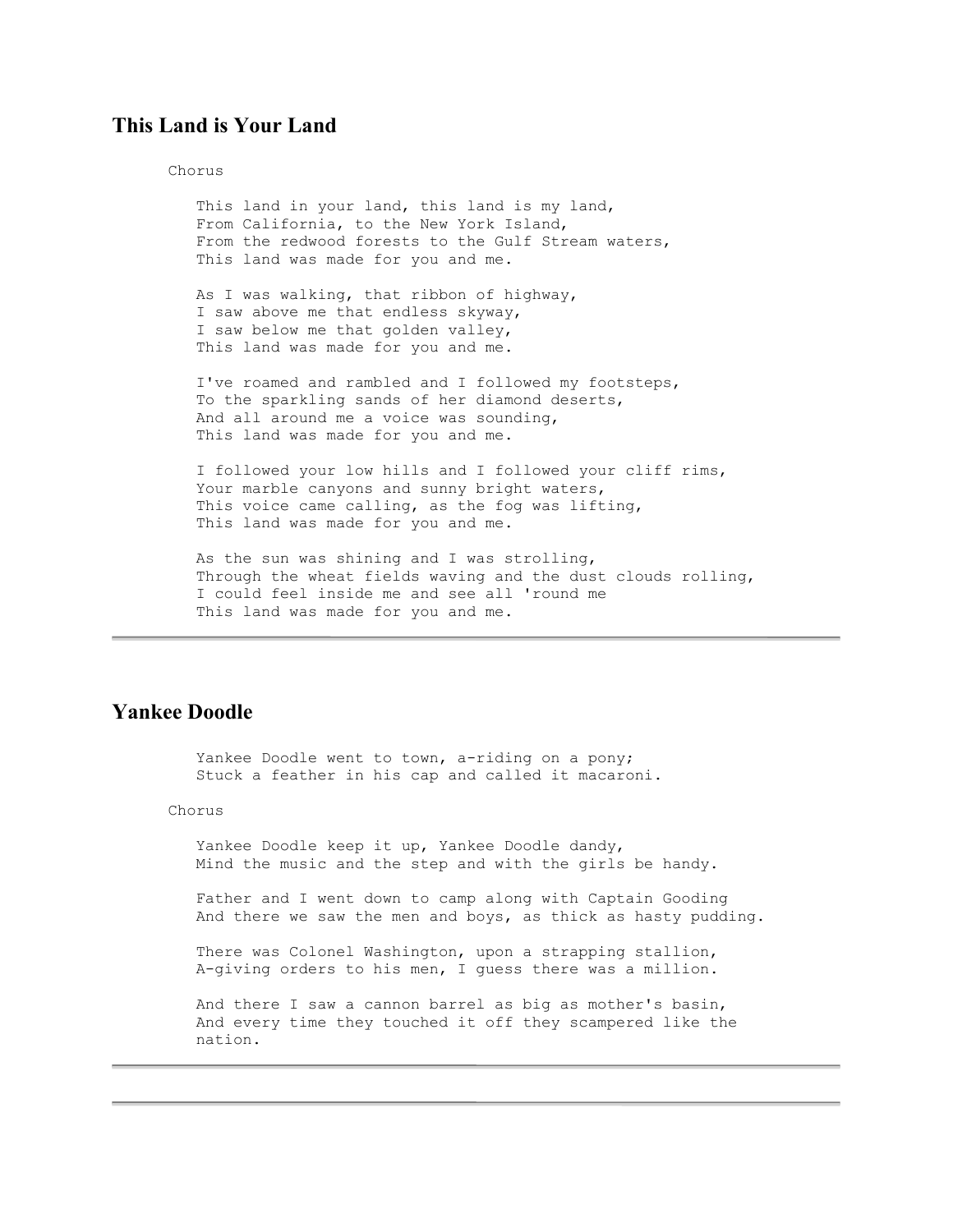## This Land is Your Land

Chorus

This land in your land, this land is my land,
From California, to the New York Island,
From the redwood forests to the Gulf Stream waters,
This land was made for you and me.

As I was walking, that ribbon of highway,
I saw above me that endless skyway,
I saw below me that golden valley,
This land was made for you and me.

I've roamed and rambled and I followed my footsteps,
To the sparkling sands of her diamond deserts,
And all around me a voice was sounding,
This land was made for you and me.

I followed your low hills and I followed your cliff rims,
Your marble canyons and sunny bright waters,
This voice came calling, as the fog was lifting,
This land was made for you and me.

As the sun was shining and I was strolling,
Through the wheat fields waving and the dust clouds rolling,
I could feel inside me and see all 'round me
This land was made for you and me.

---

## Yankee Doodle

Yankee Doodle went to town, a-riding on a pony;
Stuck a feather in his cap and called it macaroni.

Chorus

Yankee Doodle keep it up, Yankee Doodle dandy,
Mind the music and the step and with the girls be handy.

Father and I went down to camp along with Captain Gooding
And there we saw the men and boys, as thick as hasty pudding.

There was Colonel Washington, upon a strapping stallion,
A-giving orders to his men, I guess there was a million.

And there I saw a cannon barrel as big as mother's basin,
And every time they touched it off they scampered like the nation.

---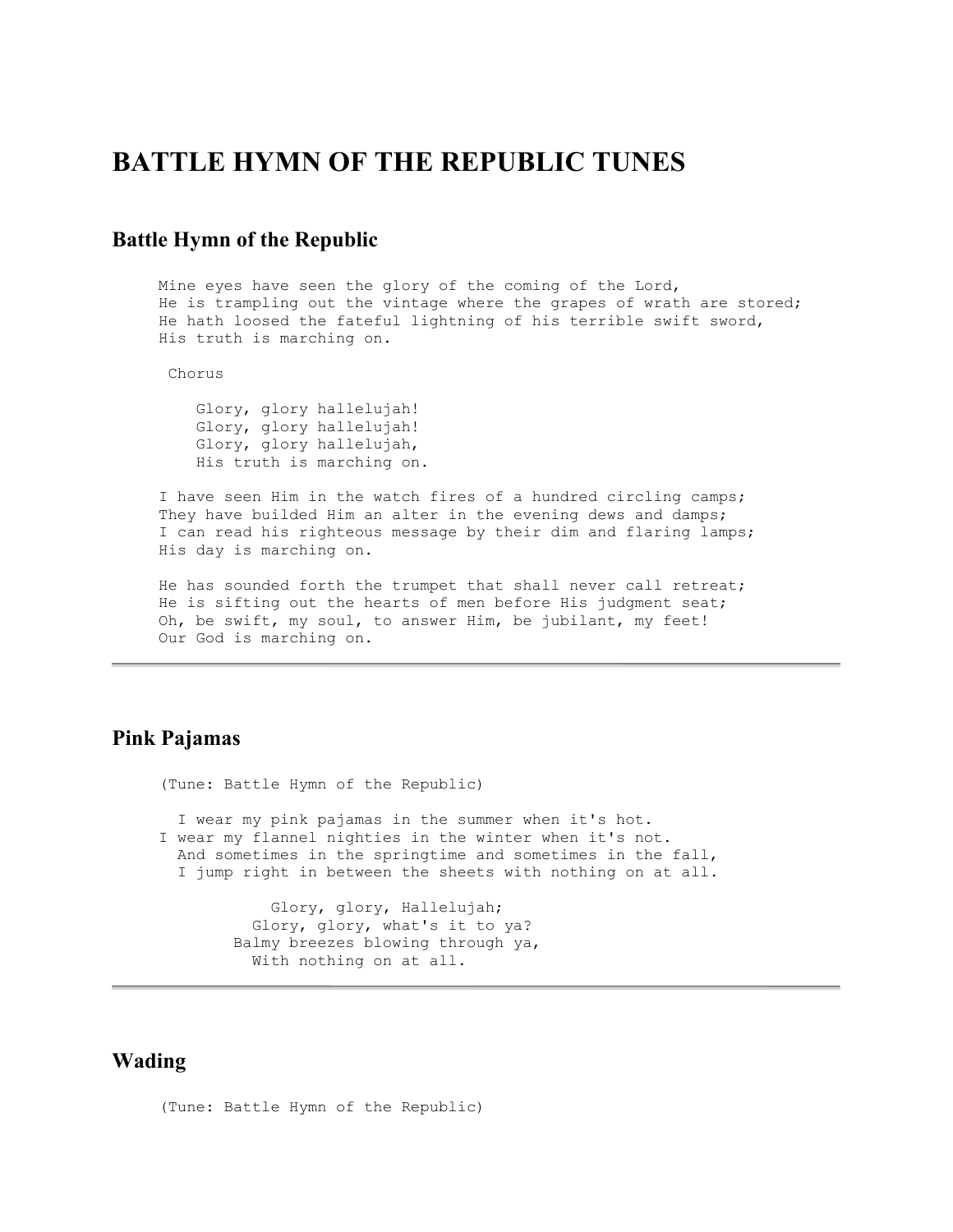# BATTLE HYMN OF THE REPUBLIC TUNES

## Battle Hymn of the Republic

```
Mine eyes have seen the glory of the coming of the Lord,
He is trampling out the vintage where the grapes of wrath are stored;
He hath loosed the fateful lightning of his terrible swift sword,
His truth is marching on.

 Chorus

    Glory, glory hallelujah!
    Glory, glory hallelujah!
    Glory, glory hallelujah,
    His truth is marching on.

I have seen Him in the watch fires of a hundred circling camps;
They have builded Him an alter in the evening dews and damps;
I can read his righteous message by their dim and flaring lamps;
His day is marching on.

He has sounded forth the trumpet that shall never call retreat;
He is sifting out the hearts of men before His judgment seat;
Oh, be swift, my soul, to answer Him, be jubilant, my feet!
Our God is marching on.
```

---

## Pink Pajamas

```
(Tune: Battle Hymn of the Republic)

  I wear my pink pajamas in the summer when it's hot.
I wear my flannel nighties in the winter when it's not.
  And sometimes in the springtime and sometimes in the fall,
  I jump right in between the sheets with nothing on at all.

            Glory, glory, Hallelujah;
          Glory, glory, what's it to ya?
        Balmy breezes blowing through ya,
          With nothing on at all.
```

---

## Wading

```
(Tune: Battle Hymn of the Republic)
```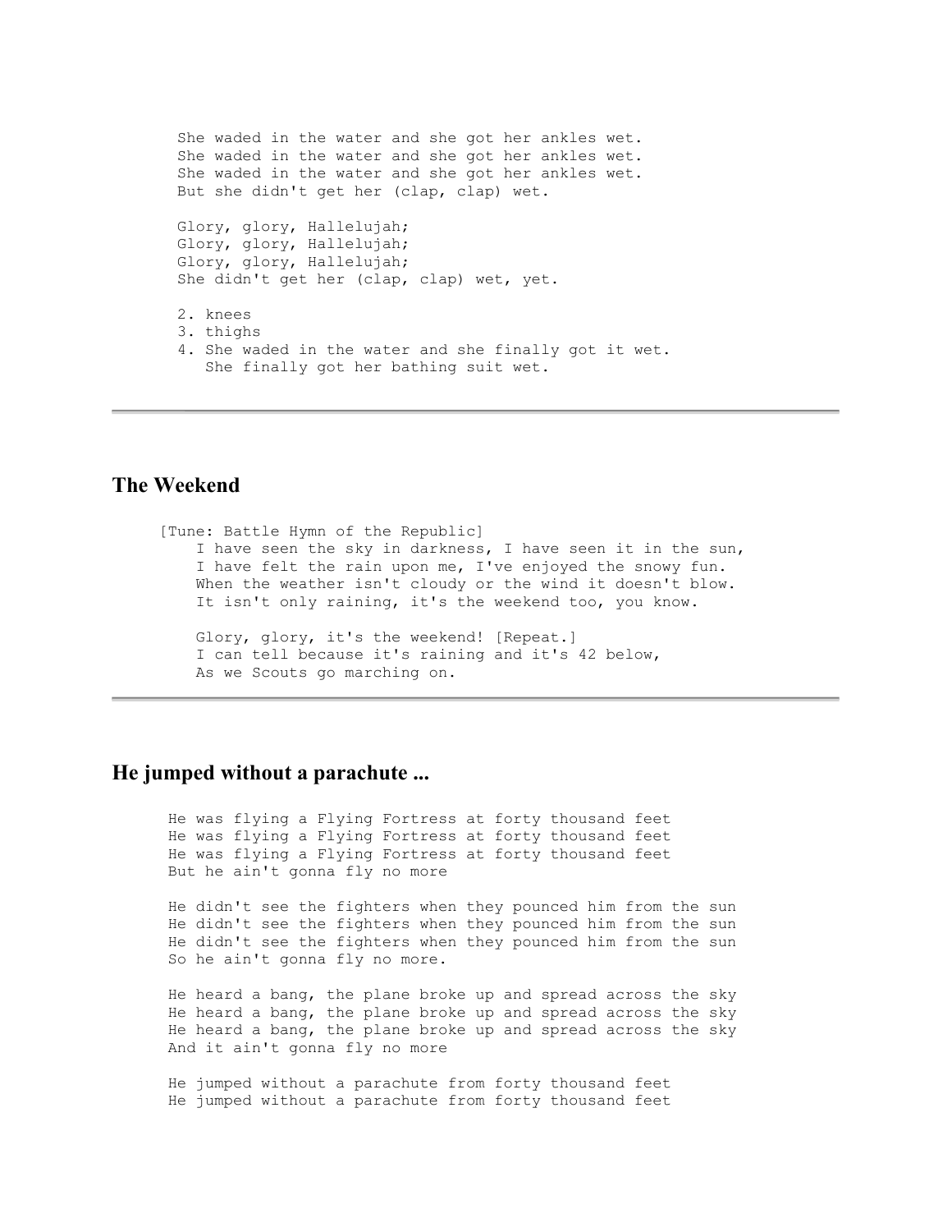```
She waded in the water and she got her ankles wet.
She waded in the water and she got her ankles wet.
She waded in the water and she got her ankles wet.
But she didn't get her (clap, clap) wet.

Glory, glory, Hallelujah;
Glory, glory, Hallelujah;
Glory, glory, Hallelujah;
She didn't get her (clap, clap) wet, yet.

2. knees
3. thighs
4. She waded in the water and she finally got it wet.
   She finally got her bathing suit wet.
```

---

## The Weekend

```
[Tune: Battle Hymn of the Republic]
    I have seen the sky in darkness, I have seen it in the sun,
    I have felt the rain upon me, I've enjoyed the snowy fun.
    When the weather isn't cloudy or the wind it doesn't blow.
    It isn't only raining, it's the weekend too, you know.

    Glory, glory, it's the weekend! [Repeat.]
    I can tell because it's raining and it's 42 below,
    As we Scouts go marching on.
```

---

## He jumped without a parachute ...

```
He was flying a Flying Fortress at forty thousand feet
He was flying a Flying Fortress at forty thousand feet
He was flying a Flying Fortress at forty thousand feet
But he ain't gonna fly no more

He didn't see the fighters when they pounced him from the sun
He didn't see the fighters when they pounced him from the sun
He didn't see the fighters when they pounced him from the sun
So he ain't gonna fly no more.

He heard a bang, the plane broke up and spread across the sky
He heard a bang, the plane broke up and spread across the sky
He heard a bang, the plane broke up and spread across the sky
And it ain't gonna fly no more

He jumped without a parachute from forty thousand feet
He jumped without a parachute from forty thousand feet
```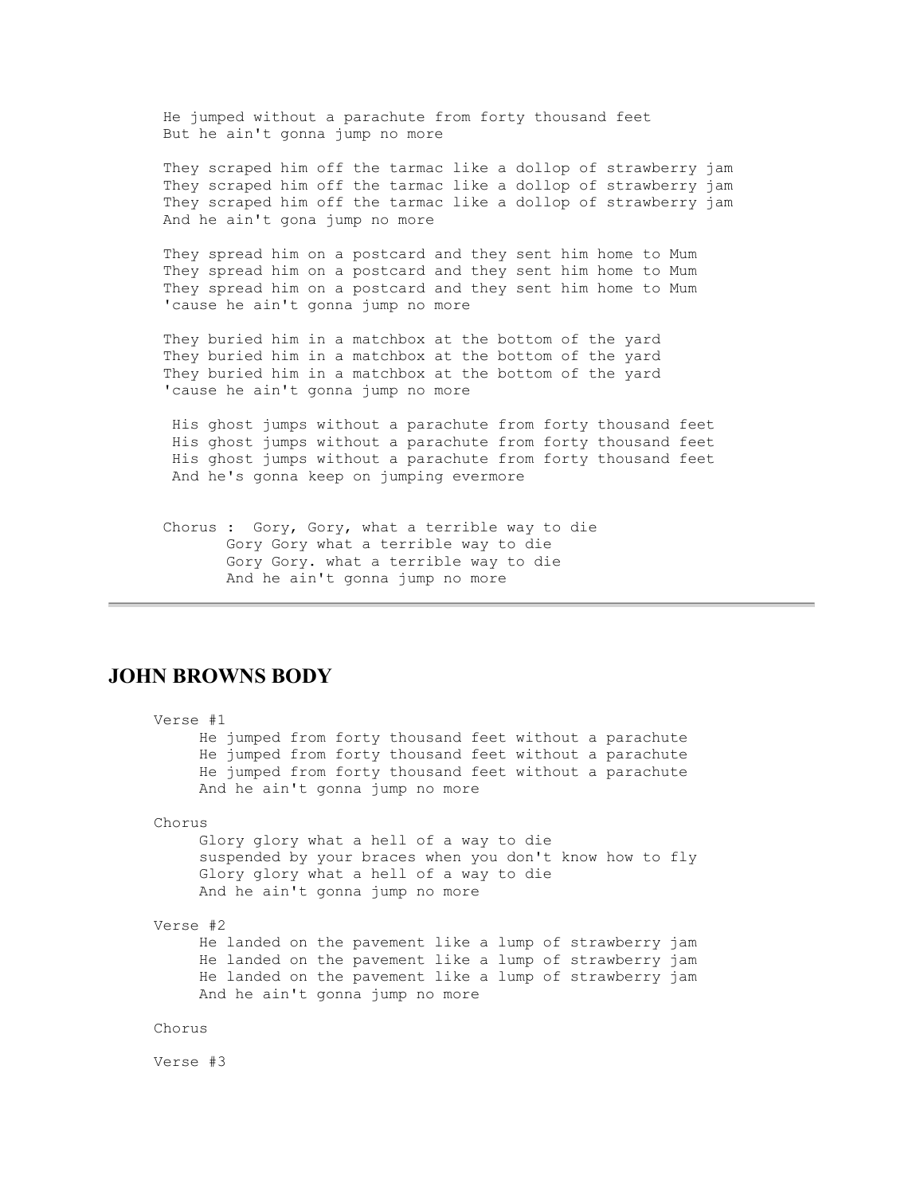He jumped without a parachute from forty thousand feet
But he ain't gonna jump no more

They scraped him off the tarmac like a dollop of strawberry jam
They scraped him off the tarmac like a dollop of strawberry jam
They scraped him off the tarmac like a dollop of strawberry jam
And he ain't gona jump no more

They spread him on a postcard and they sent him home to Mum
They spread him on a postcard and they sent him home to Mum
They spread him on a postcard and they sent him home to Mum
'cause he ain't gonna jump no more

They buried him in a matchbox at the bottom of the yard
They buried him in a matchbox at the bottom of the yard
They buried him in a matchbox at the bottom of the yard
'cause he ain't gonna jump no more

His ghost jumps without a parachute from forty thousand feet
His ghost jumps without a parachute from forty thousand feet
His ghost jumps without a parachute from forty thousand feet
And he's gonna keep on jumping evermore

Chorus : Gory, Gory, what a terrible way to die
Gory Gory what a terrible way to die
Gory Gory. what a terrible way to die
And he ain't gonna jump no more

---

## JOHN BROWNS BODY

Verse #1

He jumped from forty thousand feet without a parachute
He jumped from forty thousand feet without a parachute
He jumped from forty thousand feet without a parachute
And he ain't gonna jump no more

Chorus

Glory glory what a hell of a way to die
suspended by your braces when you don't know how to fly
Glory glory what a hell of a way to die
And he ain't gonna jump no more

Verse #2

He landed on the pavement like a lump of strawberry jam
He landed on the pavement like a lump of strawberry jam
He landed on the pavement like a lump of strawberry jam
And he ain't gonna jump no more

Chorus

Verse #3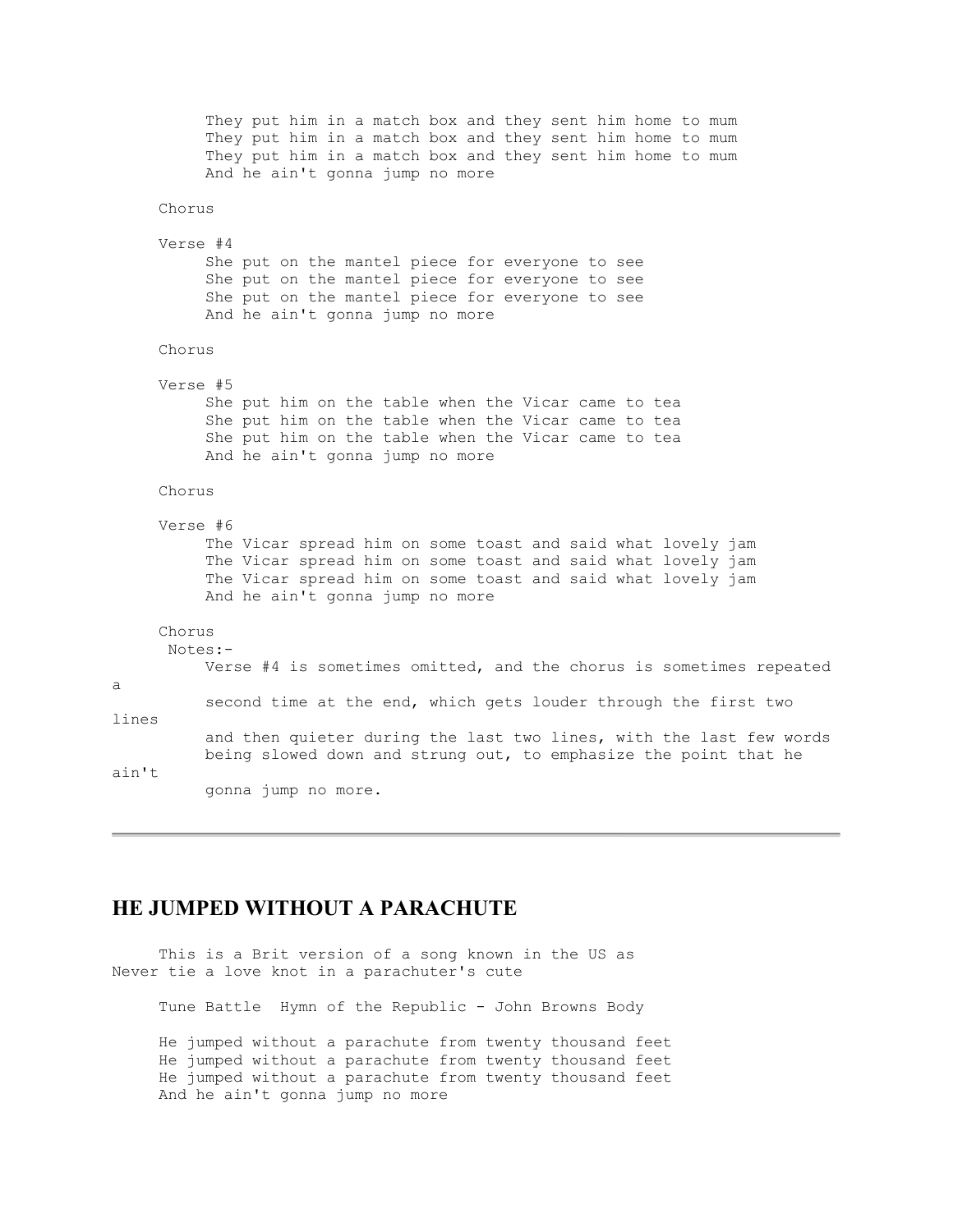They put him in a match box and they sent him home to mum
They put him in a match box and they sent him home to mum
They put him in a match box and they sent him home to mum
And he ain't gonna jump no more

Chorus

Verse #4

She put on the mantel piece for everyone to see
She put on the mantel piece for everyone to see
She put on the mantel piece for everyone to see
And he ain't gonna jump no more

Chorus

Verse #5

She put him on the table when the Vicar came to tea
She put him on the table when the Vicar came to tea
She put him on the table when the Vicar came to tea
And he ain't gonna jump no more

Chorus

Verse #6

The Vicar spread him on some toast and said what lovely jam
The Vicar spread him on some toast and said what lovely jam
The Vicar spread him on some toast and said what lovely jam
And he ain't gonna jump no more

Chorus

Notes:-

Verse #4 is sometimes omitted, and the chorus is sometimes repeated a second time at the end, which gets louder through the first two lines and then quieter during the last two lines, with the last few words being slowed down and strung out, to emphasize the point that he ain't gonna jump no more.

---

## HE JUMPED WITHOUT A PARACHUTE

This is a Brit version of a song known in the US as Never tie a love knot in a parachuter's cute

Tune Battle Hymn of the Republic - John Browns Body

He jumped without a parachute from twenty thousand feet
He jumped without a parachute from twenty thousand feet
He jumped without a parachute from twenty thousand feet
And he ain't gonna jump no more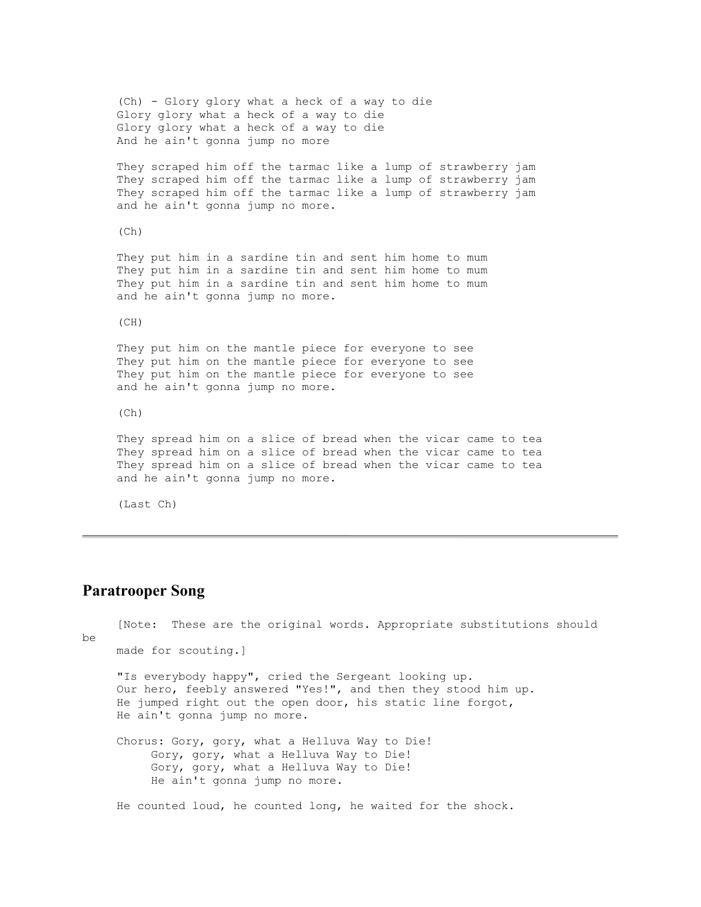(Ch) - Glory glory what a heck of a way to die
Glory glory what a heck of a way to die
Glory glory what a heck of a way to die
And he ain't gonna jump no more

They scraped him off the tarmac like a lump of strawberry jam
They scraped him off the tarmac like a lump of strawberry jam
They scraped him off the tarmac like a lump of strawberry jam
and he ain't gonna jump no more.

(Ch)

They put him in a sardine tin and sent him home to mum
They put him in a sardine tin and sent him home to mum
They put him in a sardine tin and sent him home to mum
and he ain't gonna jump no more.

(CH)

They put him on the mantle piece for everyone to see
They put him on the mantle piece for everyone to see
They put him on the mantle piece for everyone to see
and he ain't gonna jump no more.

(Ch)

They spread him on a slice of bread when the vicar came to tea
They spread him on a slice of bread when the vicar came to tea
They spread him on a slice of bread when the vicar came to tea
and he ain't gonna jump no more.

(Last Ch)

---

## Paratrooper Song

[Note: These are the original words. Appropriate substitutions should be made for scouting.]

"Is everybody happy", cried the Sergeant looking up.
Our hero, feebly answered "Yes!", and then they stood him up.
He jumped right out the open door, his static line forgot,
He ain't gonna jump no more.

Chorus: Gory, gory, what a Helluva Way to Die!
Gory, gory, what a Helluva Way to Die!
Gory, gory, what a Helluva Way to Die!
He ain't gonna jump no more.

He counted loud, he counted long, he waited for the shock.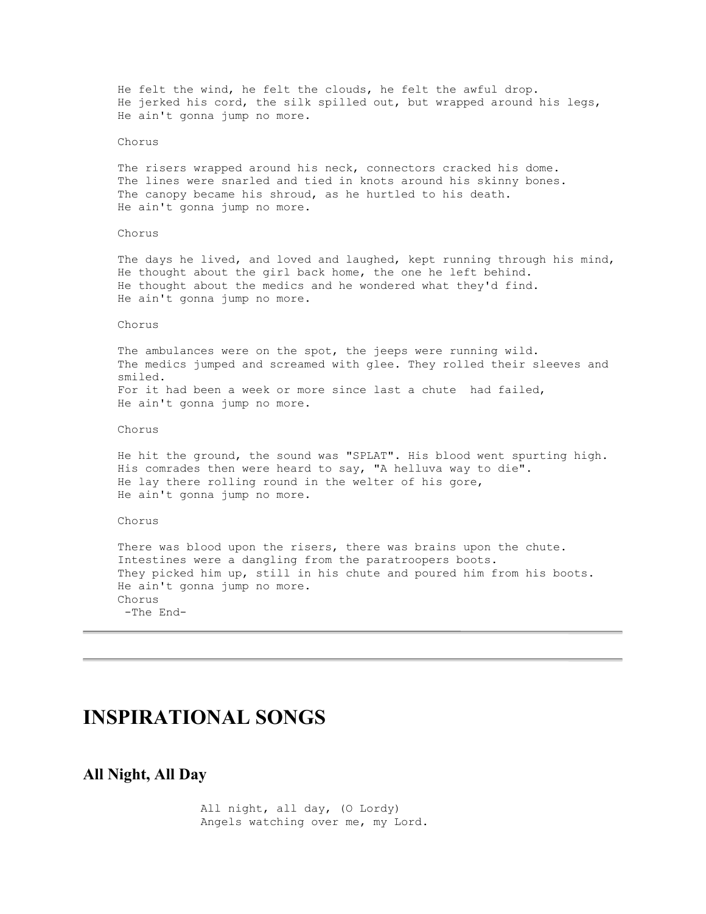He felt the wind, he felt the clouds, he felt the awful drop.
He jerked his cord, the silk spilled out, but wrapped around his legs,
He ain't gonna jump no more.

Chorus

The risers wrapped around his neck, connectors cracked his dome.
The lines were snarled and tied in knots around his skinny bones.
The canopy became his shroud, as he hurtled to his death.
He ain't gonna jump no more.

Chorus

The days he lived, and loved and laughed, kept running through his mind,
He thought about the girl back home, the one he left behind.
He thought about the medics and he wondered what they'd find.
He ain't gonna jump no more.

Chorus

The ambulances were on the spot, the jeeps were running wild.
The medics jumped and screamed with glee. They rolled their sleeves and smiled.
For it had been a week or more since last a chute had failed,
He ain't gonna jump no more.

Chorus

He hit the ground, the sound was "SPLAT". His blood went spurting high.
His comrades then were heard to say, "A helluva way to die".
He lay there rolling round in the welter of his gore,
He ain't gonna jump no more.

Chorus

There was blood upon the risers, there was brains upon the chute.
Intestines were a dangling from the paratroopers boots.
They picked him up, still in his chute and poured him from his boots.
He ain't gonna jump no more.
Chorus
-The End-

---

---

# INSPIRATIONAL SONGS

## All Night, All Day

All night, all day, (O Lordy)
Angels watching over me, my Lord.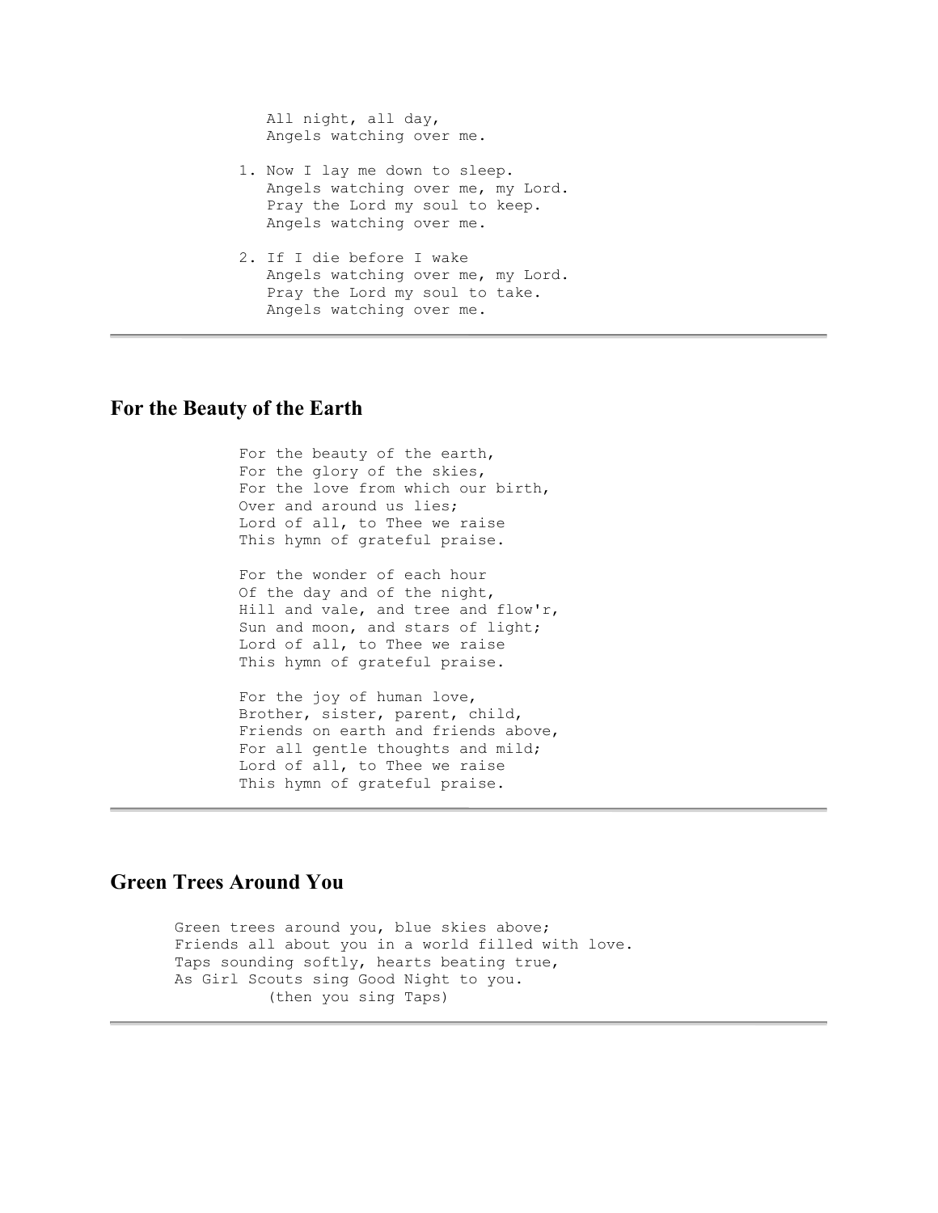All night, all day,  
Angels watching over me.

1. Now I lay me down to sleep.  
   Angels watching over me, my Lord.  
   Pray the Lord my soul to keep.  
   Angels watching over me.

2. If I die before I wake  
   Angels watching over me, my Lord.  
   Pray the Lord my soul to take.  
   Angels watching over me.

---

## For the Beauty of the Earth

For the beauty of the earth,  
For the glory of the skies,  
For the love from which our birth,  
Over and around us lies;  
Lord of all, to Thee we raise  
This hymn of grateful praise.

For the wonder of each hour  
Of the day and of the night,  
Hill and vale, and tree and flow'r,  
Sun and moon, and stars of light;  
Lord of all, to Thee we raise  
This hymn of grateful praise.

For the joy of human love,  
Brother, sister, parent, child,  
Friends on earth and friends above,  
For all gentle thoughts and mild;  
Lord of all, to Thee we raise  
This hymn of grateful praise.

---

## Green Trees Around You

Green trees around you, blue skies above;  
Friends all about you in a world filled with love.  
Taps sounding softly, hearts beating true,  
As Girl Scouts sing Good Night to you.  
(then you sing Taps)

---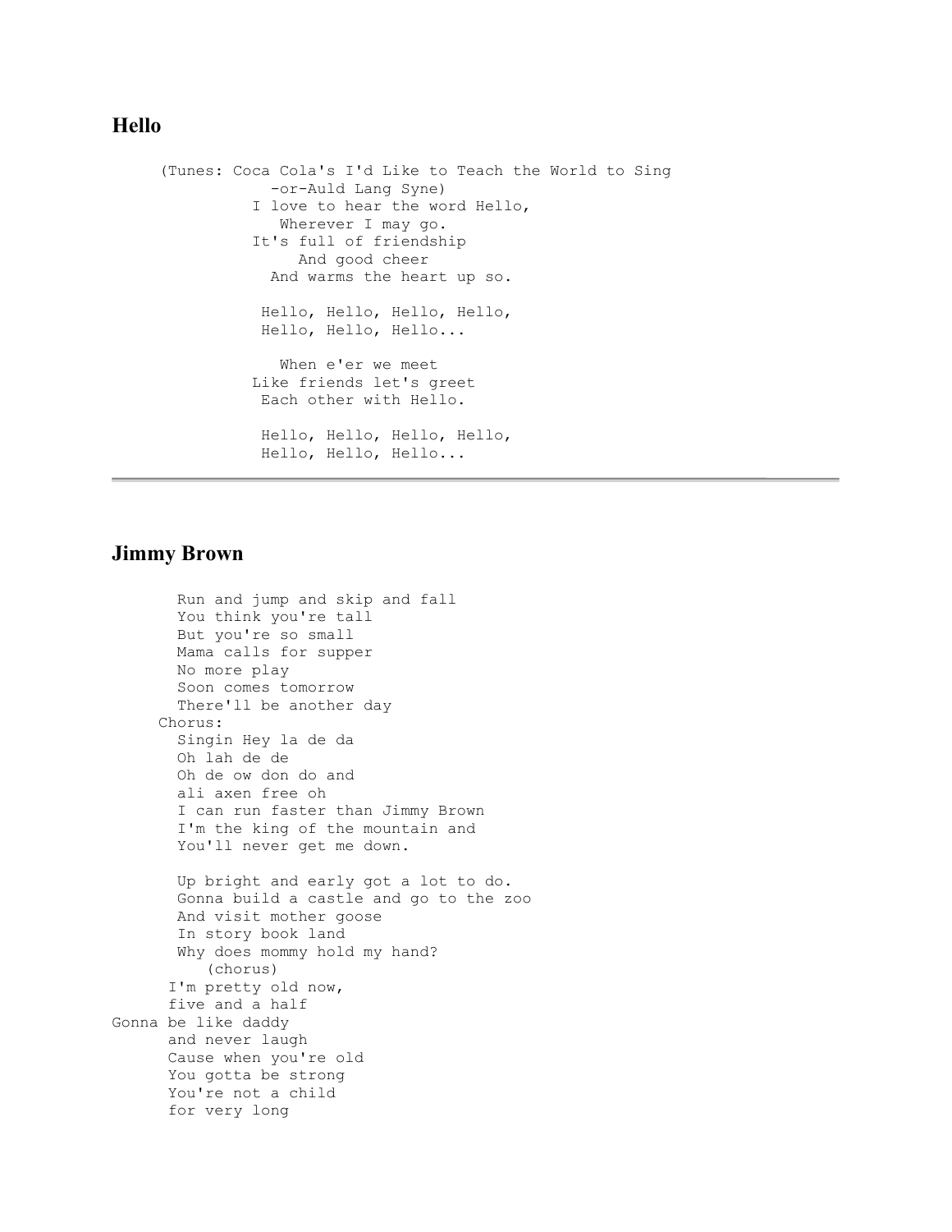## Hello

(Tunes: Coca Cola's I'd Like to Teach the World to Sing
-or-Auld Lang Syne)

I love to hear the word Hello,
Wherever I may go.
It's full of friendship
And good cheer
And warms the heart up so.

Hello, Hello, Hello, Hello,
Hello, Hello, Hello...

When e'er we meet
Like friends let's greet
Each other with Hello.

Hello, Hello, Hello, Hello,
Hello, Hello, Hello...

---

## Jimmy Brown

Run and jump and skip and fall
You think you're tall
But you're so small
Mama calls for supper
No more play
Soon comes tomorrow
There'll be another day

Chorus:
Singin Hey la de da
Oh lah de de
Oh de ow don do and
ali axen free oh
I can run faster than Jimmy Brown
I'm the king of the mountain and
You'll never get me down.

Up bright and early got a lot to do.
Gonna build a castle and go to the zoo
And visit mother goose
In story book land
Why does mommy hold my hand?
(chorus)

I'm pretty old now,
five and a half
Gonna be like daddy
and never laugh
Cause when you're old
You gotta be strong
You're not a child
for very long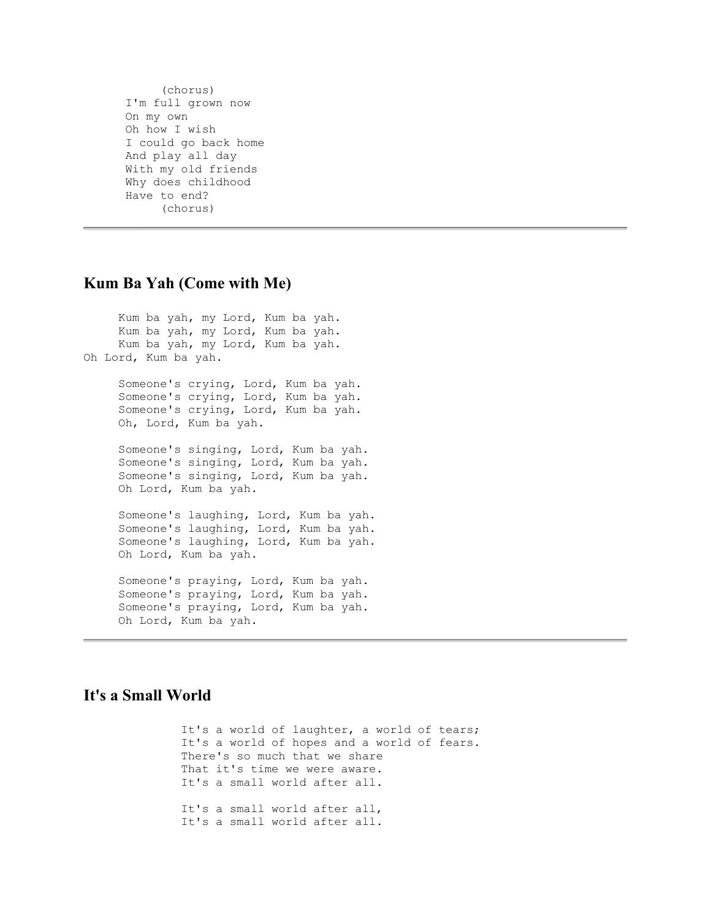(chorus)
I'm full grown now
On my own
Oh how I wish
I could go back home
And play all day
With my old friends
Why does childhood
Have to end?
(chorus)

---

## Kum Ba Yah (Come with Me)

Kum ba yah, my Lord, Kum ba yah.
Kum ba yah, my Lord, Kum ba yah.
Kum ba yah, my Lord, Kum ba yah.
Oh Lord, Kum ba yah.

Someone's crying, Lord, Kum ba yah.
Someone's crying, Lord, Kum ba yah.
Someone's crying, Lord, Kum ba yah.
Oh, Lord, Kum ba yah.

Someone's singing, Lord, Kum ba yah.
Someone's singing, Lord, Kum ba yah.
Someone's singing, Lord, Kum ba yah.
Oh Lord, Kum ba yah.

Someone's laughing, Lord, Kum ba yah.
Someone's laughing, Lord, Kum ba yah.
Someone's laughing, Lord, Kum ba yah.
Oh Lord, Kum ba yah.

Someone's praying, Lord, Kum ba yah.
Someone's praying, Lord, Kum ba yah.
Someone's praying, Lord, Kum ba yah.
Oh Lord, Kum ba yah.

---

## It's a Small World

It's a world of laughter, a world of tears;
It's a world of hopes and a world of fears.
There's so much that we share
That it's time we were aware.
It's a small world after all.

It's a small world after all,
It's a small world after all.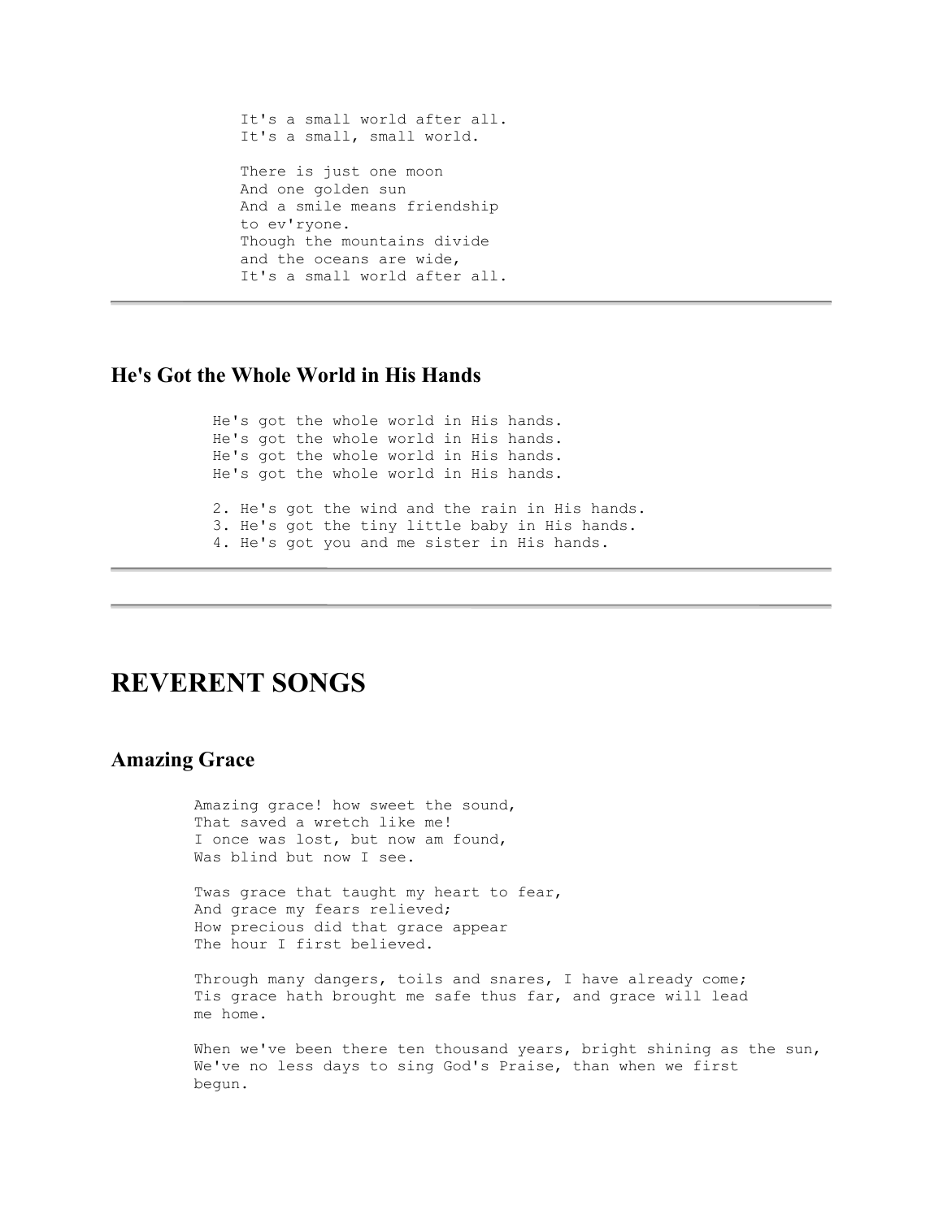It's a small world after all.
It's a small, small world.

There is just one moon
And one golden sun
And a smile means friendship
to ev'ryone.
Though the mountains divide
and the oceans are wide,
It's a small world after all.

---

### He's Got the Whole World in His Hands

He's got the whole world in His hands.
He's got the whole world in His hands.
He's got the whole world in His hands.
He's got the whole world in His hands.

2. He's got the wind and the rain in His hands.
3. He's got the tiny little baby in His hands.
4. He's got you and me sister in His hands.

---

---

## REVERENT SONGS

### Amazing Grace

Amazing grace! how sweet the sound,
That saved a wretch like me!
I once was lost, but now am found,
Was blind but now I see.

Twas grace that taught my heart to fear,
And grace my fears relieved;
How precious did that grace appear
The hour I first believed.

Through many dangers, toils and snares, I have already come;
Tis grace hath brought me safe thus far, and grace will lead
me home.

When we've been there ten thousand years, bright shining as the sun,
We've no less days to sing God's Praise, than when we first
begun.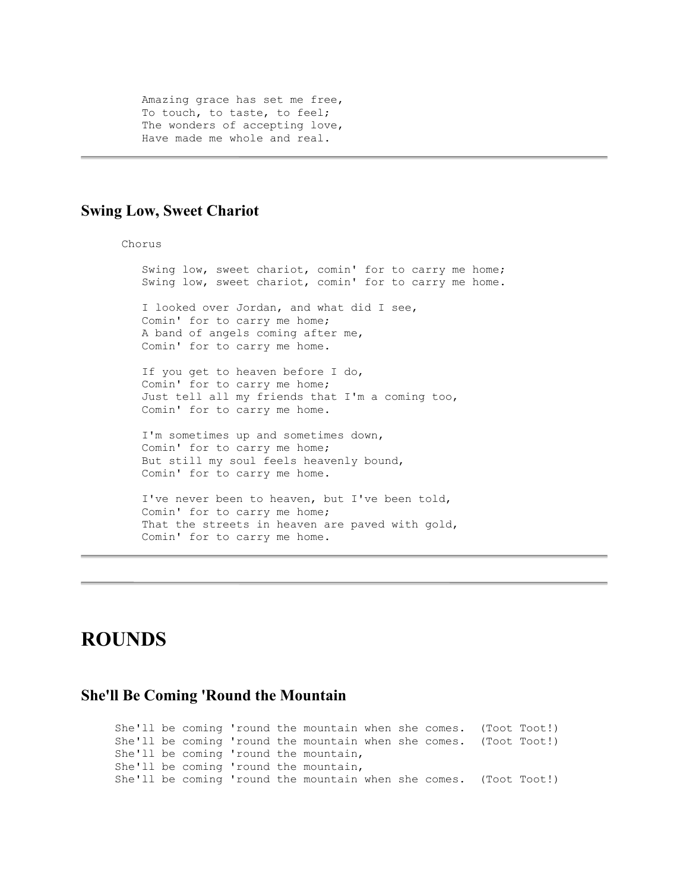Amazing grace has set me free,
To touch, to taste, to feel;
The wonders of accepting love,
Have made me whole and real.

---

### Swing Low, Sweet Chariot

Chorus

Swing low, sweet chariot, comin' for to carry me home;
Swing low, sweet chariot, comin' for to carry me home.

I looked over Jordan, and what did I see,
Comin' for to carry me home;
A band of angels coming after me,
Comin' for to carry me home.

If you get to heaven before I do,
Comin' for to carry me home;
Just tell all my friends that I'm a coming too,
Comin' for to carry me home.

I'm sometimes up and sometimes down,
Comin' for to carry me home;
But still my soul feels heavenly bound,
Comin' for to carry me home.

I've never been to heaven, but I've been told,
Comin' for to carry me home;
That the streets in heaven are paved with gold,
Comin' for to carry me home.

---

---

# ROUNDS

### She'll Be Coming 'Round the Mountain

She'll be coming 'round the mountain when she comes. (Toot Toot!)
She'll be coming 'round the mountain when she comes. (Toot Toot!)
She'll be coming 'round the mountain,
She'll be coming 'round the mountain,
She'll be coming 'round the mountain when she comes. (Toot Toot!)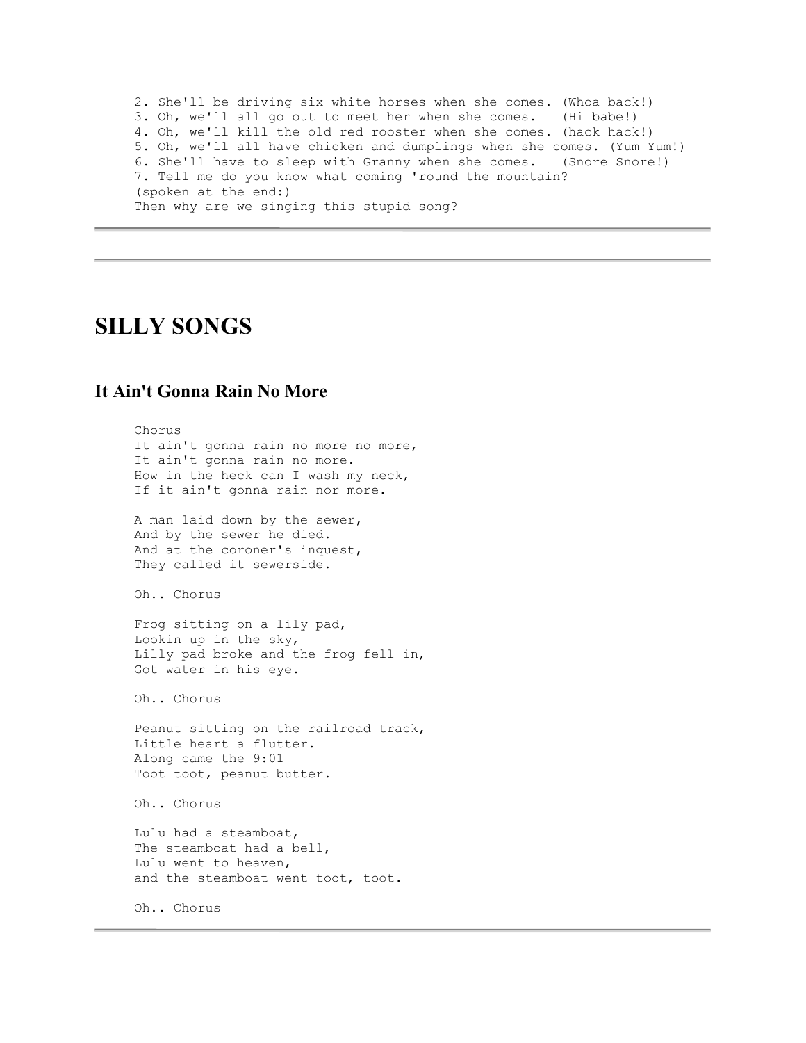```
2. She'll be driving six white horses when she comes. (Whoa back!)
3. Oh, we'll all go out to meet her when she comes.   (Hi babe!)
4. Oh, we'll kill the old red rooster when she comes. (hack hack!)
5. Oh, we'll all have chicken and dumplings when she comes. (Yum Yum!)
6. She'll have to sleep with Granny when she comes.   (Snore Snore!)
7. Tell me do you know what coming 'round the mountain?
(spoken at the end:)
Then why are we singing this stupid song?
```

---

---

# SILLY SONGS

## It Ain't Gonna Rain No More

```
Chorus
It ain't gonna rain no more no more,
It ain't gonna rain no more.
How in the heck can I wash my neck,
If it ain't gonna rain nor more.

A man laid down by the sewer,
And by the sewer he died.
And at the coroner's inquest,
They called it sewerside.

Oh.. Chorus

Frog sitting on a lily pad,
Lookin up in the sky,
Lilly pad broke and the frog fell in,
Got water in his eye.

Oh.. Chorus

Peanut sitting on the railroad track,
Little heart a flutter.
Along came the 9:01
Toot toot, peanut butter.

Oh.. Chorus

Lulu had a steamboat,
The steamboat had a bell,
Lulu went to heaven,
and the steamboat went toot, toot.

Oh.. Chorus
```

---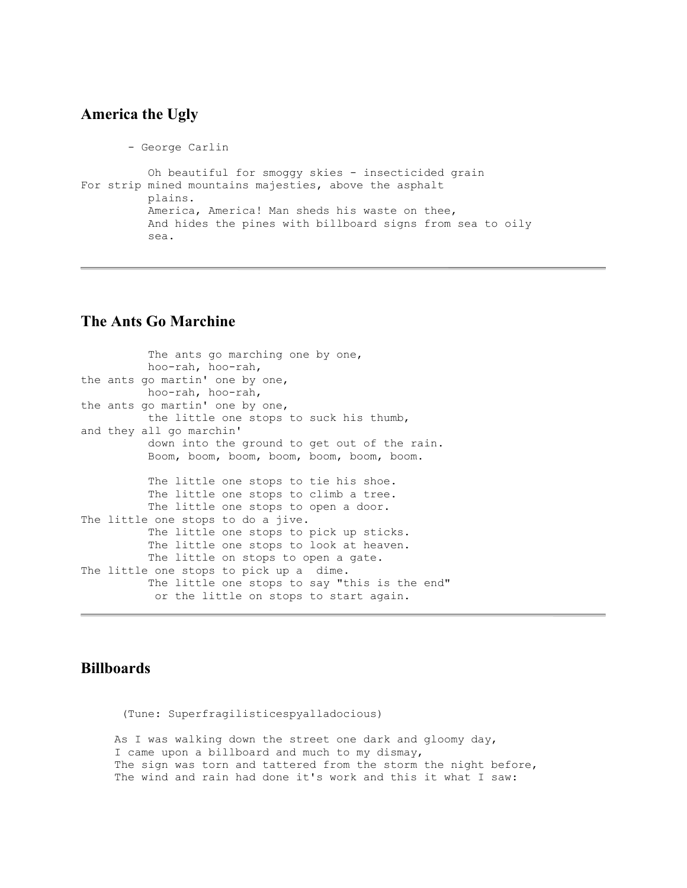## America the Ugly

- George Carlin

Oh beautiful for smoggy skies - insecticided grain
For strip mined mountains majesties, above the asphalt
plains.
America, America! Man sheds his waste on thee,
And hides the pines with billboard signs from sea to oily
sea.

---

## The Ants Go Marchine

The ants go marching one by one,
hoo-rah, hoo-rah,
the ants go martin' one by one,
hoo-rah, hoo-rah,
the ants go martin' one by one,
the little one stops to suck his thumb,
and they all go marchin'
down into the ground to get out of the rain.
Boom, boom, boom, boom, boom, boom, boom.

The little one stops to tie his shoe.
The little one stops to climb a tree.
The little one stops to open a door.
The little one stops to do a jive.
The little one stops to pick up sticks.
The little one stops to look at heaven.
The little on stops to open a gate.
The little one stops to pick up a dime.
The little one stops to say "this is the end"
or the little on stops to start again.

---

## Billboards

(Tune: Superfragilisticespyalladocious)

As I was walking down the street one dark and gloomy day,
I came upon a billboard and much to my dismay,
The sign was torn and tattered from the storm the night before,
The wind and rain had done it's work and this it what I saw: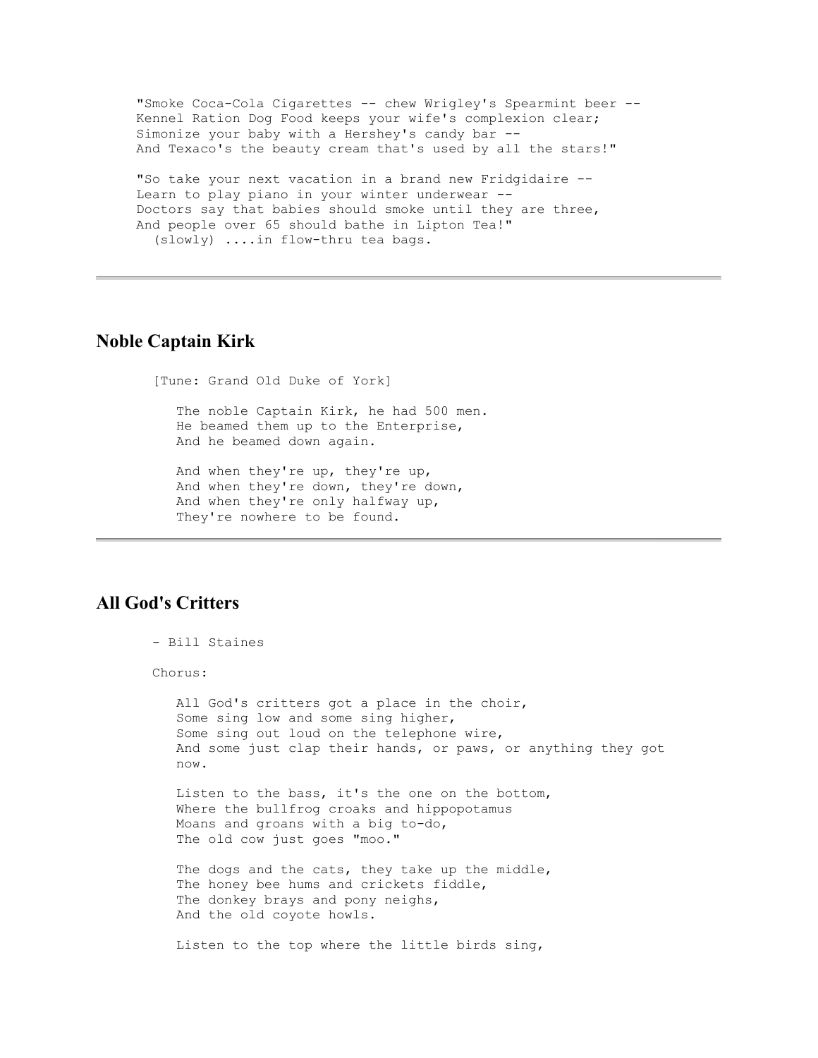"Smoke Coca-Cola Cigarettes -- chew Wrigley's Spearmint beer --
Kennel Ration Dog Food keeps your wife's complexion clear;
Simonize your baby with a Hershey's candy bar --
And Texaco's the beauty cream that's used by all the stars!"

"So take your next vacation in a brand new Fridgidaire --
Learn to play piano in your winter underwear --
Doctors say that babies should smoke until they are three,
And people over 65 should bathe in Lipton Tea!"
(slowly) ....in flow-thru tea bags.

---

## Noble Captain Kirk

[Tune: Grand Old Duke of York]

The noble Captain Kirk, he had 500 men.
He beamed them up to the Enterprise,
And he beamed down again.

And when they're up, they're up,
And when they're down, they're down,
And when they're only halfway up,
They're nowhere to be found.

---

## All God's Critters

- Bill Staines

Chorus:

All God's critters got a place in the choir,
Some sing low and some sing higher,
Some sing out loud on the telephone wire,
And some just clap their hands, or paws, or anything they got now.

Listen to the bass, it's the one on the bottom,
Where the bullfrog croaks and hippopotamus
Moans and groans with a big to-do,
The old cow just goes "moo."

The dogs and the cats, they take up the middle,
The honey bee hums and crickets fiddle,
The donkey brays and pony neighs,
And the old coyote howls.

Listen to the top where the little birds sing,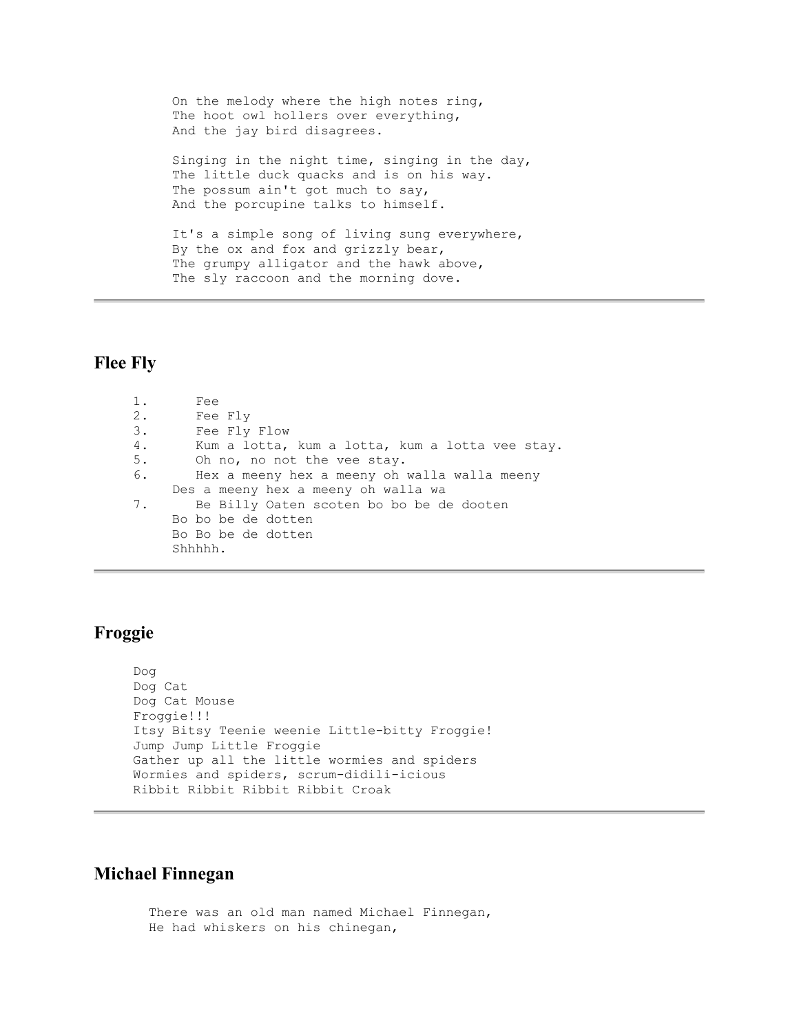On the melody where the high notes ring,
The hoot owl hollers over everything,
And the jay bird disagrees.

Singing in the night time, singing in the day,
The little duck quacks and is on his way.
The possum ain't got much to say,
And the porcupine talks to himself.

It's a simple song of living sung everywhere,
By the ox and fox and grizzly bear,
The grumpy alligator and the hawk above,
The sly raccoon and the morning dove.

---

## Flee Fly

1. Fee
2. Fee Fly
3. Fee Fly Flow
4. Kum a lotta, kum a lotta, kum a lotta vee stay.
5. Oh no, no not the vee stay.
6. Hex a meeny hex a meeny oh walla walla meeny
   Des a meeny hex a meeny oh walla wa
7. Be Billy Oaten scoten bo bo be de dooten
   Bo bo be de dotten
   Bo Bo be de dotten
   Shhhhh.

---

## Froggie

Dog
Dog Cat
Dog Cat Mouse
Froggie!!!
Itsy Bitsy Teenie weenie Little-bitty Froggie!
Jump Jump Little Froggie
Gather up all the little wormies and spiders
Wormies and spiders, scrum-didili-icious
Ribbit Ribbit Ribbit Ribbit Croak

---

## Michael Finnegan

There was an old man named Michael Finnegan,
He had whiskers on his chinegan,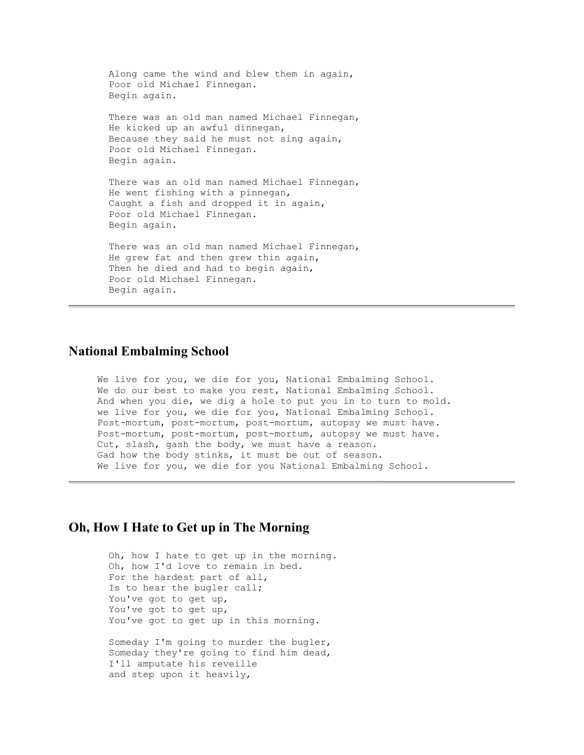Along came the wind and blew them in again,
Poor old Michael Finnegan.
Begin again.

There was an old man named Michael Finnegan,
He kicked up an awful dinnegan,
Because they said he must not sing again,
Poor old Michael Finnegan.
Begin again.

There was an old man named Michael Finnegan,
He went fishing with a pinnegan,
Caught a fish and dropped it in again,
Poor old Michael Finnegan.
Begin again.

There was an old man named Michael Finnegan,
He grew fat and then grew thin again,
Then he died and had to begin again,
Poor old Michael Finnegan.
Begin again.

---

## National Embalming School

We live for you, we die for you, National Embalming School.
We do our best to make you rest, National Embalming School.
And when you die, we dig a hole to put you in to turn to mold.
we live for you, we die for you, National Embalming School.
Post-mortum, post-mortum, post-mortum, autopsy we must have.
Post-mortum, post-mortum, post-mortum, autopsy we must have.
Cut, slash, gash the body, we must have a reason.
Gad how the body stinks, it must be out of season.
We live for you, we die for you National Embalming School.

---

## Oh, How I Hate to Get up in The Morning

Oh, how I hate to get up in the morning.
Oh, how I'd love to remain in bed.
For the hardest part of all,
Is to hear the bugler call;
You've got to get up,
You've got to get up,
You've got to get up in this morning.

Someday I'm going to murder the bugler,
Someday they're going to find him dead,
I'll amputate his reveille
and step upon it heavily,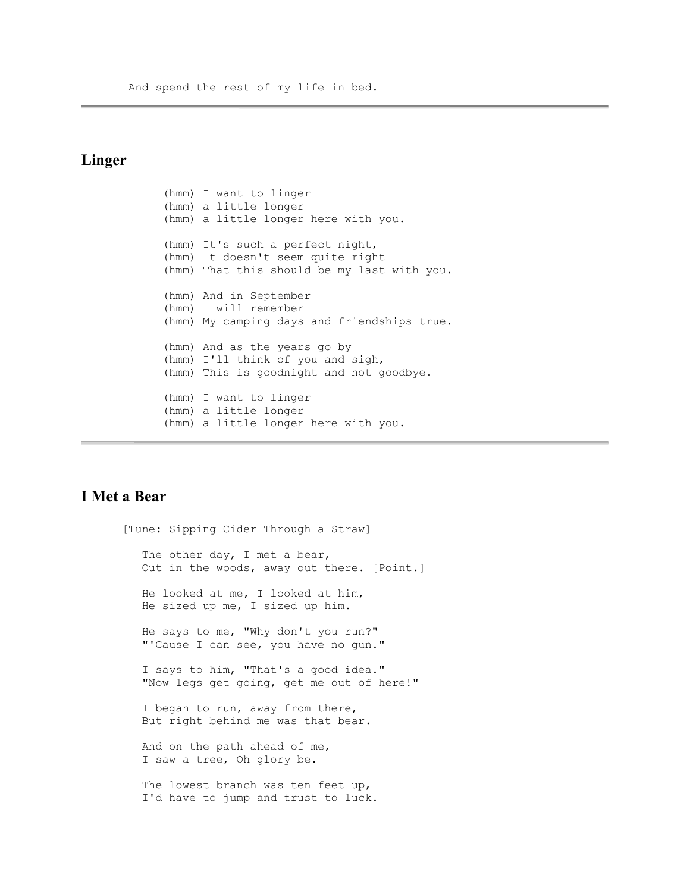And spend the rest of my life in bed.

---

## Linger

(hmm) I want to linger
(hmm) a little longer
(hmm) a little longer here with you.

(hmm) It's such a perfect night,
(hmm) It doesn't seem quite right
(hmm) That this should be my last with you.

(hmm) And in September
(hmm) I will remember
(hmm) My camping days and friendships true.

(hmm) And as the years go by
(hmm) I'll think of you and sigh,
(hmm) This is goodnight and not goodbye.

(hmm) I want to linger
(hmm) a little longer
(hmm) a little longer here with you.

---

## I Met a Bear

[Tune: Sipping Cider Through a Straw]

The other day, I met a bear,
Out in the woods, away out there. [Point.]

He looked at me, I looked at him,
He sized up me, I sized up him.

He says to me, "Why don't you run?"
"'Cause I can see, you have no gun."

I says to him, "That's a good idea."
"Now legs get going, get me out of here!"

I began to run, away from there,
But right behind me was that bear.

And on the path ahead of me,
I saw a tree, Oh glory be.

The lowest branch was ten feet up,
I'd have to jump and trust to luck.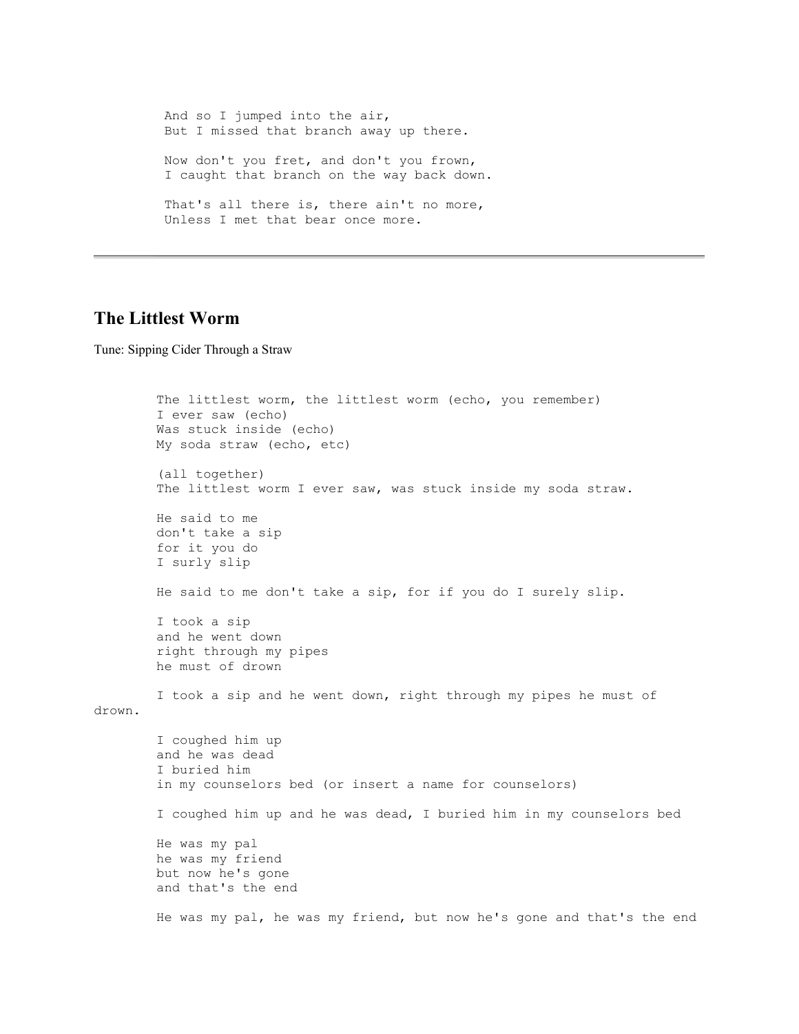```
And so I jumped into the air,
But I missed that branch away up there.

Now don't you fret, and don't you frown,
I caught that branch on the way back down.

That's all there is, there ain't no more,
Unless I met that bear once more.
```

---

## The Littlest Worm

Tune: Sipping Cider Through a Straw

```
The littlest worm, the littlest worm (echo, you remember)
I ever saw (echo)
Was stuck inside (echo)
My soda straw (echo, etc)

(all together)
The littlest worm I ever saw, was stuck inside my soda straw.

He said to me
don't take a sip
for it you do
I surly slip

He said to me don't take a sip, for if you do I surely slip.

I took a sip
and he went down
right through my pipes
he must of drown

I took a sip and he went down, right through my pipes he must of
drown.

I coughed him up
and he was dead
I buried him
in my counselors bed (or insert a name for counselors)

I coughed him up and he was dead, I buried him in my counselors bed

He was my pal
he was my friend
but now he's gone
and that's the end

He was my pal, he was my friend, but now he's gone and that's the end
```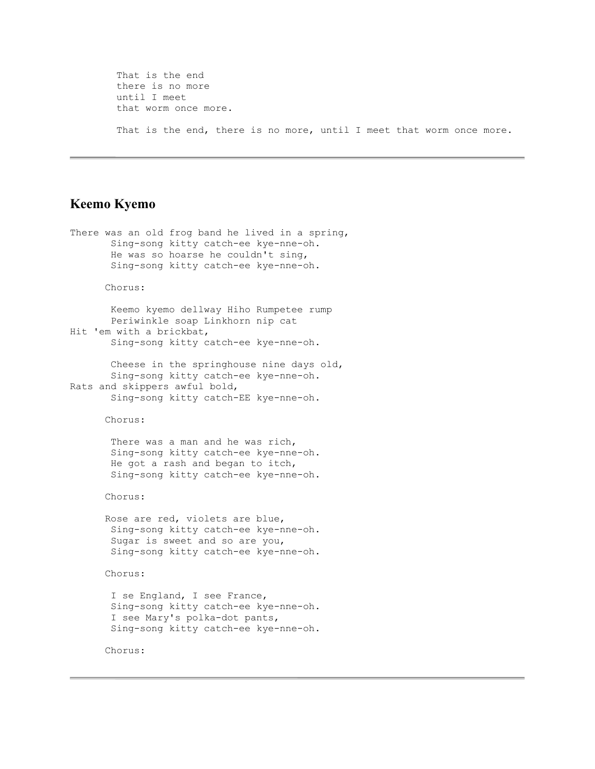That is the end
there is no more
until I meet
that worm once more.

That is the end, there is no more, until I meet that worm once more.

---

## Keemo Kyemo

There was an old frog band he lived in a spring,
Sing-song kitty catch-ee kye-nne-oh.
He was so hoarse he couldn't sing,
Sing-song kitty catch-ee kye-nne-oh.

Chorus:

Keemo kyemo dellway Hiho Rumpetee rump
Periwinkle soap Linkhorn nip cat
Hit 'em with a brickbat,
Sing-song kitty catch-ee kye-nne-oh.

Cheese in the springhouse nine days old,
Sing-song kitty catch-ee kye-nne-oh.
Rats and skippers awful bold,
Sing-song kitty catch-EE kye-nne-oh.

Chorus:

There was a man and he was rich,
Sing-song kitty catch-ee kye-nne-oh.
He got a rash and began to itch,
Sing-song kitty catch-ee kye-nne-oh.

Chorus:

Rose are red, violets are blue,
Sing-song kitty catch-ee kye-nne-oh.
Sugar is sweet and so are you,
Sing-song kitty catch-ee kye-nne-oh.

Chorus:

I se England, I see France,
Sing-song kitty catch-ee kye-nne-oh.
I see Mary's polka-dot pants,
Sing-song kitty catch-ee kye-nne-oh.

Chorus:

---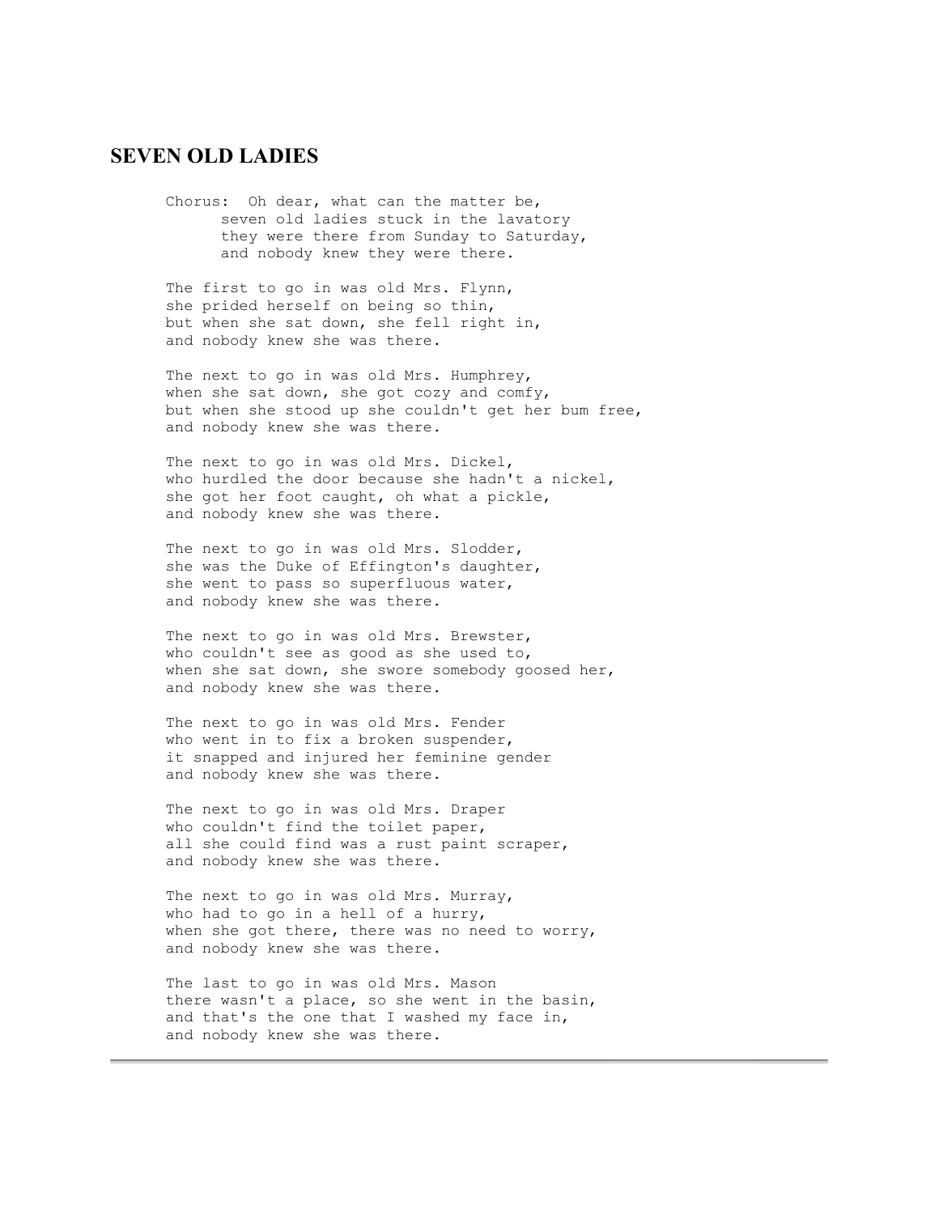## SEVEN OLD LADIES

Chorus: Oh dear, what can the matter be,  
seven old ladies stuck in the lavatory  
they were there from Sunday to Saturday,  
and nobody knew they were there.

The first to go in was old Mrs. Flynn,  
she prided herself on being so thin,  
but when she sat down, she fell right in,  
and nobody knew she was there.

The next to go in was old Mrs. Humphrey,  
when she sat down, she got cozy and comfy,  
but when she stood up she couldn't get her bum free,  
and nobody knew she was there.

The next to go in was old Mrs. Dickel,  
who hurdled the door because she hadn't a nickel,  
she got her foot caught, oh what a pickle,  
and nobody knew she was there.

The next to go in was old Mrs. Slodder,  
she was the Duke of Effington's daughter,  
she went to pass so superfluous water,  
and nobody knew she was there.

The next to go in was old Mrs. Brewster,  
who couldn't see as good as she used to,  
when she sat down, she swore somebody goosed her,  
and nobody knew she was there.

The next to go in was old Mrs. Fender  
who went in to fix a broken suspender,  
it snapped and injured her feminine gender  
and nobody knew she was there.

The next to go in was old Mrs. Draper  
who couldn't find the toilet paper,  
all she could find was a rust paint scraper,  
and nobody knew she was there.

The next to go in was old Mrs. Murray,  
who had to go in a hell of a hurry,  
when she got there, there was no need to worry,  
and nobody knew she was there.

The last to go in was old Mrs. Mason  
there wasn't a place, so she went in the basin,  
and that's the one that I washed my face in,  
and nobody knew she was there.

---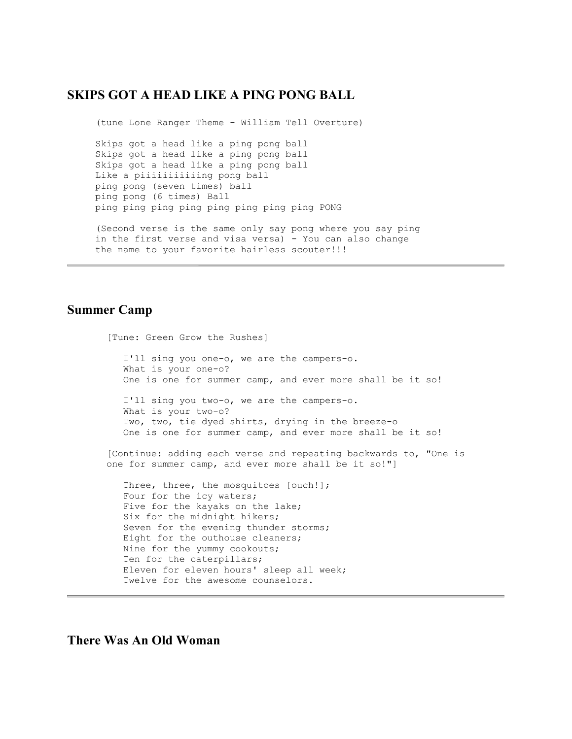## SKIPS GOT A HEAD LIKE A PING PONG BALL

```
(tune Lone Ranger Theme - William Tell Overture)

Skips got a head like a ping pong ball
Skips got a head like a ping pong ball
Skips got a head like a ping pong ball
Like a piiiiiiiiiing pong ball
ping pong (seven times) ball
ping pong (6 times) Ball
ping ping ping ping ping ping ping ping PONG

(Second verse is the same only say pong where you say ping
in the first verse and visa versa) - You can also change
the name to your favorite hairless scouter!!!
```

---

## Summer Camp

```
[Tune: Green Grow the Rushes]

   I'll sing you one-o, we are the campers-o.
   What is your one-o?
   One is one for summer camp, and ever more shall be it so!

   I'll sing you two-o, we are the campers-o.
   What is your two-o?
   Two, two, tie dyed shirts, drying in the breeze-o
   One is one for summer camp, and ever more shall be it so!

[Continue: adding each verse and repeating backwards to, "One is
one for summer camp, and ever more shall be it so!"]

   Three, three, the mosquitoes [ouch!];
   Four for the icy waters;
   Five for the kayaks on the lake;
   Six for the midnight hikers;
   Seven for the evening thunder storms;
   Eight for the outhouse cleaners;
   Nine for the yummy cookouts;
   Ten for the caterpillars;
   Eleven for eleven hours' sleep all week;
   Twelve for the awesome counselors.
```

---

## There Was An Old Woman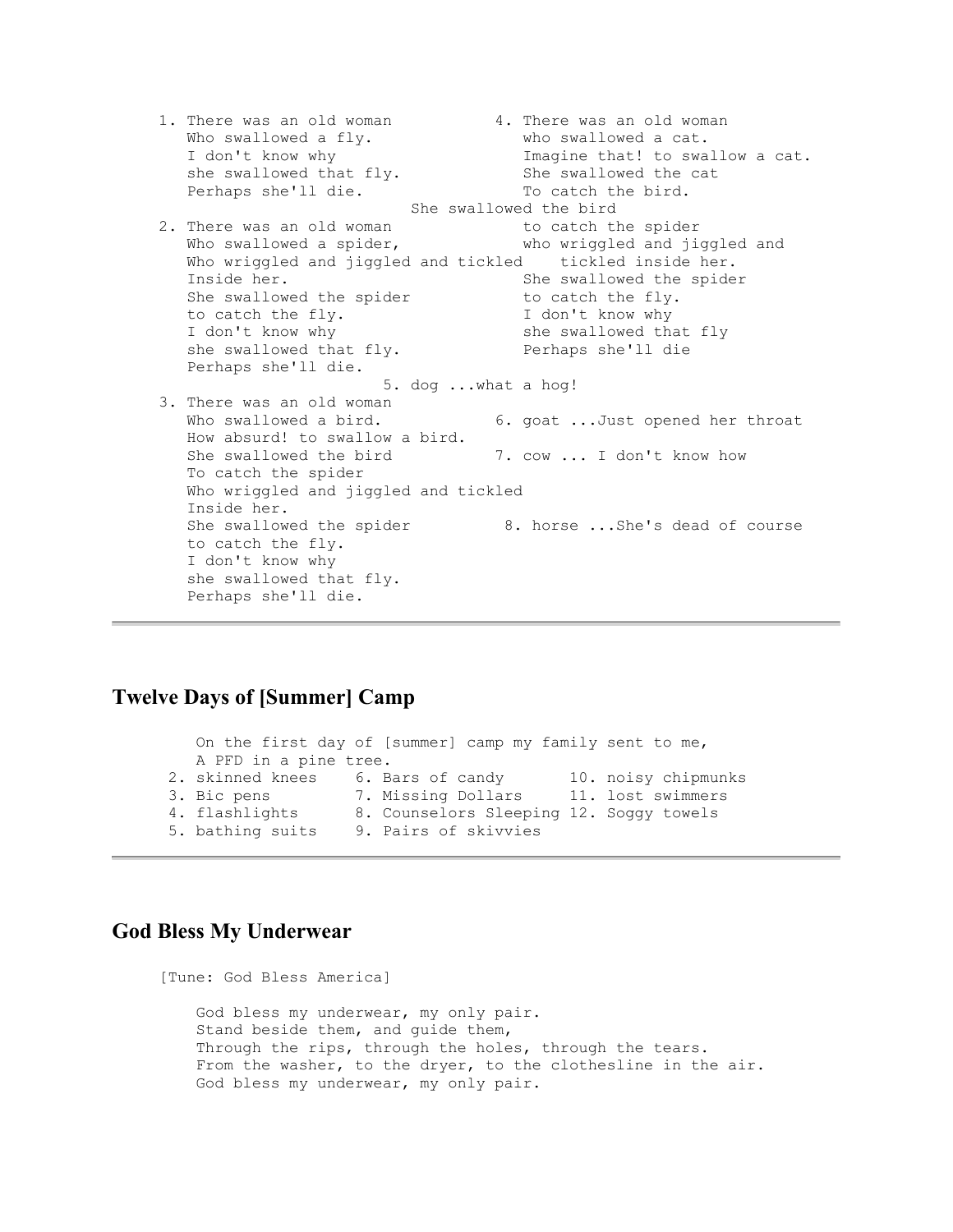1. There was an old woman
   Who swallowed a fly.
   I don't know why
   she swallowed that fly.
   Perhaps she'll die.

2. There was an old woman
   Who swallowed a spider,
   Who wriggled and jiggled and tickled
   Inside her.
   She swallowed the spider
   to catch the fly.
   I don't know why
   she swallowed that fly.
   Perhaps she'll die.

3. There was an old woman
   Who swallowed a bird.
   How absurd! to swallow a bird.
   She swallowed the bird
   To catch the spider
   Who wriggled and jiggled and tickled
   Inside her.
   She swallowed the spider
   to catch the fly.
   I don't know why
   she swallowed that fly.
   Perhaps she'll die.

4. There was an old woman
   who swallowed a cat.
   Imagine that! to swallow a cat.
   She swallowed the cat
   To catch the bird.
   She swallowed the bird
   to catch the spider
   who wriggled and jiggled and
   tickled inside her.
   She swallowed the spider
   to catch the fly.
   I don't know why
   she swallowed that fly
   Perhaps she'll die

5. dog ...what a hog!

6. goat ...Just opened her throat

7. cow ... I don't know how

8. horse ...She's dead of course

---

## Twelve Days of [Summer] Camp

On the first day of [summer] camp my family sent to me,
A PFD in a pine tree.

2. skinned knees
3. Bic pens
4. flashlights
5. bathing suits
6. Bars of candy
7. Missing Dollars
8. Counselors Sleeping
9. Pairs of skivvies
10. noisy chipmunks
11. lost swimmers
12. Soggy towels

---

## God Bless My Underwear

[Tune: God Bless America]

God bless my underwear, my only pair.
Stand beside them, and guide them,
Through the rips, through the holes, through the tears.
From the washer, to the dryer, to the clothesline in the air.
God bless my underwear, my only pair.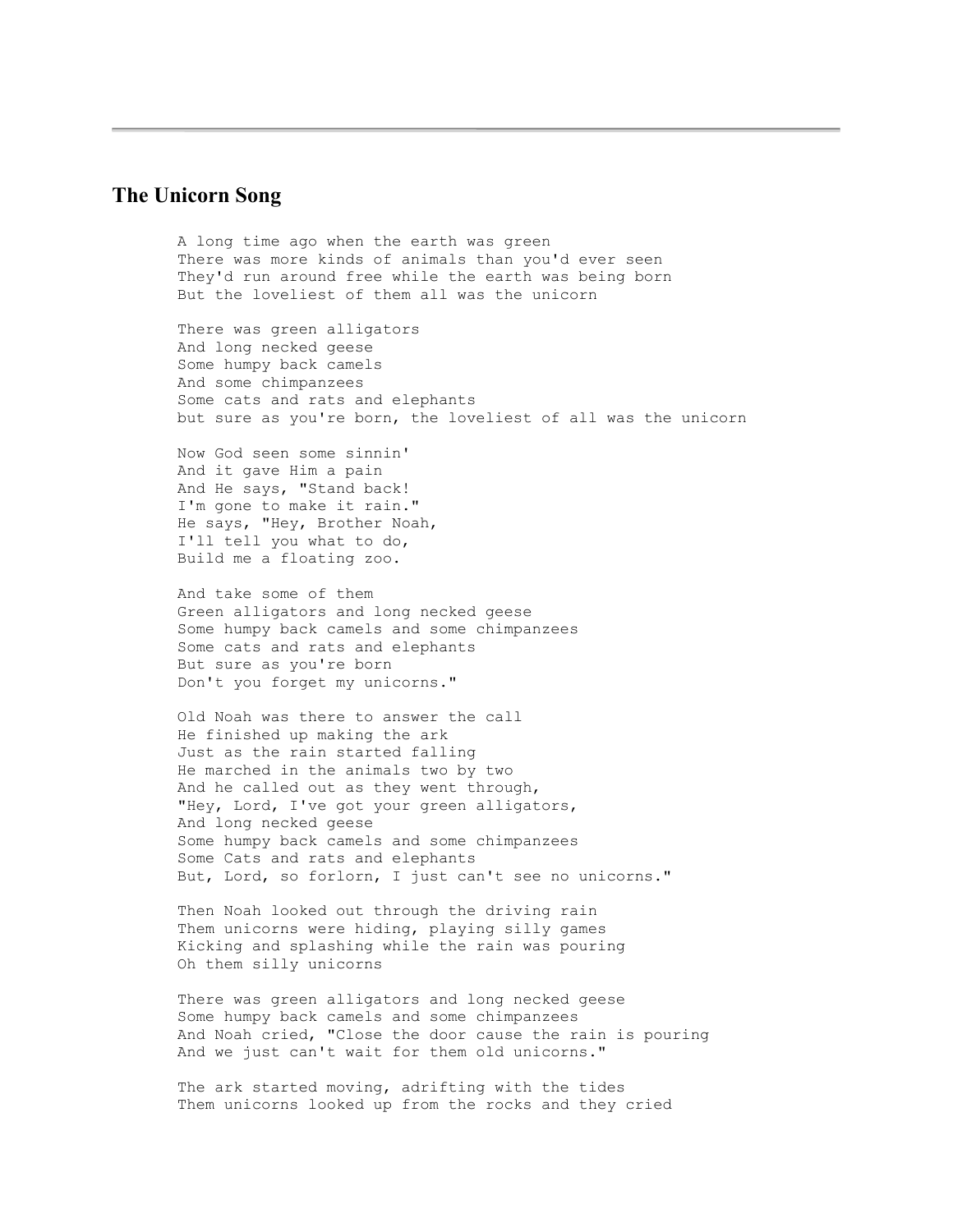## The Unicorn Song

A long time ago when the earth was green
There was more kinds of animals than you'd ever seen
They'd run around free while the earth was being born
But the loveliest of them all was the unicorn

There was green alligators
And long necked geese
Some humpy back camels
And some chimpanzees
Some cats and rats and elephants
but sure as you're born, the loveliest of all was the unicorn

Now God seen some sinnin'
And it gave Him a pain
And He says, "Stand back!
I'm gone to make it rain."
He says, "Hey, Brother Noah,
I'll tell you what to do,
Build me a floating zoo.

And take some of them
Green alligators and long necked geese
Some humpy back camels and some chimpanzees
Some cats and rats and elephants
But sure as you're born
Don't you forget my unicorns."

Old Noah was there to answer the call
He finished up making the ark
Just as the rain started falling
He marched in the animals two by two
And he called out as they went through,
"Hey, Lord, I've got your green alligators,
And long necked geese
Some humpy back camels and some chimpanzees
Some Cats and rats and elephants
But, Lord, so forlorn, I just can't see no unicorns."

Then Noah looked out through the driving rain
Them unicorns were hiding, playing silly games
Kicking and splashing while the rain was pouring
Oh them silly unicorns

There was green alligators and long necked geese
Some humpy back camels and some chimpanzees
And Noah cried, "Close the door cause the rain is pouring
And we just can't wait for them old unicorns."

The ark started moving, adrifting with the tides
Them unicorns looked up from the rocks and they cried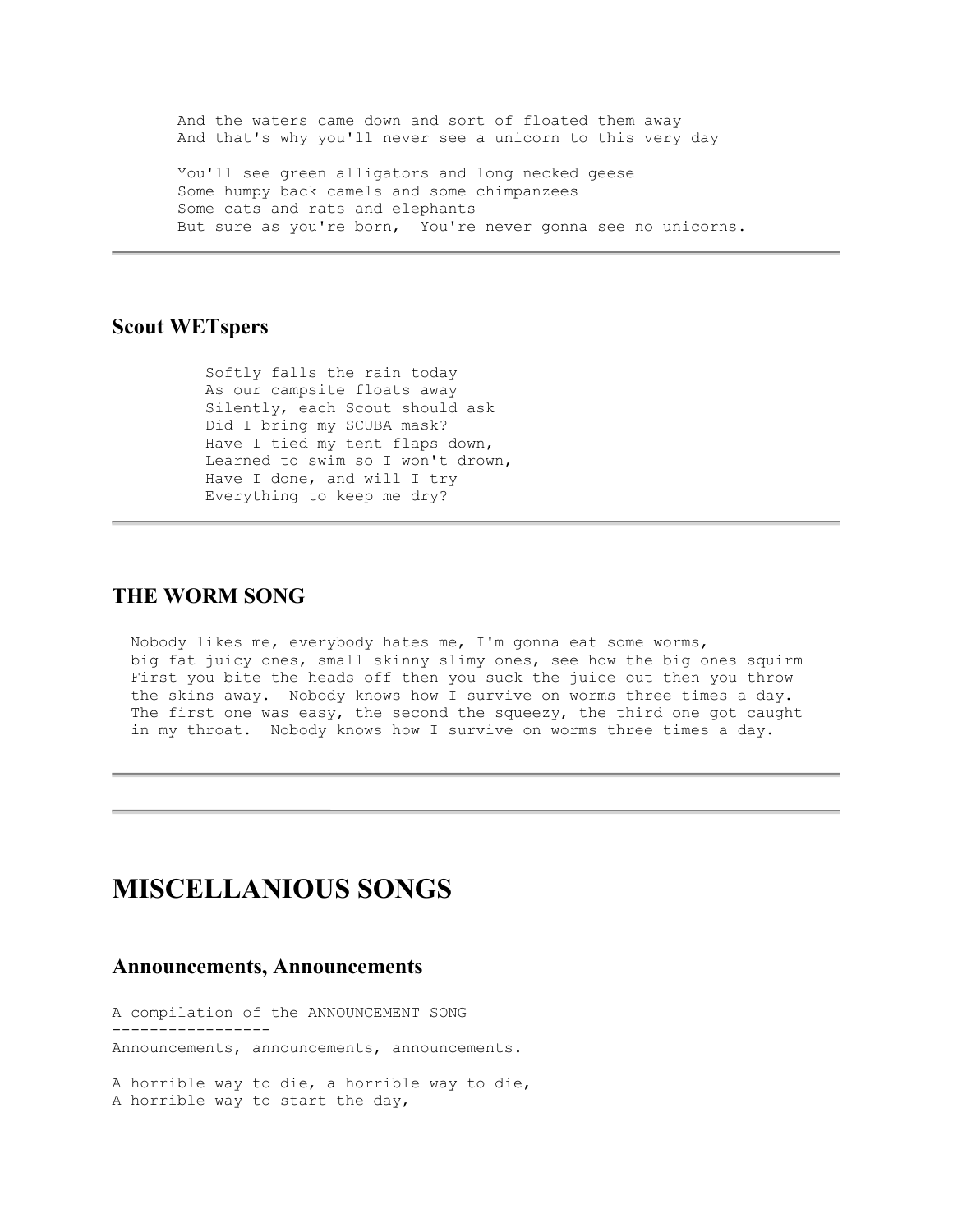And the waters came down and sort of floated them away
And that's why you'll never see a unicorn to this very day

You'll see green alligators and long necked geese
Some humpy back camels and some chimpanzees
Some cats and rats and elephants
But sure as you're born, You're never gonna see no unicorns.

---

### Scout WETspers

Softly falls the rain today
As our campsite floats away
Silently, each Scout should ask
Did I bring my SCUBA mask?
Have I tied my tent flaps down,
Learned to swim so I won't drown,
Have I done, and will I try
Everything to keep me dry?

---

### THE WORM SONG

Nobody likes me, everybody hates me, I'm gonna eat some worms,
big fat juicy ones, small skinny slimy ones, see how the big ones squirm
First you bite the heads off then you suck the juice out then you throw
the skins away. Nobody knows how I survive on worms three times a day.
The first one was easy, the second the squeezy, the third one got caught
in my throat. Nobody knows how I survive on worms three times a day.

---

---

## MISCELLANIOUS SONGS

### Announcements, Announcements

A compilation of the ANNOUNCEMENT SONG
-----------------
Announcements, announcements, announcements.

A horrible way to die, a horrible way to die,
A horrible way to start the day,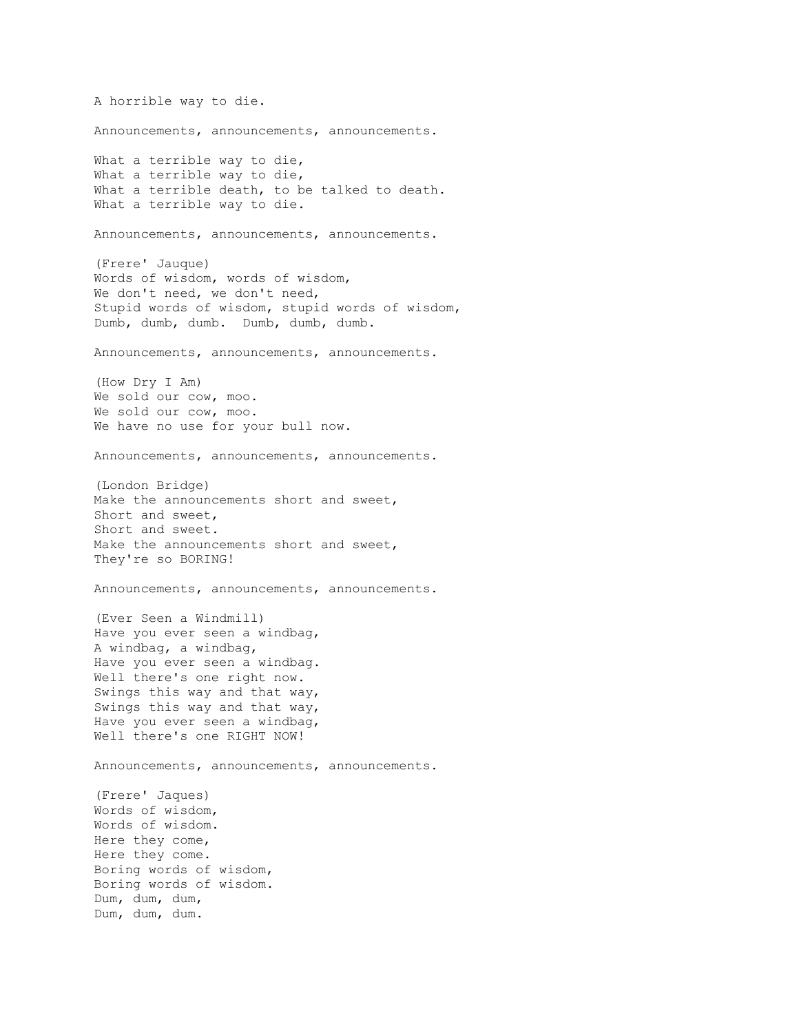A horrible way to die.

Announcements, announcements, announcements.

What a terrible way to die,
What a terrible way to die,
What a terrible death, to be talked to death.
What a terrible way to die.

Announcements, announcements, announcements.

(Frere' Jauque)
Words of wisdom, words of wisdom,
We don't need, we don't need,
Stupid words of wisdom, stupid words of wisdom,
Dumb, dumb, dumb.  Dumb, dumb, dumb.

Announcements, announcements, announcements.

(How Dry I Am)
We sold our cow, moo.
We sold our cow, moo.
We have no use for your bull now.

Announcements, announcements, announcements.

(London Bridge)
Make the announcements short and sweet,
Short and sweet,
Short and sweet.
Make the announcements short and sweet,
They're so BORING!

Announcements, announcements, announcements.

(Ever Seen a Windmill)
Have you ever seen a windbag,
A windbag, a windbag,
Have you ever seen a windbag.
Well there's one right now.
Swings this way and that way,
Swings this way and that way,
Have you ever seen a windbag,
Well there's one RIGHT NOW!

Announcements, announcements, announcements.

(Frere' Jaques)
Words of wisdom,
Words of wisdom.
Here they come,
Here they come.
Boring words of wisdom,
Boring words of wisdom.
Dum, dum, dum,
Dum, dum, dum.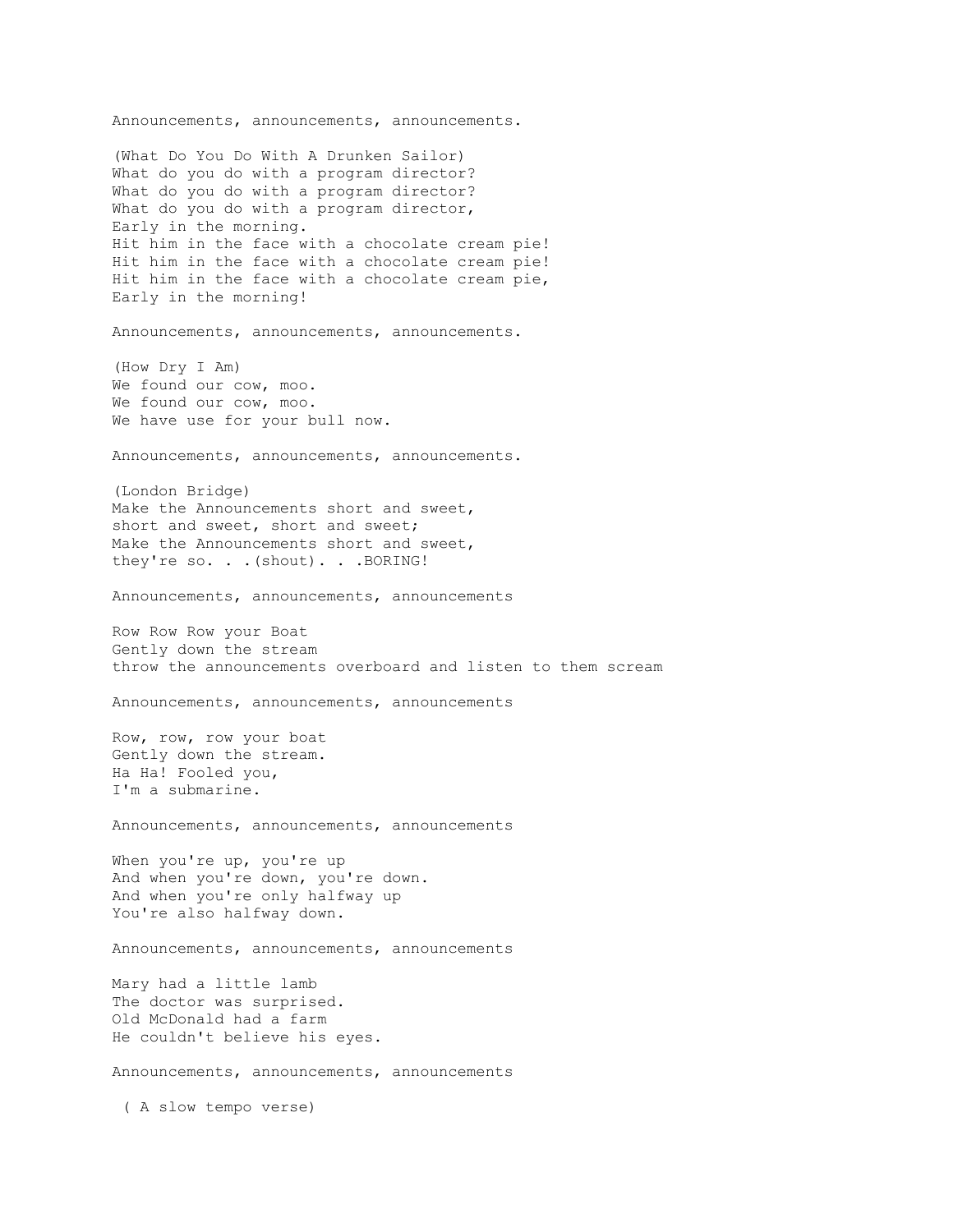Announcements, announcements, announcements.

(What Do You Do With A Drunken Sailor)
What do you do with a program director?
What do you do with a program director?
What do you do with a program director,
Early in the morning.
Hit him in the face with a chocolate cream pie!
Hit him in the face with a chocolate cream pie!
Hit him in the face with a chocolate cream pie,
Early in the morning!

Announcements, announcements, announcements.

(How Dry I Am)
We found our cow, moo.
We found our cow, moo.
We have use for your bull now.

Announcements, announcements, announcements.

(London Bridge)
Make the Announcements short and sweet,
short and sweet, short and sweet;
Make the Announcements short and sweet,
they're so. . .(shout). . .BORING!

Announcements, announcements, announcements

Row Row Row your Boat
Gently down the stream
throw the announcements overboard and listen to them scream

Announcements, announcements, announcements

Row, row, row your boat
Gently down the stream.
Ha Ha! Fooled you,
I'm a submarine.

Announcements, announcements, announcements

When you're up, you're up
And when you're down, you're down.
And when you're only halfway up
You're also halfway down.

Announcements, announcements, announcements

Mary had a little lamb
The doctor was surprised.
Old McDonald had a farm
He couldn't believe his eyes.

Announcements, announcements, announcements

( A slow tempo verse)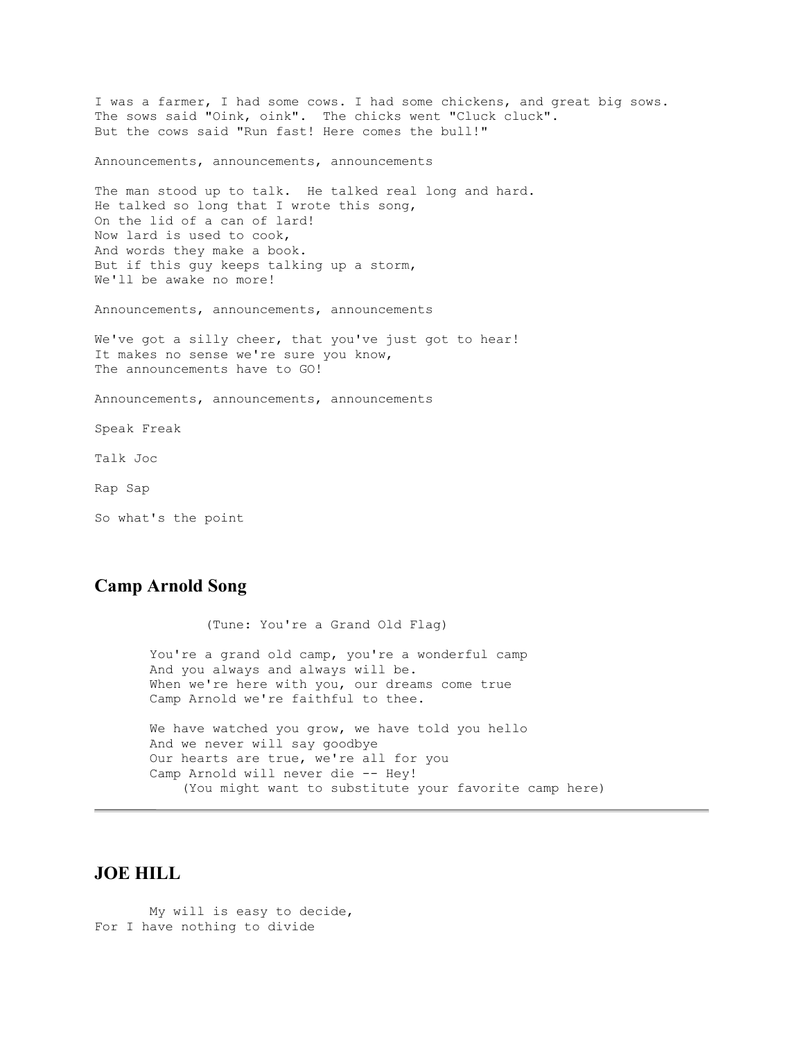I was a farmer, I had some cows. I had some chickens, and great big sows.
The sows said "Oink, oink". The chicks went "Cluck cluck".
But the cows said "Run fast! Here comes the bull!"

Announcements, announcements, announcements

The man stood up to talk. He talked real long and hard.
He talked so long that I wrote this song,
On the lid of a can of lard!
Now lard is used to cook,
And words they make a book.
But if this guy keeps talking up a storm,
We'll be awake no more!

Announcements, announcements, announcements

We've got a silly cheer, that you've just got to hear!
It makes no sense we're sure you know,
The announcements have to GO!

Announcements, announcements, announcements

Speak Freak

Talk Joc

Rap Sap

So what's the point

## Camp Arnold Song

(Tune: You're a Grand Old Flag)

You're a grand old camp, you're a wonderful camp
And you always and always will be.
When we're here with you, our dreams come true
Camp Arnold we're faithful to thee.

We have watched you grow, we have told you hello
And we never will say goodbye
Our hearts are true, we're all for you
Camp Arnold will never die -- Hey!
(You might want to substitute your favorite camp here)

---

## JOE HILL

My will is easy to decide,
For I have nothing to divide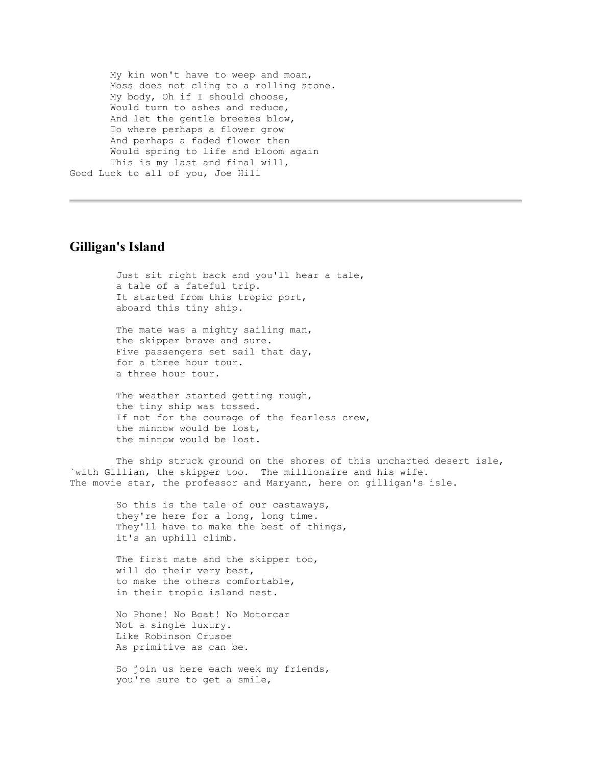My kin won't have to weep and moan,
Moss does not cling to a rolling stone.
My body, Oh if I should choose,
Would turn to ashes and reduce,
And let the gentle breezes blow,
To where perhaps a flower grow
And perhaps a faded flower then
Would spring to life and bloom again
This is my last and final will,
Good Luck to all of you, Joe Hill

---

## Gilligan's Island

Just sit right back and you'll hear a tale,
a tale of a fateful trip.
It started from this tropic port,
aboard this tiny ship.

The mate was a mighty sailing man,
the skipper brave and sure.
Five passengers set sail that day,
for a three hour tour.
a three hour tour.

The weather started getting rough,
the tiny ship was tossed.
If not for the courage of the fearless crew,
the minnow would be lost,
the minnow would be lost.

The ship struck ground on the shores of this uncharted desert isle,
`with Gillian, the skipper too. The millionaire and his wife.
The movie star, the professor and Maryann, here on gilligan's isle.

So this is the tale of our castaways,
they're here for a long, long time.
They'll have to make the best of things,
it's an uphill climb.

The first mate and the skipper too,
will do their very best,
to make the others comfortable,
in their tropic island nest.

No Phone! No Boat! No Motorcar
Not a single luxury.
Like Robinson Crusoe
As primitive as can be.

So join us here each week my friends,
you're sure to get a smile,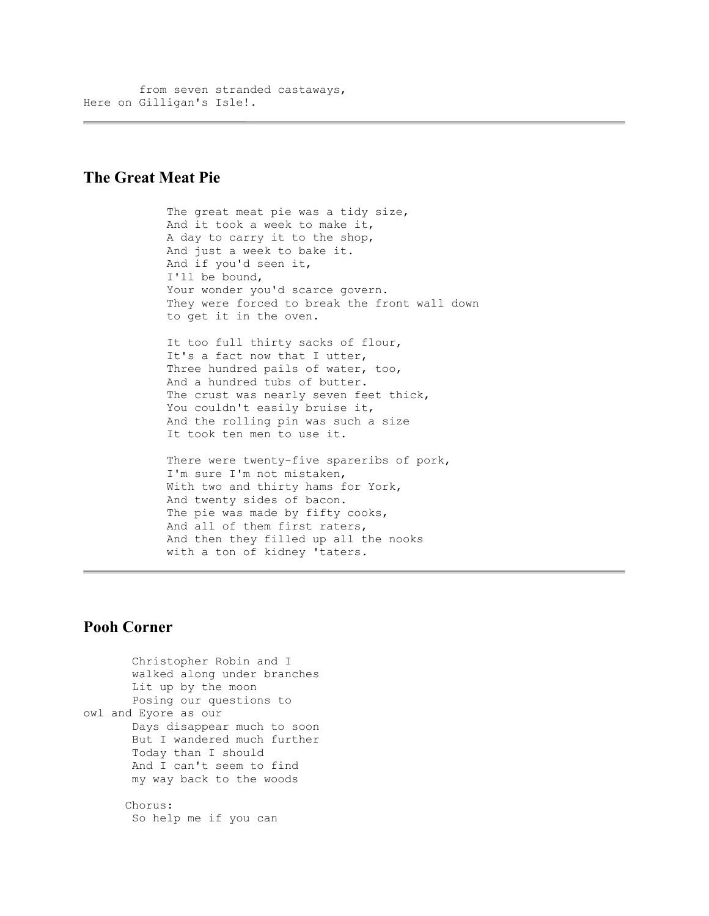from seven stranded castaways,
Here on Gilligan's Isle!.

---

## The Great Meat Pie

The great meat pie was a tidy size,
And it took a week to make it,
A day to carry it to the shop,
And just a week to bake it.
And if you'd seen it,
I'll be bound,
Your wonder you'd scarce govern.
They were forced to break the front wall down
to get it in the oven.

It too full thirty sacks of flour,
It's a fact now that I utter,
Three hundred pails of water, too,
And a hundred tubs of butter.
The crust was nearly seven feet thick,
You couldn't easily bruise it,
And the rolling pin was such a size
It took ten men to use it.

There were twenty-five spareribs of pork,
I'm sure I'm not mistaken,
With two and thirty hams for York,
And twenty sides of bacon.
The pie was made by fifty cooks,
And all of them first raters,
And then they filled up all the nooks
with a ton of kidney 'taters.

---

## Pooh Corner

Christopher Robin and I
walked along under branches
Lit up by the moon
Posing our questions to
owl and Eyore as our
Days disappear much to soon
But I wandered much further
Today than I should
And I can't seem to find
my way back to the woods

Chorus:
So help me if you can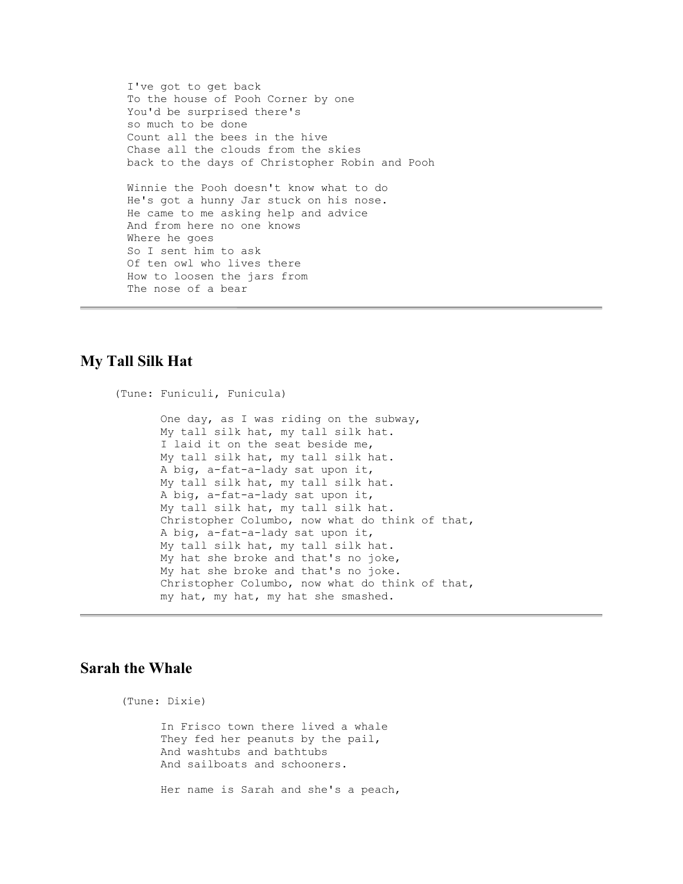I've got to get back
To the house of Pooh Corner by one
You'd be surprised there's
so much to be done
Count all the bees in the hive
Chase all the clouds from the skies
back to the days of Christopher Robin and Pooh

Winnie the Pooh doesn't know what to do
He's got a hunny Jar stuck on his nose.
He came to me asking help and advice
And from here no one knows
Where he goes
So I sent him to ask
Of ten owl who lives there
How to loosen the jars from
The nose of a bear

---

## My Tall Silk Hat

(Tune: Funiculi, Funicula)

One day, as I was riding on the subway,
My tall silk hat, my tall silk hat.
I laid it on the seat beside me,
My tall silk hat, my tall silk hat.
A big, a-fat-a-lady sat upon it,
My tall silk hat, my tall silk hat.
A big, a-fat-a-lady sat upon it,
My tall silk hat, my tall silk hat.
Christopher Columbo, now what do think of that,
A big, a-fat-a-lady sat upon it,
My tall silk hat, my tall silk hat.
My hat she broke and that's no joke,
My hat she broke and that's no joke.
Christopher Columbo, now what do think of that,
my hat, my hat, my hat she smashed.

---

## Sarah the Whale

(Tune: Dixie)

In Frisco town there lived a whale
They fed her peanuts by the pail,
And washtubs and bathtubs
And sailboats and schooners.

Her name is Sarah and she's a peach,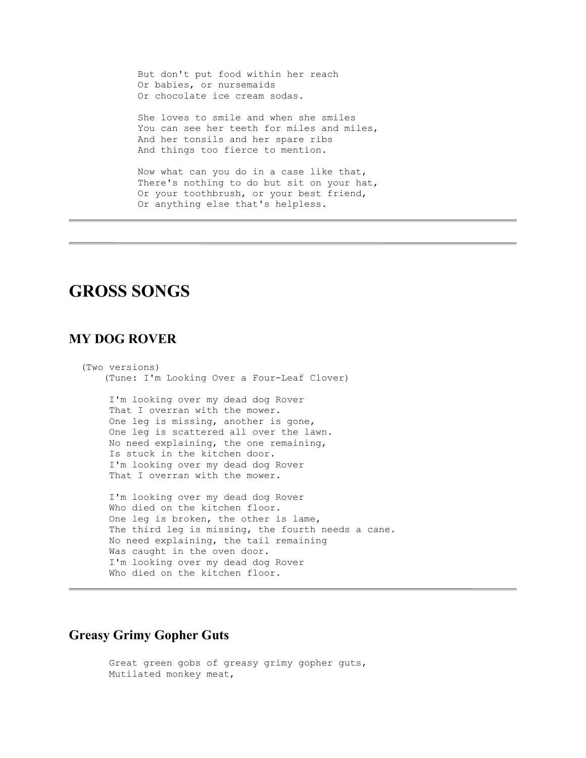But don't put food within her reach
Or babies, or nursemaids
Or chocolate ice cream sodas.

She loves to smile and when she smiles
You can see her teeth for miles and miles,
And her tonsils and her spare ribs
And things too fierce to mention.

Now what can you do in a case like that,
There's nothing to do but sit on your hat,
Or your toothbrush, or your best friend,
Or anything else that's helpless.

---

---

# GROSS SONGS

## MY DOG ROVER

(Two versions)
(Tune: I'm Looking Over a Four-Leaf Clover)

I'm looking over my dead dog Rover
That I overran with the mower.
One leg is missing, another is gone,
One leg is scattered all over the lawn.
No need explaining, the one remaining,
Is stuck in the kitchen door.
I'm looking over my dead dog Rover
That I overran with the mower.

I'm looking over my dead dog Rover
Who died on the kitchen floor.
One leg is broken, the other is lame,
The third leg is missing, the fourth needs a cane.
No need explaining, the tail remaining
Was caught in the oven door.
I'm looking over my dead dog Rover
Who died on the kitchen floor.

---

## Greasy Grimy Gopher Guts

Great green gobs of greasy grimy gopher guts,
Mutilated monkey meat,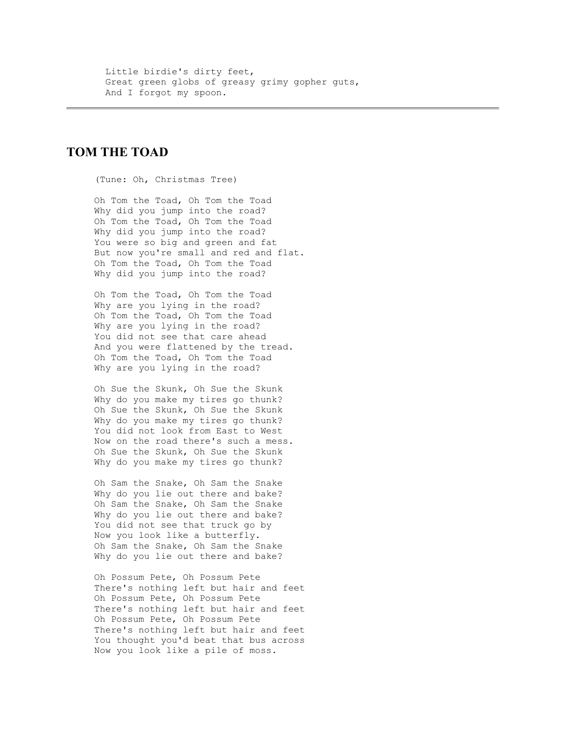Little birdie's dirty feet,  
Great green globs of greasy grimy gopher guts,  
And I forgot my spoon.

---

## TOM THE TOAD

(Tune: Oh, Christmas Tree)

Oh Tom the Toad, Oh Tom the Toad  
Why did you jump into the road?  
Oh Tom the Toad, Oh Tom the Toad  
Why did you jump into the road?  
You were so big and green and fat  
But now you're small and red and flat.  
Oh Tom the Toad, Oh Tom the Toad  
Why did you jump into the road?

Oh Tom the Toad, Oh Tom the Toad  
Why are you lying in the road?  
Oh Tom the Toad, Oh Tom the Toad  
Why are you lying in the road?  
You did not see that care ahead  
And you were flattened by the tread.  
Oh Tom the Toad, Oh Tom the Toad  
Why are you lying in the road?

Oh Sue the Skunk, Oh Sue the Skunk  
Why do you make my tires go thunk?  
Oh Sue the Skunk, Oh Sue the Skunk  
Why do you make my tires go thunk?  
You did not look from East to West  
Now on the road there's such a mess.  
Oh Sue the Skunk, Oh Sue the Skunk  
Why do you make my tires go thunk?

Oh Sam the Snake, Oh Sam the Snake  
Why do you lie out there and bake?  
Oh Sam the Snake, Oh Sam the Snake  
Why do you lie out there and bake?  
You did not see that truck go by  
Now you look like a butterfly.  
Oh Sam the Snake, Oh Sam the Snake  
Why do you lie out there and bake?

Oh Possum Pete, Oh Possum Pete  
There's nothing left but hair and feet  
Oh Possum Pete, Oh Possum Pete  
There's nothing left but hair and feet  
Oh Possum Pete, Oh Possum Pete  
There's nothing left but hair and feet  
You thought you'd beat that bus across  
Now you look like a pile of moss.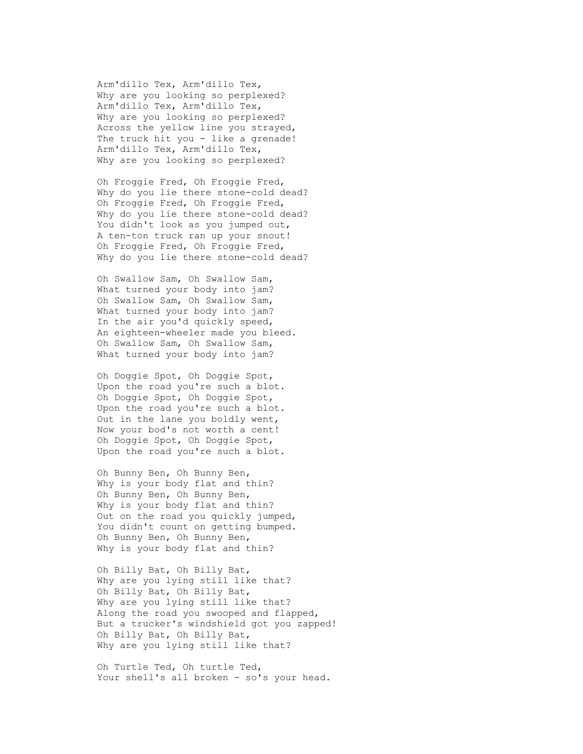Arm'dillo Tex, Arm'dillo Tex,  
Why are you looking so perplexed?  
Arm'dillo Tex, Arm'dillo Tex,  
Why are you looking so perplexed?  
Across the yellow line you strayed,  
The truck hit you - like a grenade!  
Arm'dillo Tex, Arm'dillo Tex,  
Why are you looking so perplexed?

Oh Froggie Fred, Oh Froggie Fred,  
Why do you lie there stone-cold dead?  
Oh Froggie Fred, Oh Froggie Fred,  
Why do you lie there stone-cold dead?  
You didn't look as you jumped out,  
A ten-ton truck ran up your snout!  
Oh Froggie Fred, Oh Froggie Fred,  
Why do you lie there stone-cold dead?

Oh Swallow Sam, Oh Swallow Sam,  
What turned your body into jam?  
Oh Swallow Sam, Oh Swallow Sam,  
What turned your body into jam?  
In the air you'd quickly speed,  
An eighteen-wheeler made you bleed.  
Oh Swallow Sam, Oh Swallow Sam,  
What turned your body into jam?

Oh Doggie Spot, Oh Doggie Spot,  
Upon the road you're such a blot.  
Oh Doggie Spot, Oh Doggie Spot,  
Upon the road you're such a blot.  
Out in the lane you boldly went,  
Now your bod's not worth a cent!  
Oh Doggie Spot, Oh Doggie Spot,  
Upon the road you're such a blot.

Oh Bunny Ben, Oh Bunny Ben,  
Why is your body flat and thin?  
Oh Bunny Ben, Oh Bunny Ben,  
Why is your body flat and thin?  
Out on the road you quickly jumped,  
You didn't count on getting bumped.  
Oh Bunny Ben, Oh Bunny Ben,  
Why is your body flat and thin?

Oh Billy Bat, Oh Billy Bat,  
Why are you lying still like that?  
Oh Billy Bat, Oh Billy Bat,  
Why are you lying still like that?  
Along the road you swooped and flapped,  
But a trucker's windshield got you zapped!  
Oh Billy Bat, Oh Billy Bat,  
Why are you lying still like that?

Oh Turtle Ted, Oh turtle Ted,  
Your shell's all broken - so's your head.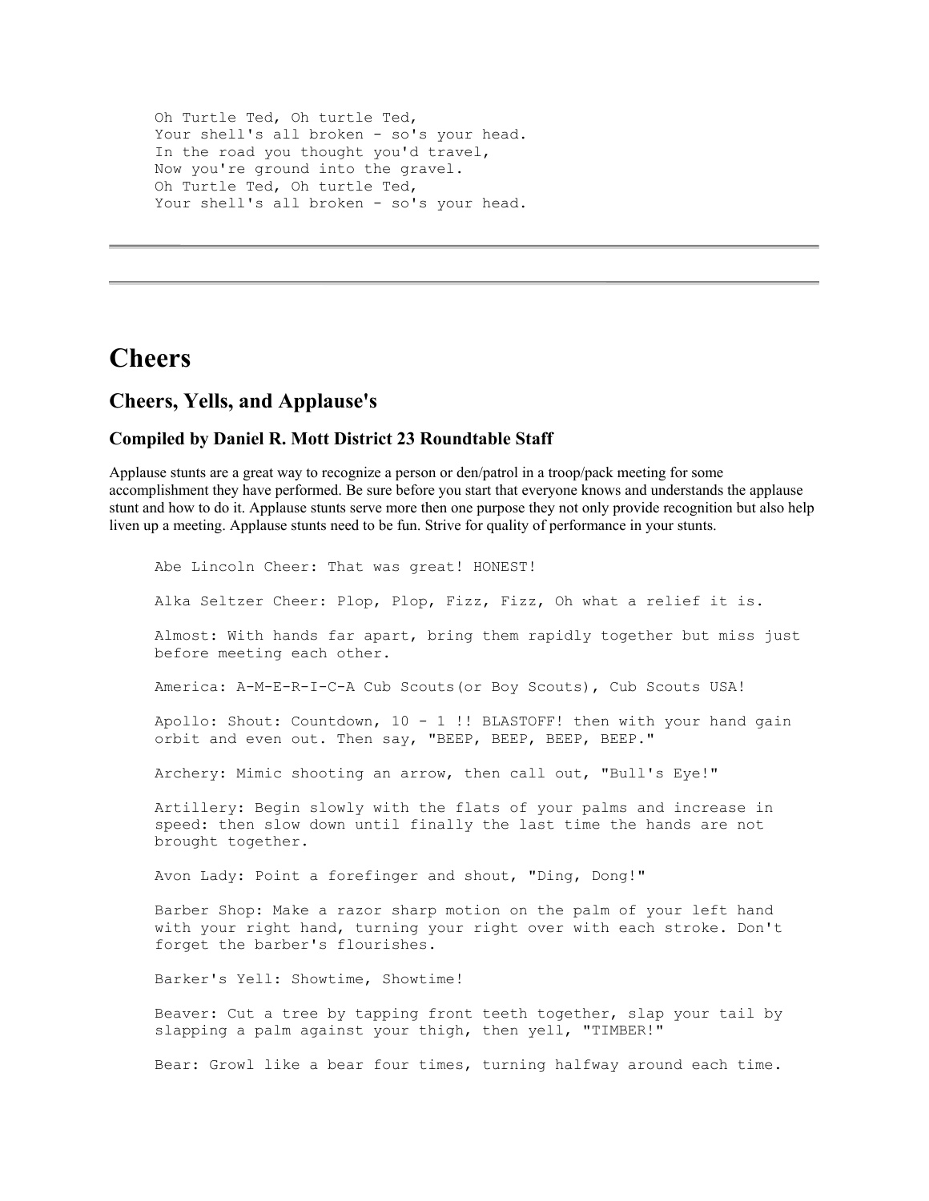```
Oh Turtle Ted, Oh turtle Ted,
Your shell's all broken - so's your head.
In the road you thought you'd travel,
Now you're ground into the gravel.
Oh Turtle Ted, Oh turtle Ted,
Your shell's all broken - so's your head.
```

---

---

# Cheers

## Cheers, Yells, and Applause's

### Compiled by Daniel R. Mott District 23 Roundtable Staff

Applause stunts are a great way to recognize a person or den/patrol in a troop/pack meeting for some accomplishment they have performed. Be sure before you start that everyone knows and understands the applause stunt and how to do it. Applause stunts serve more then one purpose they not only provide recognition but also help liven up a meeting. Applause stunts need to be fun. Strive for quality of performance in your stunts.

```
Abe Lincoln Cheer: That was great! HONEST!

Alka Seltzer Cheer: Plop, Plop, Fizz, Fizz, Oh what a relief it is.

Almost: With hands far apart, bring them rapidly together but miss just
before meeting each other.

America: A-M-E-R-I-C-A Cub Scouts(or Boy Scouts), Cub Scouts USA!

Apollo: Shout: Countdown, 10 - 1 !! BLASTOFF! then with your hand gain
orbit and even out. Then say, "BEEP, BEEP, BEEP, BEEP."

Archery: Mimic shooting an arrow, then call out, "Bull's Eye!"

Artillery: Begin slowly with the flats of your palms and increase in
speed: then slow down until finally the last time the hands are not
brought together.

Avon Lady: Point a forefinger and shout, "Ding, Dong!"

Barber Shop: Make a razor sharp motion on the palm of your left hand
with your right hand, turning your right over with each stroke. Don't
forget the barber's flourishes.

Barker's Yell: Showtime, Showtime!

Beaver: Cut a tree by tapping front teeth together, slap your tail by
slapping a palm against your thigh, then yell, "TIMBER!"

Bear: Growl like a bear four times, turning halfway around each time.
```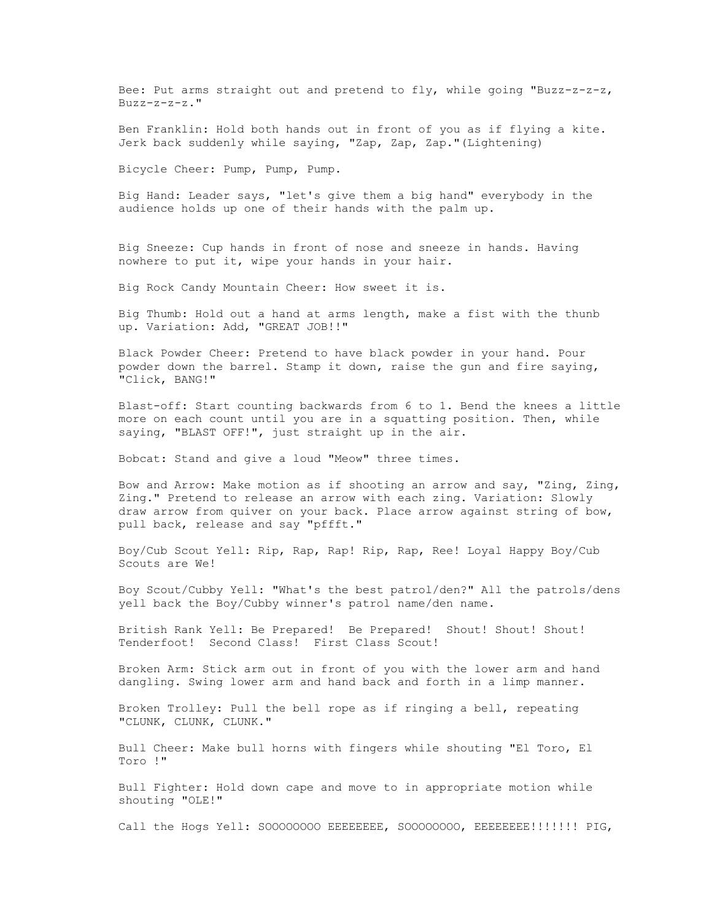Bee: Put arms straight out and pretend to fly, while going "Buzz-z-z-z, Buzz-z-z-z."

Ben Franklin: Hold both hands out in front of you as if flying a kite. Jerk back suddenly while saying, "Zap, Zap, Zap."(Lightening)

Bicycle Cheer: Pump, Pump, Pump.

Big Hand: Leader says, "let's give them a big hand" everybody in the audience holds up one of their hands with the palm up.

Big Sneeze: Cup hands in front of nose and sneeze in hands. Having nowhere to put it, wipe your hands in your hair.

Big Rock Candy Mountain Cheer: How sweet it is.

Big Thumb: Hold out a hand at arms length, make a fist with the thunb up. Variation: Add, "GREAT JOB!!"

Black Powder Cheer: Pretend to have black powder in your hand. Pour powder down the barrel. Stamp it down, raise the gun and fire saying, "Click, BANG!"

Blast-off: Start counting backwards from 6 to 1. Bend the knees a little more on each count until you are in a squatting position. Then, while saying, "BLAST OFF!", just straight up in the air.

Bobcat: Stand and give a loud "Meow" three times.

Bow and Arrow: Make motion as if shooting an arrow and say, "Zing, Zing, Zing." Pretend to release an arrow with each zing. Variation: Slowly draw arrow from quiver on your back. Place arrow against string of bow, pull back, release and say "pffft."

Boy/Cub Scout Yell: Rip, Rap, Rap! Rip, Rap, Ree! Loyal Happy Boy/Cub Scouts are We!

Boy Scout/Cubby Yell: "What's the best patrol/den?" All the patrols/dens yell back the Boy/Cubby winner's patrol name/den name.

British Rank Yell: Be Prepared! Be Prepared! Shout! Shout! Shout! Tenderfoot! Second Class! First Class Scout!

Broken Arm: Stick arm out in front of you with the lower arm and hand dangling. Swing lower arm and hand back and forth in a limp manner.

Broken Trolley: Pull the bell rope as if ringing a bell, repeating "CLUNK, CLUNK, CLUNK."

Bull Cheer: Make bull horns with fingers while shouting "El Toro, El Toro !"

Bull Fighter: Hold down cape and move to in appropriate motion while shouting "OLE!"

Call the Hogs Yell: SOOOOOOOO EEEEEEEE, SOOOOOOOO, EEEEEEEE!!!!!!! PIG,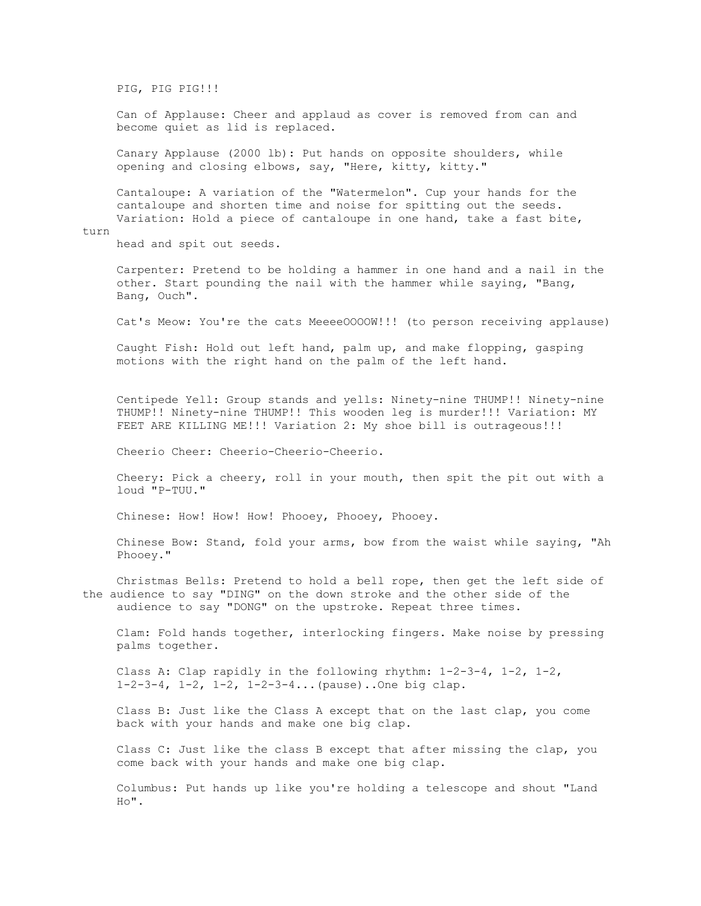PIG, PIG PIG!!!

Can of Applause: Cheer and applaud as cover is removed from can and become quiet as lid is replaced.

Canary Applause (2000 lb): Put hands on opposite shoulders, while opening and closing elbows, say, "Here, kitty, kitty."

Cantaloupe: A variation of the "Watermelon". Cup your hands for the cantaloupe and shorten time and noise for spitting out the seeds. Variation: Hold a piece of cantaloupe in one hand, take a fast bite, turn head and spit out seeds.

Carpenter: Pretend to be holding a hammer in one hand and a nail in the other. Start pounding the nail with the hammer while saying, "Bang, Bang, Ouch".

Cat's Meow: You're the cats MeeeeOOOOW!!! (to person receiving applause)

Caught Fish: Hold out left hand, palm up, and make flopping, gasping motions with the right hand on the palm of the left hand.

Centipede Yell: Group stands and yells: Ninety-nine THUMP!! Ninety-nine THUMP!! Ninety-nine THUMP!! This wooden leg is murder!!! Variation: MY FEET ARE KILLING ME!!! Variation 2: My shoe bill is outrageous!!!

Cheerio Cheer: Cheerio-Cheerio-Cheerio.

Cheery: Pick a cheery, roll in your mouth, then spit the pit out with a loud "P-TUU."

Chinese: How! How! How! Phooey, Phooey, Phooey.

Chinese Bow: Stand, fold your arms, bow from the waist while saying, "Ah Phooey."

Christmas Bells: Pretend to hold a bell rope, then get the left side of the audience to say "DING" on the down stroke and the other side of the audience to say "DONG" on the upstroke. Repeat three times.

Clam: Fold hands together, interlocking fingers. Make noise by pressing palms together.

Class A: Clap rapidly in the following rhythm: 1-2-3-4, 1-2, 1-2, 1-2-3-4, 1-2, 1-2, 1-2-3-4...(pause)..One big clap.

Class B: Just like the Class A except that on the last clap, you come back with your hands and make one big clap.

Class C: Just like the class B except that after missing the clap, you come back with your hands and make one big clap.

Columbus: Put hands up like you're holding a telescope and shout "Land Ho".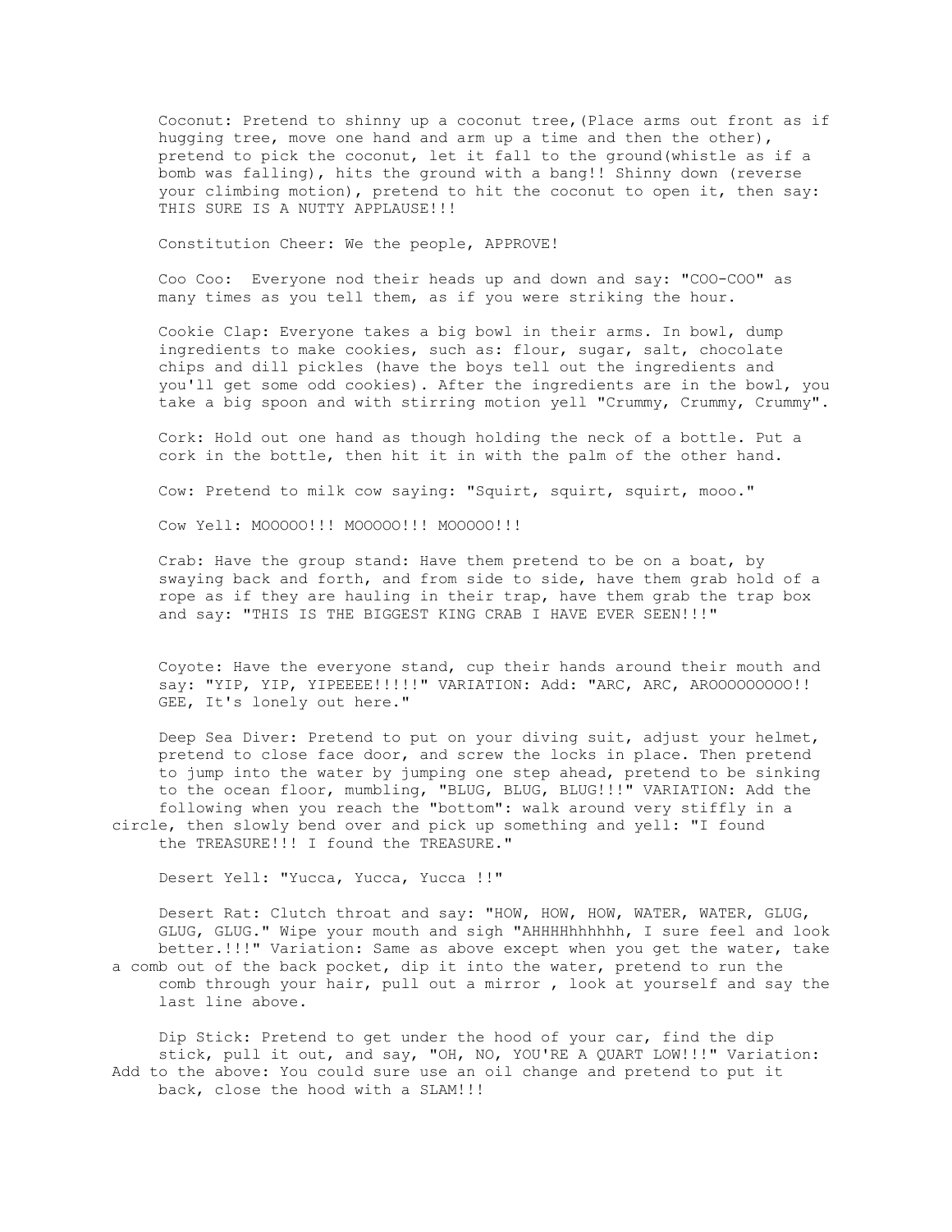Coconut: Pretend to shinny up a coconut tree,(Place arms out front as if hugging tree, move one hand and arm up a time and then the other), pretend to pick the coconut, let it fall to the ground(whistle as if a bomb was falling), hits the ground with a bang!! Shinny down (reverse your climbing motion), pretend to hit the coconut to open it, then say: THIS SURE IS A NUTTY APPLAUSE!!!

Constitution Cheer: We the people, APPROVE!

Coo Coo: Everyone nod their heads up and down and say: "COO-COO" as many times as you tell them, as if you were striking the hour.

Cookie Clap: Everyone takes a big bowl in their arms. In bowl, dump ingredients to make cookies, such as: flour, sugar, salt, chocolate chips and dill pickles (have the boys tell out the ingredients and you'll get some odd cookies). After the ingredients are in the bowl, you take a big spoon and with stirring motion yell "Crummy, Crummy, Crummy".

Cork: Hold out one hand as though holding the neck of a bottle. Put a cork in the bottle, then hit it in with the palm of the other hand.

Cow: Pretend to milk cow saying: "Squirt, squirt, squirt, mooo."

Cow Yell: MOOOOO!!! MOOOOO!!! MOOOOO!!!

Crab: Have the group stand: Have them pretend to be on a boat, by swaying back and forth, and from side to side, have them grab hold of a rope as if they are hauling in their trap, have them grab the trap box and say: "THIS IS THE BIGGEST KING CRAB I HAVE EVER SEEN!!!"

Coyote: Have the everyone stand, cup their hands around their mouth and say: "YIP, YIP, YIPEEEE!!!!!" VARIATION: Add: "ARC, ARC, AROOOOOOOOO!! GEE, It's lonely out here."

Deep Sea Diver: Pretend to put on your diving suit, adjust your helmet, pretend to close face door, and screw the locks in place. Then pretend to jump into the water by jumping one step ahead, pretend to be sinking to the ocean floor, mumbling, "BLUG, BLUG, BLUG!!!" VARIATION: Add the following when you reach the "bottom": walk around very stiffly in a circle, then slowly bend over and pick up something and yell: "I found the TREASURE!!! I found the TREASURE."

Desert Yell: "Yucca, Yucca, Yucca !!"

Desert Rat: Clutch throat and say: "HOW, HOW, HOW, WATER, WATER, GLUG, GLUG, GLUG." Wipe your mouth and sigh "AHHHHhhhhhh, I sure feel and look better.!!!" Variation: Same as above except when you get the water, take a comb out of the back pocket, dip it into the water, pretend to run the comb through your hair, pull out a mirror , look at yourself and say the last line above.

Dip Stick: Pretend to get under the hood of your car, find the dip stick, pull it out, and say, "OH, NO, YOU'RE A QUART LOW!!!" Variation: Add to the above: You could sure use an oil change and pretend to put it back, close the hood with a SLAM!!!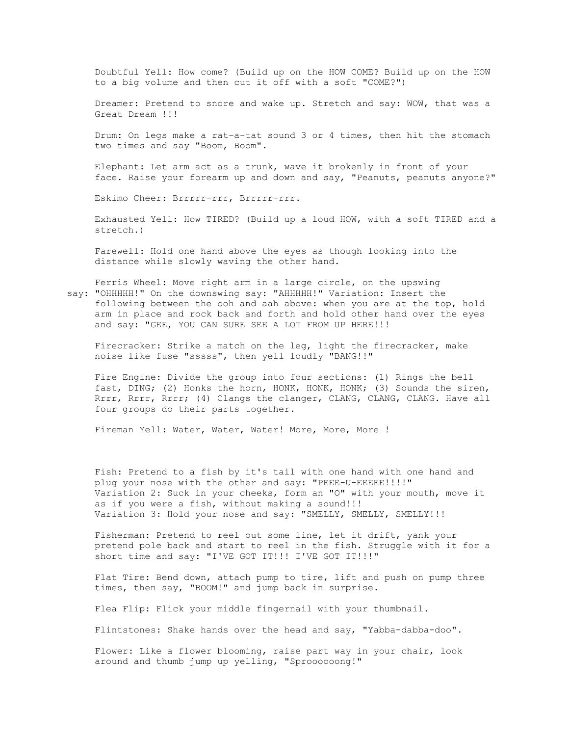Doubtful Yell: How come? (Build up on the HOW COME? Build up on the HOW to a big volume and then cut it off with a soft "COME?")

Dreamer: Pretend to snore and wake up. Stretch and say: WOW, that was a Great Dream !!!

Drum: On legs make a rat-a-tat sound 3 or 4 times, then hit the stomach two times and say "Boom, Boom".

Elephant: Let arm act as a trunk, wave it brokenly in front of your face. Raise your forearm up and down and say, "Peanuts, peanuts anyone?"

Eskimo Cheer: Brrrrr-rrr, Brrrrr-rrr.

Exhausted Yell: How TIRED? (Build up a loud HOW, with a soft TIRED and a stretch.)

Farewell: Hold one hand above the eyes as though looking into the distance while slowly waving the other hand.

Ferris Wheel: Move right arm in a large circle, on the upswing say: "OHHHHH!" On the downswing say: "AHHHHH!" Variation: Insert the following between the ooh and aah above: when you are at the top, hold arm in place and rock back and forth and hold other hand over the eyes and say: "GEE, YOU CAN SURE SEE A LOT FROM UP HERE!!!

Firecracker: Strike a match on the leg, light the firecracker, make noise like fuse "sssss", then yell loudly "BANG!!"

Fire Engine: Divide the group into four sections: (1) Rings the bell fast, DING; (2) Honks the horn, HONK, HONK, HONK; (3) Sounds the siren, Rrrr, Rrrr, Rrrr; (4) Clangs the clanger, CLANG, CLANG, CLANG. Have all four groups do their parts together.

Fireman Yell: Water, Water, Water! More, More, More !

Fish: Pretend to a fish by it's tail with one hand with one hand and plug your nose with the other and say: "PEEE-U-EEEEE!!!!"
Variation 2: Suck in your cheeks, form an "O" with your mouth, move it as if you were a fish, without making a sound!!!
Variation 3: Hold your nose and say: "SMELLY, SMELLY, SMELLY!!!

Fisherman: Pretend to reel out some line, let it drift, yank your pretend pole back and start to reel in the fish. Struggle with it for a short time and say: "I'VE GOT IT!!! I'VE GOT IT!!!"

Flat Tire: Bend down, attach pump to tire, lift and push on pump three times, then say, "BOOM!" and jump back in surprise.

Flea Flip: Flick your middle fingernail with your thumbnail.

Flintstones: Shake hands over the head and say, "Yabba-dabba-doo".

Flower: Like a flower blooming, raise part way in your chair, look around and thumb jump up yelling, "Sprooooong!"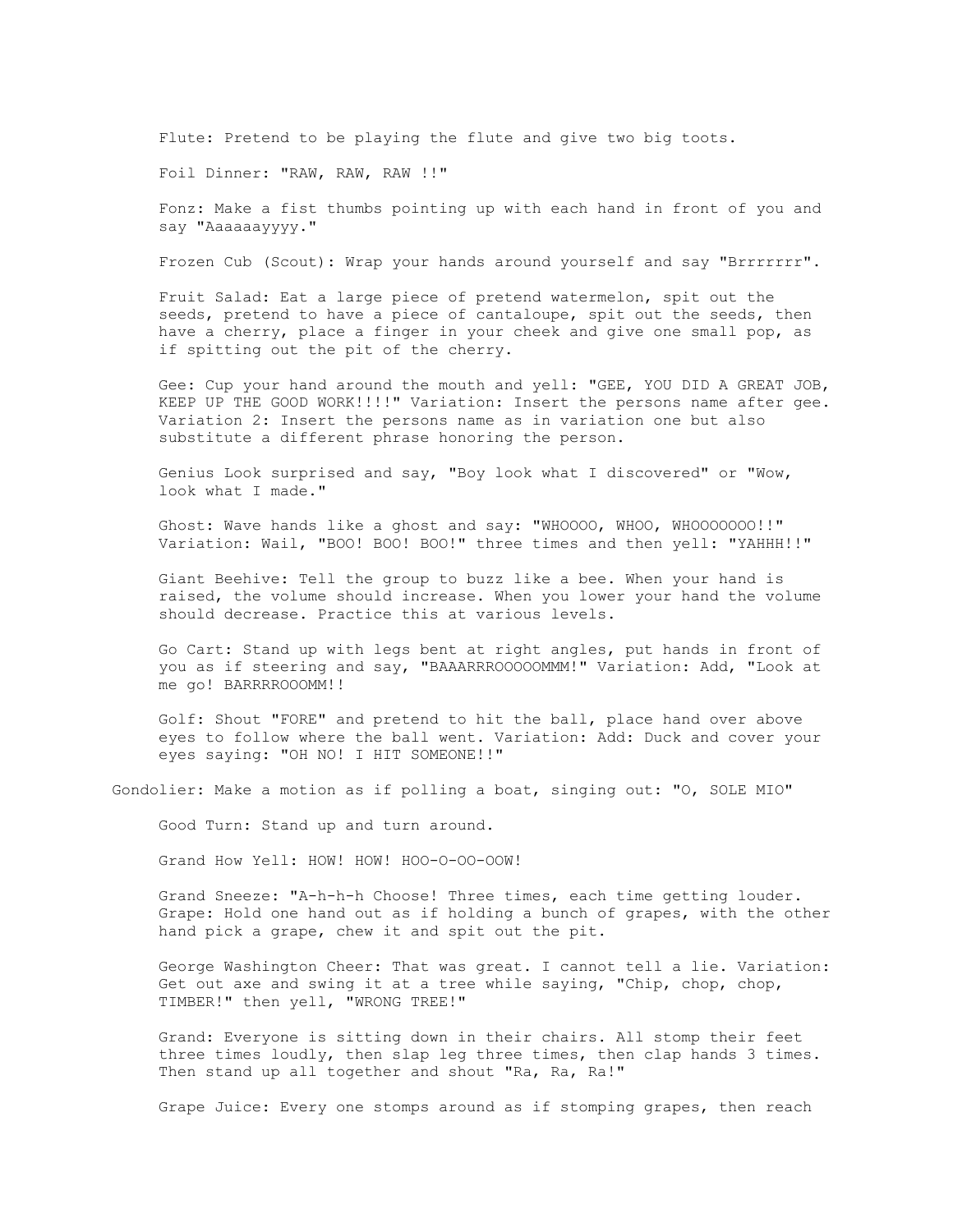Flute: Pretend to be playing the flute and give two big toots.

Foil Dinner: "RAW, RAW, RAW !!"

Fonz: Make a fist thumbs pointing up with each hand in front of you and say "Aaaaaayyyy."

Frozen Cub (Scout): Wrap your hands around yourself and say "Brrrrrrr".

Fruit Salad: Eat a large piece of pretend watermelon, spit out the seeds, pretend to have a piece of cantaloupe, spit out the seeds, then have a cherry, place a finger in your cheek and give one small pop, as if spitting out the pit of the cherry.

Gee: Cup your hand around the mouth and yell: "GEE, YOU DID A GREAT JOB, KEEP UP THE GOOD WORK!!!!" Variation: Insert the persons name after gee. Variation 2: Insert the persons name as in variation one but also substitute a different phrase honoring the person.

Genius Look surprised and say, "Boy look what I discovered" or "Wow, look what I made."

Ghost: Wave hands like a ghost and say: "WHOOOO, WHOO, WHOOOOOOO!!" Variation: Wail, "BOO! BOO! BOO!" three times and then yell: "YAHHH!!"

Giant Beehive: Tell the group to buzz like a bee. When your hand is raised, the volume should increase. When you lower your hand the volume should decrease. Practice this at various levels.

Go Cart: Stand up with legs bent at right angles, put hands in front of you as if steering and say, "BAAARRROOOOOMMM!" Variation: Add, "Look at me go! BARRRROOOMM!!

Golf: Shout "FORE" and pretend to hit the ball, place hand over above eyes to follow where the ball went. Variation: Add: Duck and cover your eyes saying: "OH NO! I HIT SOMEONE!!"

Gondolier: Make a motion as if polling a boat, singing out: "O, SOLE MIO"

Good Turn: Stand up and turn around.

Grand How Yell: HOW! HOW! HOO-O-OO-OOW!

Grand Sneeze: "A-h-h-h Choose! Three times, each time getting louder. Grape: Hold one hand out as if holding a bunch of grapes, with the other hand pick a grape, chew it and spit out the pit.

George Washington Cheer: That was great. I cannot tell a lie. Variation: Get out axe and swing it at a tree while saying, "Chip, chop, chop, TIMBER!" then yell, "WRONG TREE!"

Grand: Everyone is sitting down in their chairs. All stomp their feet three times loudly, then slap leg three times, then clap hands 3 times. Then stand up all together and shout "Ra, Ra, Ra!"

Grape Juice: Every one stomps around as if stomping grapes, then reach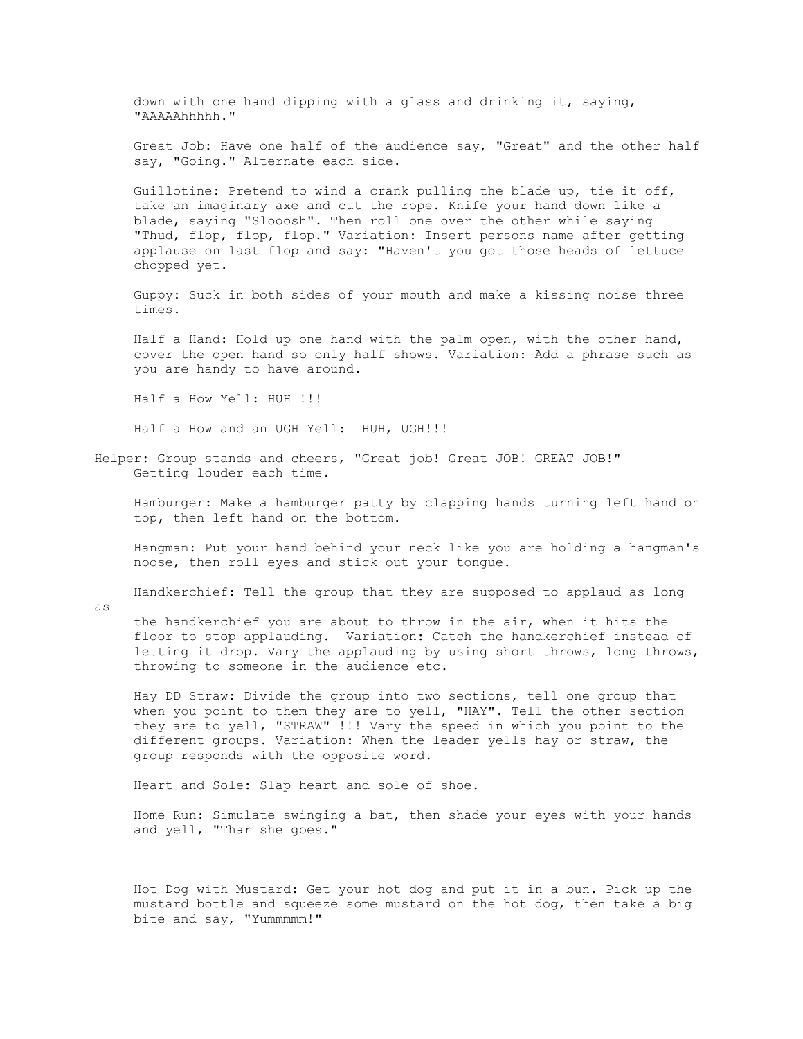down with one hand dipping with a glass and drinking it, saying, "AAAAAhhhhh."

Great Job: Have one half of the audience say, "Great" and the other half say, "Going." Alternate each side.

Guillotine: Pretend to wind a crank pulling the blade up, tie it off, take an imaginary axe and cut the rope. Knife your hand down like a blade, saying "Slooosh". Then roll one over the other while saying "Thud, flop, flop, flop." Variation: Insert persons name after getting applause on last flop and say: "Haven't you got those heads of lettuce chopped yet.

Guppy: Suck in both sides of your mouth and make a kissing noise three times.

Half a Hand: Hold up one hand with the palm open, with the other hand, cover the open hand so only half shows. Variation: Add a phrase such as you are handy to have around.

Half a How Yell: HUH !!!

Half a How and an UGH Yell: HUH, UGH!!!

Helper: Group stands and cheers, "Great job! Great JOB! GREAT JOB!" Getting louder each time.

Hamburger: Make a hamburger patty by clapping hands turning left hand on top, then left hand on the bottom.

Hangman: Put your hand behind your neck like you are holding a hangman's noose, then roll eyes and stick out your tongue.

Handkerchief: Tell the group that they are supposed to applaud as long as the handkerchief you are about to throw in the air, when it hits the floor to stop applauding. Variation: Catch the handkerchief instead of letting it drop. Vary the applauding by using short throws, long throws, throwing to someone in the audience etc.

Hay DD Straw: Divide the group into two sections, tell one group that when you point to them they are to yell, "HAY". Tell the other section they are to yell, "STRAW" !!! Vary the speed in which you point to the different groups. Variation: When the leader yells hay or straw, the group responds with the opposite word.

Heart and Sole: Slap heart and sole of shoe.

Home Run: Simulate swinging a bat, then shade your eyes with your hands and yell, "Thar she goes."

Hot Dog with Mustard: Get your hot dog and put it in a bun. Pick up the mustard bottle and squeeze some mustard on the hot dog, then take a big bite and say, "Yummmmm!"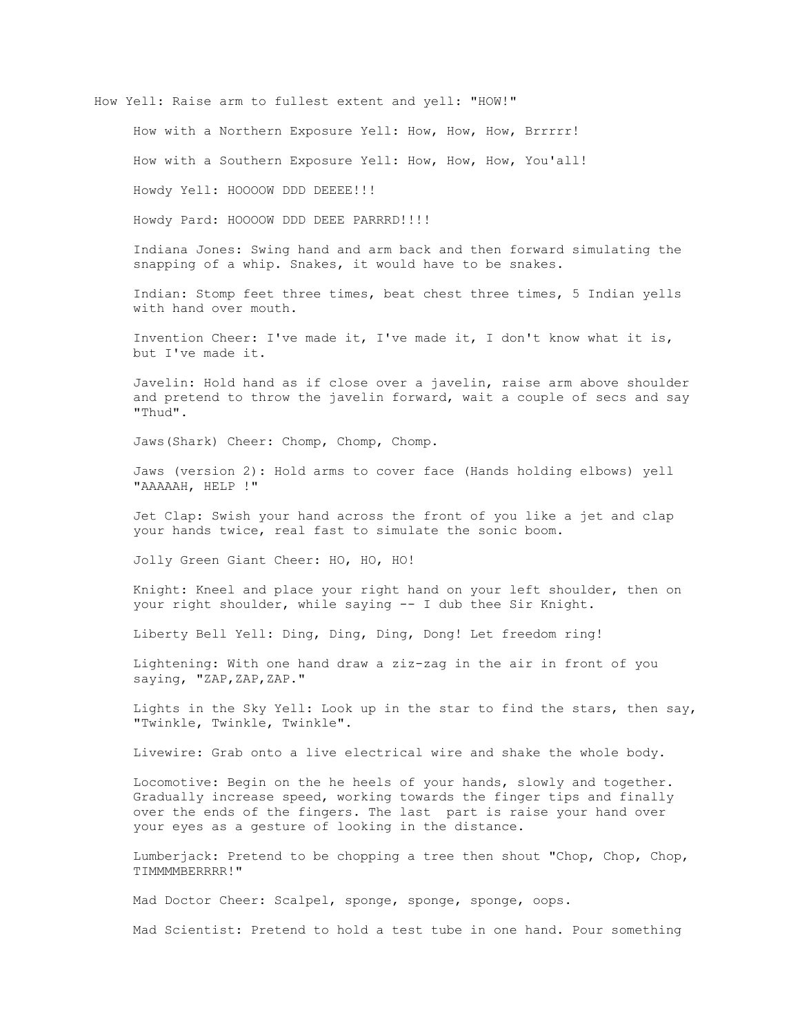How Yell: Raise arm to fullest extent and yell: "HOW!"

How with a Northern Exposure Yell: How, How, How, Brrrrr!

How with a Southern Exposure Yell: How, How, How, You'all!

Howdy Yell: HOOOOW DDD DEEEE!!!

Howdy Pard: HOOOOW DDD DEEE PARRRD!!!!

Indiana Jones: Swing hand and arm back and then forward simulating the snapping of a whip. Snakes, it would have to be snakes.

Indian: Stomp feet three times, beat chest three times, 5 Indian yells with hand over mouth.

Invention Cheer: I've made it, I've made it, I don't know what it is, but I've made it.

Javelin: Hold hand as if close over a javelin, raise arm above shoulder and pretend to throw the javelin forward, wait a couple of secs and say "Thud".

Jaws(Shark) Cheer: Chomp, Chomp, Chomp.

Jaws (version 2): Hold arms to cover face (Hands holding elbows) yell "AAAAAH, HELP !"

Jet Clap: Swish your hand across the front of you like a jet and clap your hands twice, real fast to simulate the sonic boom.

Jolly Green Giant Cheer: HO, HO, HO!

Knight: Kneel and place your right hand on your left shoulder, then on your right shoulder, while saying -- I dub thee Sir Knight.

Liberty Bell Yell: Ding, Ding, Ding, Dong! Let freedom ring!

Lightening: With one hand draw a ziz-zag in the air in front of you saying, "ZAP,ZAP,ZAP."

Lights in the Sky Yell: Look up in the star to find the stars, then say, "Twinkle, Twinkle, Twinkle".

Livewire: Grab onto a live electrical wire and shake the whole body.

Locomotive: Begin on the he heels of your hands, slowly and together. Gradually increase speed, working towards the finger tips and finally over the ends of the fingers. The last part is raise your hand over your eyes as a gesture of looking in the distance.

Lumberjack: Pretend to be chopping a tree then shout "Chop, Chop, Chop, TIMMMMBERRRR!"

Mad Doctor Cheer: Scalpel, sponge, sponge, sponge, oops.

Mad Scientist: Pretend to hold a test tube in one hand. Pour something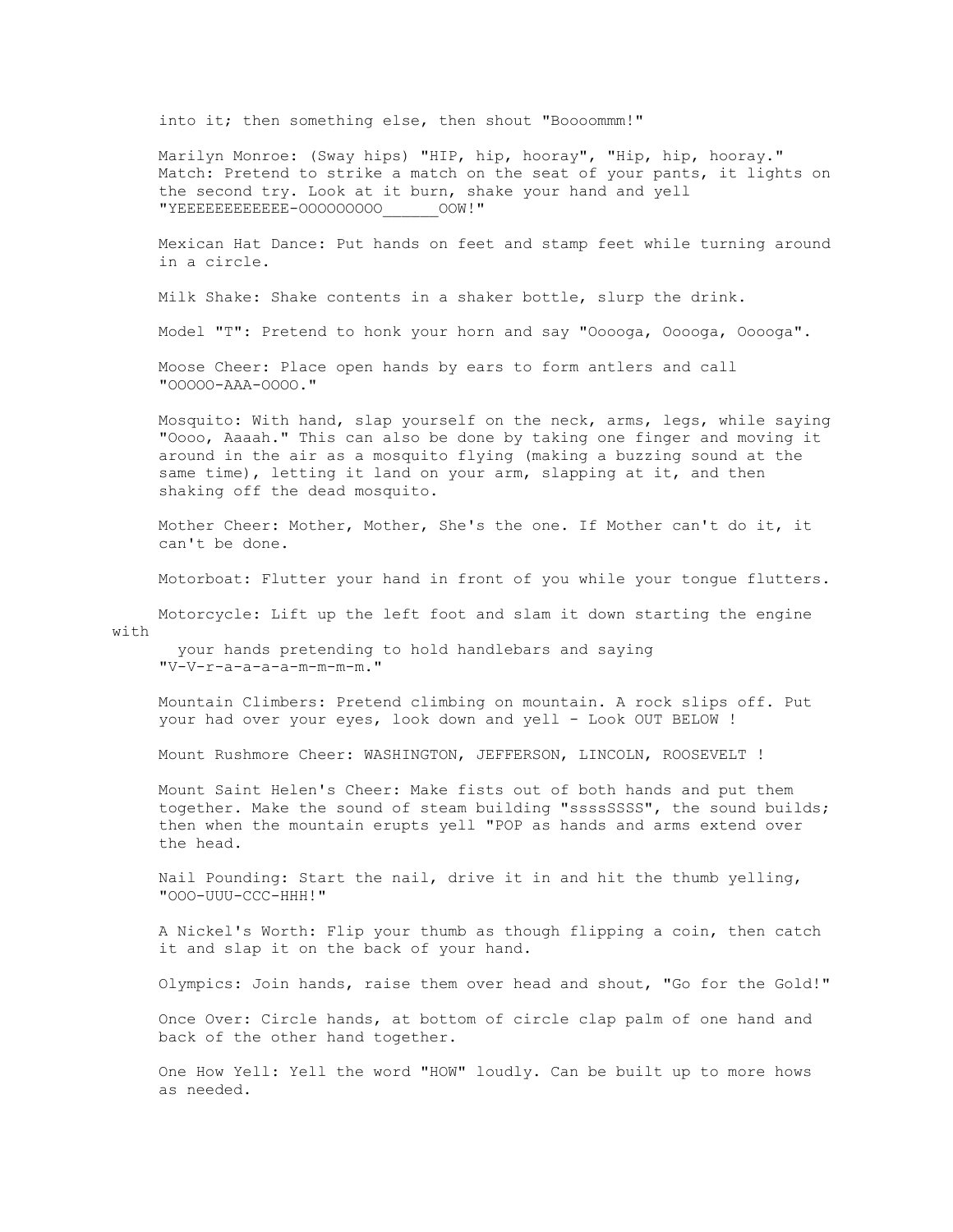into it; then something else, then shout "Boooommm!"

Marilyn Monroe: (Sway hips) "HIP, hip, hooray", "Hip, hip, hooray."
Match: Pretend to strike a match on the seat of your pants, it lights on the second try. Look at it burn, shake your hand and yell "YEEEEEEEEEEE-OOOOOOOOO______OOW!"

Mexican Hat Dance: Put hands on feet and stamp feet while turning around in a circle.

Milk Shake: Shake contents in a shaker bottle, slurp the drink.

Model "T": Pretend to honk your horn and say "Ooooga, Ooooga, Ooooga".

Moose Cheer: Place open hands by ears to form antlers and call "OOOOO-AAA-OOOO."

Mosquito: With hand, slap yourself on the neck, arms, legs, while saying "Oooo, Aaaah." This can also be done by taking one finger and moving it around in the air as a mosquito flying (making a buzzing sound at the same time), letting it land on your arm, slapping at it, and then shaking off the dead mosquito.

Mother Cheer: Mother, Mother, She's the one. If Mother can't do it, it can't be done.

Motorboat: Flutter your hand in front of you while your tongue flutters.

Motorcycle: Lift up the left foot and slam it down starting the engine with your hands pretending to hold handlebars and saying "V-V-r-a-a-a-a-m-m-m-m."

Mountain Climbers: Pretend climbing on mountain. A rock slips off. Put your had over your eyes, look down and yell - Look OUT BELOW !

Mount Rushmore Cheer: WASHINGTON, JEFFERSON, LINCOLN, ROOSEVELT !

Mount Saint Helen's Cheer: Make fists out of both hands and put them together. Make the sound of steam building "ssssSSSS", the sound builds; then when the mountain erupts yell "POP as hands and arms extend over the head.

Nail Pounding: Start the nail, drive it in and hit the thumb yelling, "OOO-UUU-CCC-HHH!"

A Nickel's Worth: Flip your thumb as though flipping a coin, then catch it and slap it on the back of your hand.

Olympics: Join hands, raise them over head and shout, "Go for the Gold!"

Once Over: Circle hands, at bottom of circle clap palm of one hand and back of the other hand together.

One How Yell: Yell the word "HOW" loudly. Can be built up to more hows as needed.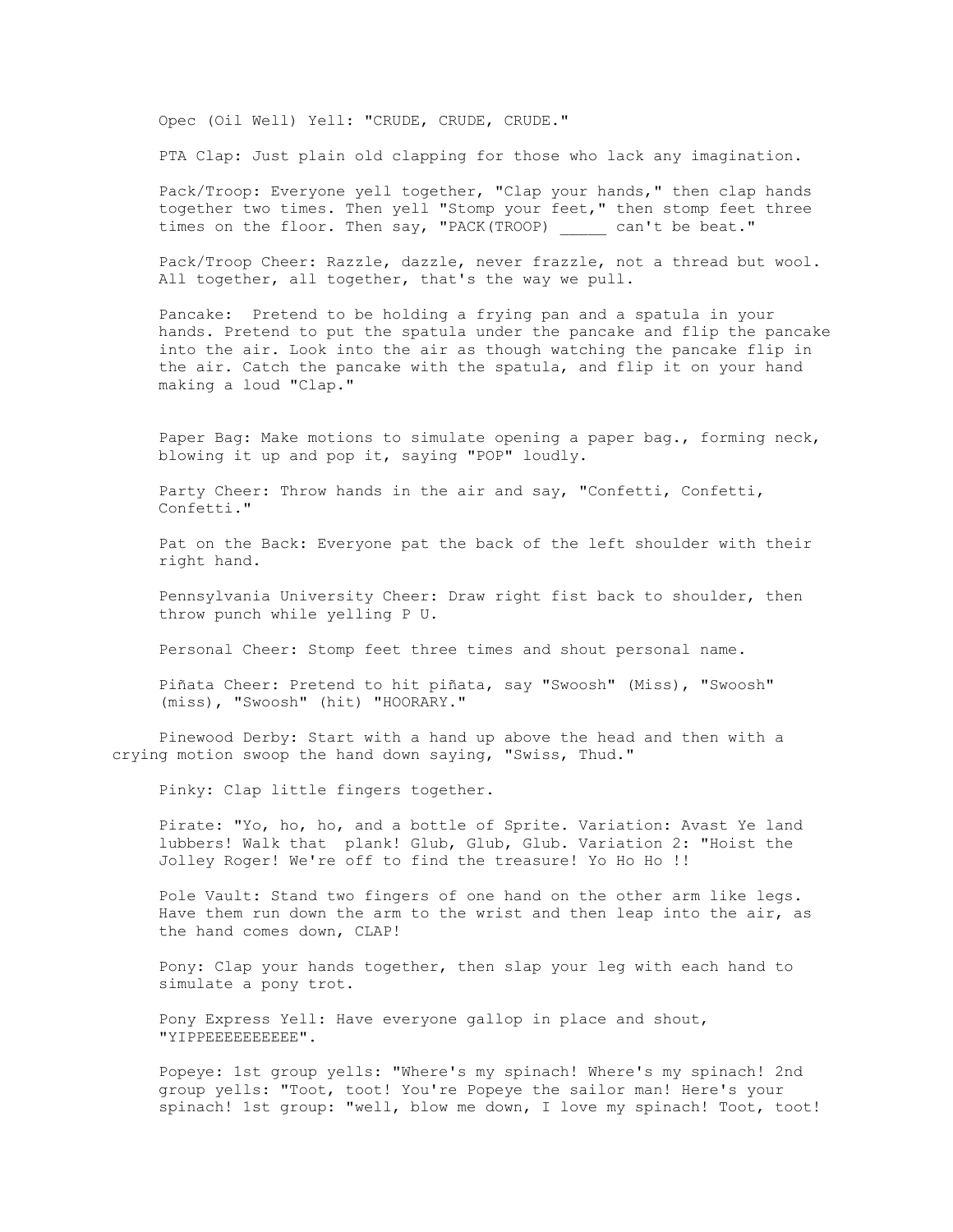Opec (Oil Well) Yell: "CRUDE, CRUDE, CRUDE."

PTA Clap: Just plain old clapping for those who lack any imagination.

Pack/Troop: Everyone yell together, "Clap your hands," then clap hands together two times. Then yell "Stomp your feet," then stomp feet three times on the floor. Then say, "PACK(TROOP) _____ can't be beat."

Pack/Troop Cheer: Razzle, dazzle, never frazzle, not a thread but wool. All together, all together, that's the way we pull.

Pancake: Pretend to be holding a frying pan and a spatula in your hands. Pretend to put the spatula under the pancake and flip the pancake into the air. Look into the air as though watching the pancake flip in the air. Catch the pancake with the spatula, and flip it on your hand making a loud "Clap."

Paper Bag: Make motions to simulate opening a paper bag., forming neck, blowing it up and pop it, saying "POP" loudly.

Party Cheer: Throw hands in the air and say, "Confetti, Confetti, Confetti."

Pat on the Back: Everyone pat the back of the left shoulder with their right hand.

Pennsylvania University Cheer: Draw right fist back to shoulder, then throw punch while yelling P U.

Personal Cheer: Stomp feet three times and shout personal name.

Piñata Cheer: Pretend to hit piñata, say "Swoosh" (Miss), "Swoosh" (miss), "Swoosh" (hit) "HOORARY."

Pinewood Derby: Start with a hand up above the head and then with a crying motion swoop the hand down saying, "Swiss, Thud."

Pinky: Clap little fingers together.

Pirate: "Yo, ho, ho, and a bottle of Sprite. Variation: Avast Ye land lubbers! Walk that plank! Glub, Glub, Glub. Variation 2: "Hoist the Jolley Roger! We're off to find the treasure! Yo Ho Ho !!

Pole Vault: Stand two fingers of one hand on the other arm like legs. Have them run down the arm to the wrist and then leap into the air, as the hand comes down, CLAP!

Pony: Clap your hands together, then slap your leg with each hand to simulate a pony trot.

Pony Express Yell: Have everyone gallop in place and shout, "YIPPEEEEEEEEEE".

Popeye: 1st group yells: "Where's my spinach! Where's my spinach! 2nd group yells: "Toot, toot! You're Popeye the sailor man! Here's your spinach! 1st group: "well, blow me down, I love my spinach! Toot, toot!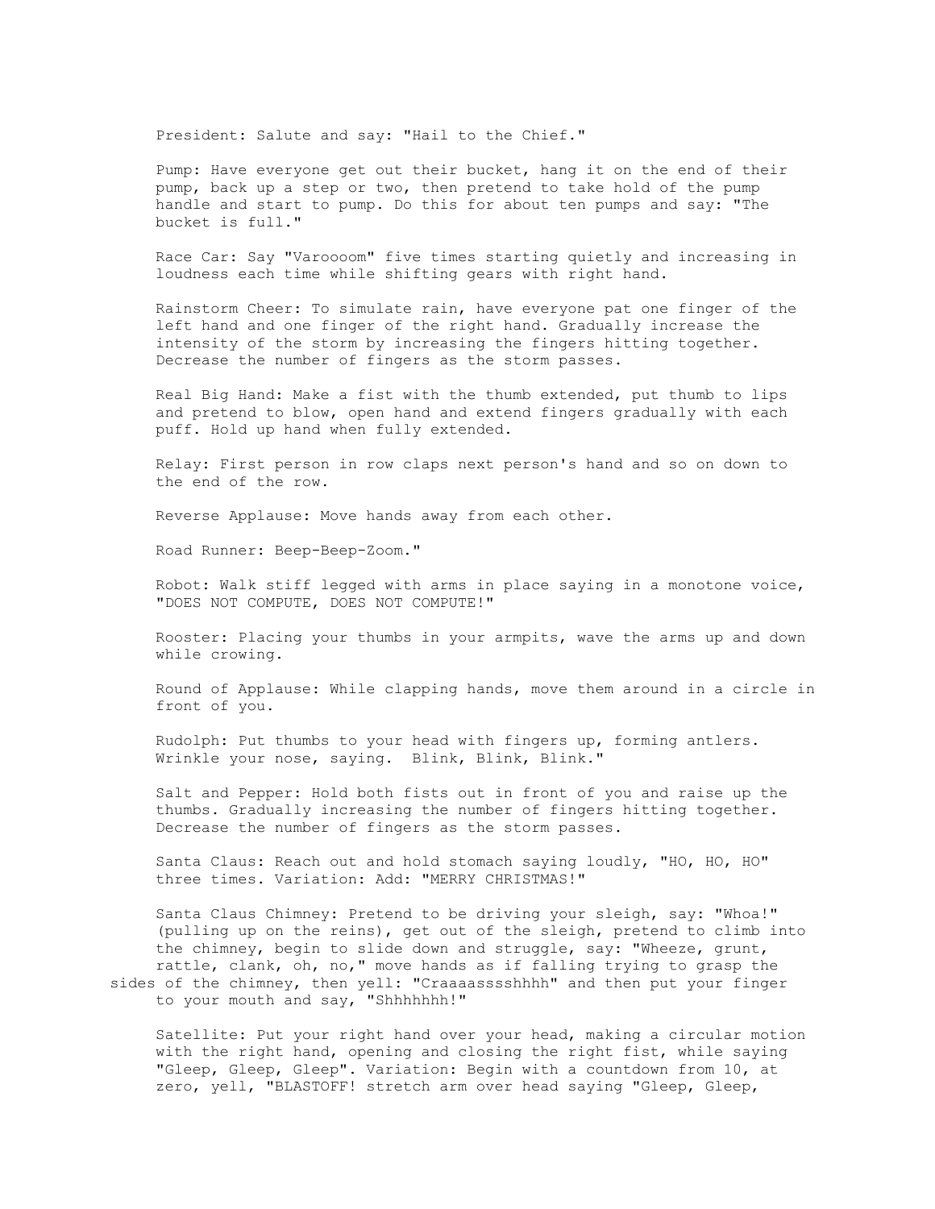President: Salute and say: "Hail to the Chief."

Pump: Have everyone get out their bucket, hang it on the end of their pump, back up a step or two, then pretend to take hold of the pump handle and start to pump. Do this for about ten pumps and say: "The bucket is full."

Race Car: Say "Varoooom" five times starting quietly and increasing in loudness each time while shifting gears with right hand.

Rainstorm Cheer: To simulate rain, have everyone pat one finger of the left hand and one finger of the right hand. Gradually increase the intensity of the storm by increasing the fingers hitting together. Decrease the number of fingers as the storm passes.

Real Big Hand: Make a fist with the thumb extended, put thumb to lips and pretend to blow, open hand and extend fingers gradually with each puff. Hold up hand when fully extended.

Relay: First person in row claps next person's hand and so on down to the end of the row.

Reverse Applause: Move hands away from each other.

Road Runner: Beep-Beep-Zoom."

Robot: Walk stiff legged with arms in place saying in a monotone voice, "DOES NOT COMPUTE, DOES NOT COMPUTE!"

Rooster: Placing your thumbs in your armpits, wave the arms up and down while crowing.

Round of Applause: While clapping hands, move them around in a circle in front of you.

Rudolph: Put thumbs to your head with fingers up, forming antlers. Wrinkle your nose, saying. Blink, Blink, Blink."

Salt and Pepper: Hold both fists out in front of you and raise up the thumbs. Gradually increasing the number of fingers hitting together. Decrease the number of fingers as the storm passes.

Santa Claus: Reach out and hold stomach saying loudly, "HO, HO, HO" three times. Variation: Add: "MERRY CHRISTMAS!"

Santa Claus Chimney: Pretend to be driving your sleigh, say: "Whoa!" (pulling up on the reins), get out of the sleigh, pretend to climb into the chimney, begin to slide down and struggle, say: "Wheeze, grunt, rattle, clank, oh, no," move hands as if falling trying to grasp the sides of the chimney, then yell: "Craaaasssshhhh" and then put your finger to your mouth and say, "Shhhhhhh!"

Satellite: Put your right hand over your head, making a circular motion with the right hand, opening and closing the right fist, while saying "Gleep, Gleep, Gleep". Variation: Begin with a countdown from 10, at zero, yell, "BLASTOFF! stretch arm over head saying "Gleep, Gleep,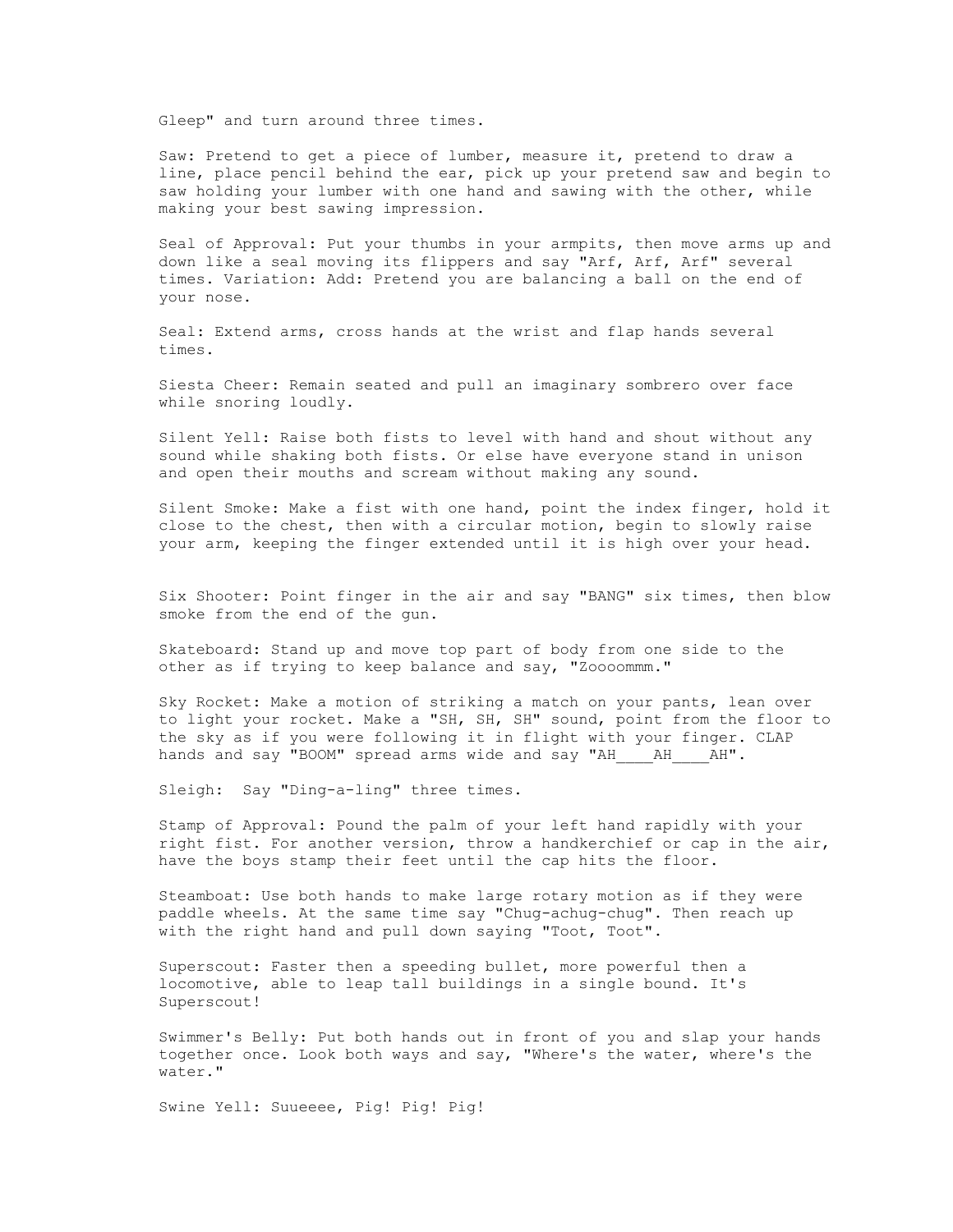Gleep" and turn around three times.

Saw: Pretend to get a piece of lumber, measure it, pretend to draw a line, place pencil behind the ear, pick up your pretend saw and begin to saw holding your lumber with one hand and sawing with the other, while making your best sawing impression.

Seal of Approval: Put your thumbs in your armpits, then move arms up and down like a seal moving its flippers and say "Arf, Arf, Arf" several times. Variation: Add: Pretend you are balancing a ball on the end of your nose.

Seal: Extend arms, cross hands at the wrist and flap hands several times.

Siesta Cheer: Remain seated and pull an imaginary sombrero over face while snoring loudly.

Silent Yell: Raise both fists to level with hand and shout without any sound while shaking both fists. Or else have everyone stand in unison and open their mouths and scream without making any sound.

Silent Smoke: Make a fist with one hand, point the index finger, hold it close to the chest, then with a circular motion, begin to slowly raise your arm, keeping the finger extended until it is high over your head.

Six Shooter: Point finger in the air and say "BANG" six times, then blow smoke from the end of the gun.

Skateboard: Stand up and move top part of body from one side to the other as if trying to keep balance and say, "Zoooommm."

Sky Rocket: Make a motion of striking a match on your pants, lean over to light your rocket. Make a "SH, SH, SH" sound, point from the floor to the sky as if you were following it in flight with your finger. CLAP hands and say "BOOM" spread arms wide and say "AH____AH____AH".

Sleigh: Say "Ding-a-ling" three times.

Stamp of Approval: Pound the palm of your left hand rapidly with your right fist. For another version, throw a handkerchief or cap in the air, have the boys stamp their feet until the cap hits the floor.

Steamboat: Use both hands to make large rotary motion as if they were paddle wheels. At the same time say "Chug-achug-chug". Then reach up with the right hand and pull down saying "Toot, Toot".

Superscout: Faster then a speeding bullet, more powerful then a locomotive, able to leap tall buildings in a single bound. It's Superscout!

Swimmer's Belly: Put both hands out in front of you and slap your hands together once. Look both ways and say, "Where's the water, where's the water."

Swine Yell: Suueeee, Pig! Pig! Pig!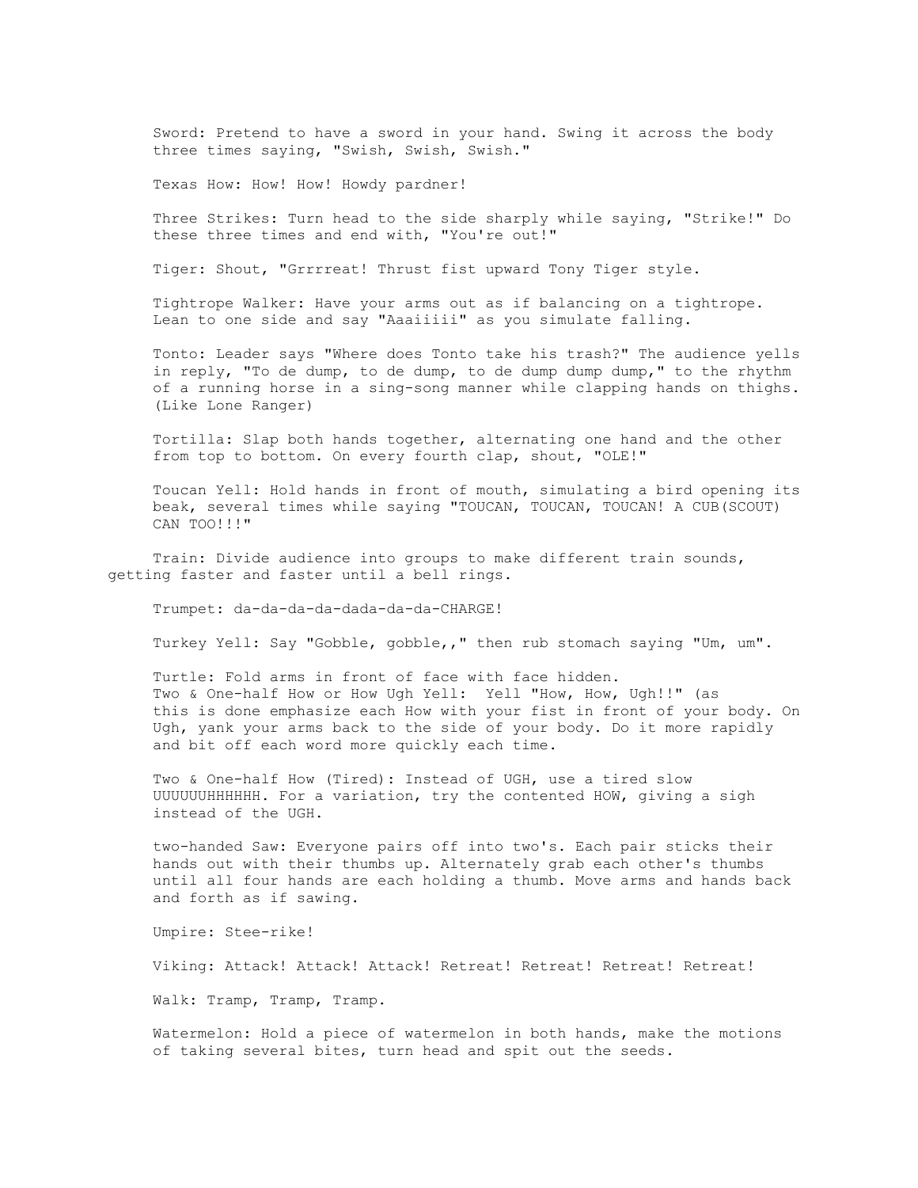Sword: Pretend to have a sword in your hand. Swing it across the body three times saying, "Swish, Swish, Swish."

Texas How: How! How! Howdy pardner!

Three Strikes: Turn head to the side sharply while saying, "Strike!" Do these three times and end with, "You're out!"

Tiger: Shout, "Grrrreat! Thrust fist upward Tony Tiger style.

Tightrope Walker: Have your arms out as if balancing on a tightrope. Lean to one side and say "Aaaiiiii" as you simulate falling.

Tonto: Leader says "Where does Tonto take his trash?" The audience yells in reply, "To de dump, to de dump, to de dump dump dump," to the rhythm of a running horse in a sing-song manner while clapping hands on thighs. (Like Lone Ranger)

Tortilla: Slap both hands together, alternating one hand and the other from top to bottom. On every fourth clap, shout, "OLE!"

Toucan Yell: Hold hands in front of mouth, simulating a bird opening its beak, several times while saying "TOUCAN, TOUCAN, TOUCAN! A CUB(SCOUT) CAN TOO!!!"

Train: Divide audience into groups to make different train sounds, getting faster and faster until a bell rings.

Trumpet: da-da-da-da-dada-da-da-CHARGE!

Turkey Yell: Say "Gobble, gobble,," then rub stomach saying "Um, um".

Turtle: Fold arms in front of face with face hidden.
Two & One-half How or How Ugh Yell: Yell "How, How, Ugh!!" (as this is done emphasize each How with your fist in front of your body. On Ugh, yank your arms back to the side of your body. Do it more rapidly and bit off each word more quickly each time.

Two & One-half How (Tired): Instead of UGH, use a tired slow UUUUUUHHHHHH. For a variation, try the contented HOW, giving a sigh instead of the UGH.

two-handed Saw: Everyone pairs off into two's. Each pair sticks their hands out with their thumbs up. Alternately grab each other's thumbs until all four hands are each holding a thumb. Move arms and hands back and forth as if sawing.

Umpire: Stee-rike!

Viking: Attack! Attack! Attack! Retreat! Retreat! Retreat! Retreat!

Walk: Tramp, Tramp, Tramp.

Watermelon: Hold a piece of watermelon in both hands, make the motions of taking several bites, turn head and spit out the seeds.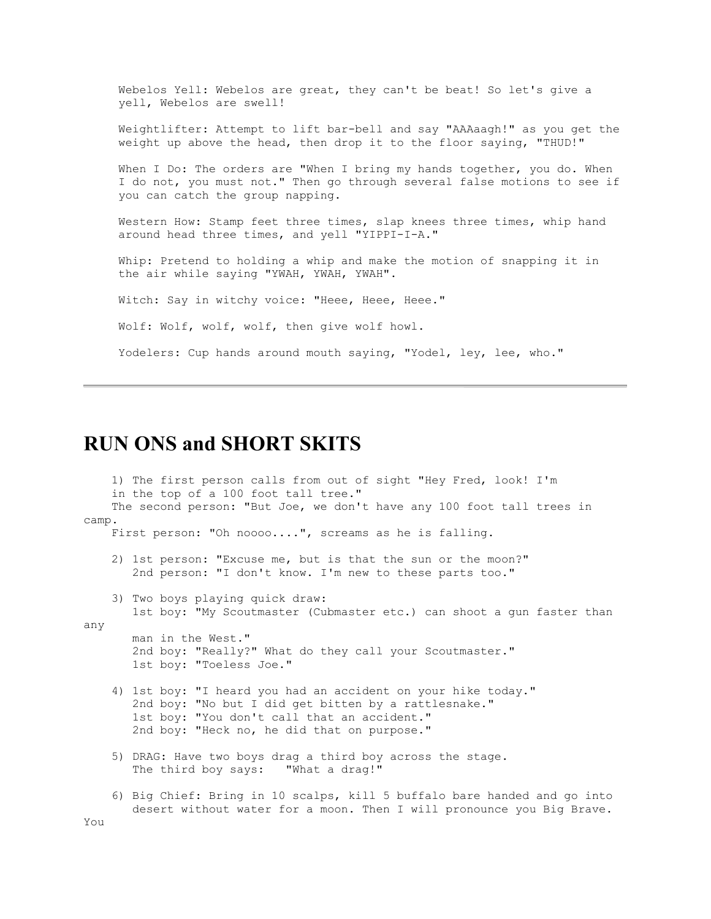Webelos Yell: Webelos are great, they can't be beat! So let's give a yell, Webelos are swell!

Weightlifter: Attempt to lift bar-bell and say "AAAaagh!" as you get the weight up above the head, then drop it to the floor saying, "THUD!"

When I Do: The orders are "When I bring my hands together, you do. When I do not, you must not." Then go through several false motions to see if you can catch the group napping.

Western How: Stamp feet three times, slap knees three times, whip hand around head three times, and yell "YIPPI-I-A."

Whip: Pretend to holding a whip and make the motion of snapping it in the air while saying "YWAH, YWAH, YWAH".

Witch: Say in witchy voice: "Heee, Heee, Heee."

Wolf: Wolf, wolf, wolf, then give wolf howl.

Yodelers: Cup hands around mouth saying, "Yodel, ley, lee, who."

---

# RUN ONS and SHORT SKITS

1) The first person calls from out of sight "Hey Fred, look! I'm in the top of a 100 foot tall tree."
   The second person: "But Joe, we don't have any 100 foot tall trees in camp.
   First person: "Oh noooo....", screams as he is falling.

2) 1st person: "Excuse me, but is that the sun or the moon?"
   2nd person: "I don't know. I'm new to these parts too."

3) Two boys playing quick draw:
   1st boy: "My Scoutmaster (Cubmaster etc.) can shoot a gun faster than any man in the West."
   2nd boy: "Really?" What do they call your Scoutmaster."
   1st boy: "Toeless Joe."

4) 1st boy: "I heard you had an accident on your hike today."
   2nd boy: "No but I did get bitten by a rattlesnake."
   1st boy: "You don't call that an accident."
   2nd boy: "Heck no, he did that on purpose."

5) DRAG: Have two boys drag a third boy across the stage.
   The third boy says: "What a drag!"

6) Big Chief: Bring in 10 scalps, kill 5 buffalo bare handed and go into desert without water for a moon. Then I will pronounce you Big Brave. You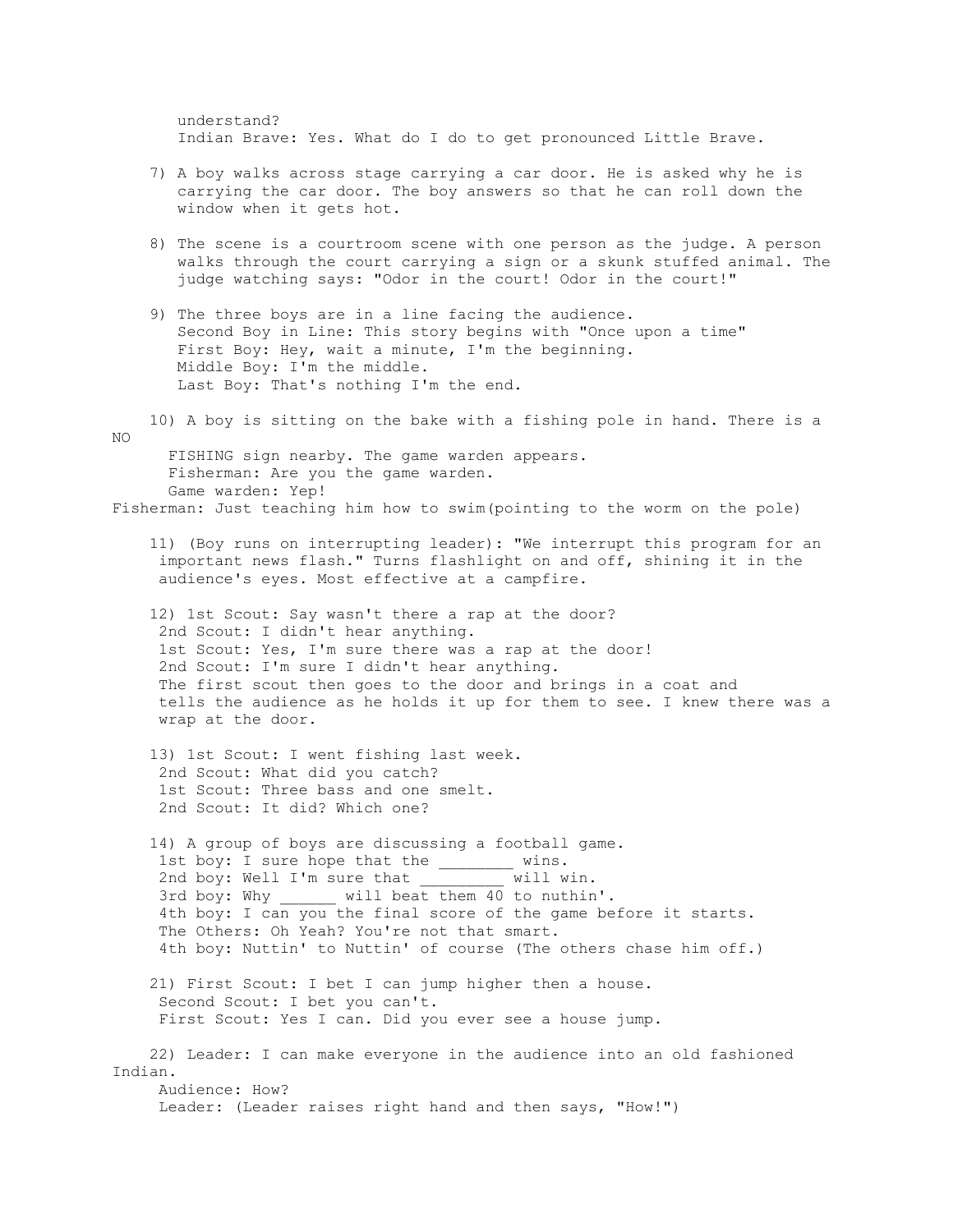understand?
Indian Brave: Yes. What do I do to get pronounced Little Brave.

7) A boy walks across stage carrying a car door. He is asked why he is carrying the car door. The boy answers so that he can roll down the window when it gets hot.

8) The scene is a courtroom scene with one person as the judge. A person walks through the court carrying a sign or a skunk stuffed animal. The judge watching says: "Odor in the court! Odor in the court!"

9) The three boys are in a line facing the audience.
Second Boy in Line: This story begins with "Once upon a time"
First Boy: Hey, wait a minute, I'm the beginning.
Middle Boy: I'm the middle.
Last Boy: That's nothing I'm the end.

10) A boy is sitting on the bake with a fishing pole in hand. There is a NO FISHING sign nearby. The game warden appears.
Fisherman: Are you the game warden.
Game warden: Yep!
Fisherman: Just teaching him how to swim(pointing to the worm on the pole)

11) (Boy runs on interrupting leader): "We interrupt this program for an important news flash." Turns flashlight on and off, shining it in the audience's eyes. Most effective at a campfire.

12) 1st Scout: Say wasn't there a rap at the door?
2nd Scout: I didn't hear anything.
1st Scout: Yes, I'm sure there was a rap at the door!
2nd Scout: I'm sure I didn't hear anything.
The first scout then goes to the door and brings in a coat and tells the audience as he holds it up for them to see. I knew there was a wrap at the door.

13) 1st Scout: I went fishing last week.
2nd Scout: What did you catch?
1st Scout: Three bass and one smelt.
2nd Scout: It did? Which one?

14) A group of boys are discussing a football game.
1st boy: I sure hope that the ________ wins.
2nd boy: Well I'm sure that _________ will win.
3rd boy: Why ______ will beat them 40 to nuthin'.
4th boy: I can you the final score of the game before it starts.
The Others: Oh Yeah? You're not that smart.
4th boy: Nuttin' to Nuttin' of course (The others chase him off.)

21) First Scout: I bet I can jump higher then a house.
Second Scout: I bet you can't.
First Scout: Yes I can. Did you ever see a house jump.

22) Leader: I can make everyone in the audience into an old fashioned Indian.
Audience: How?
Leader: (Leader raises right hand and then says, "How!")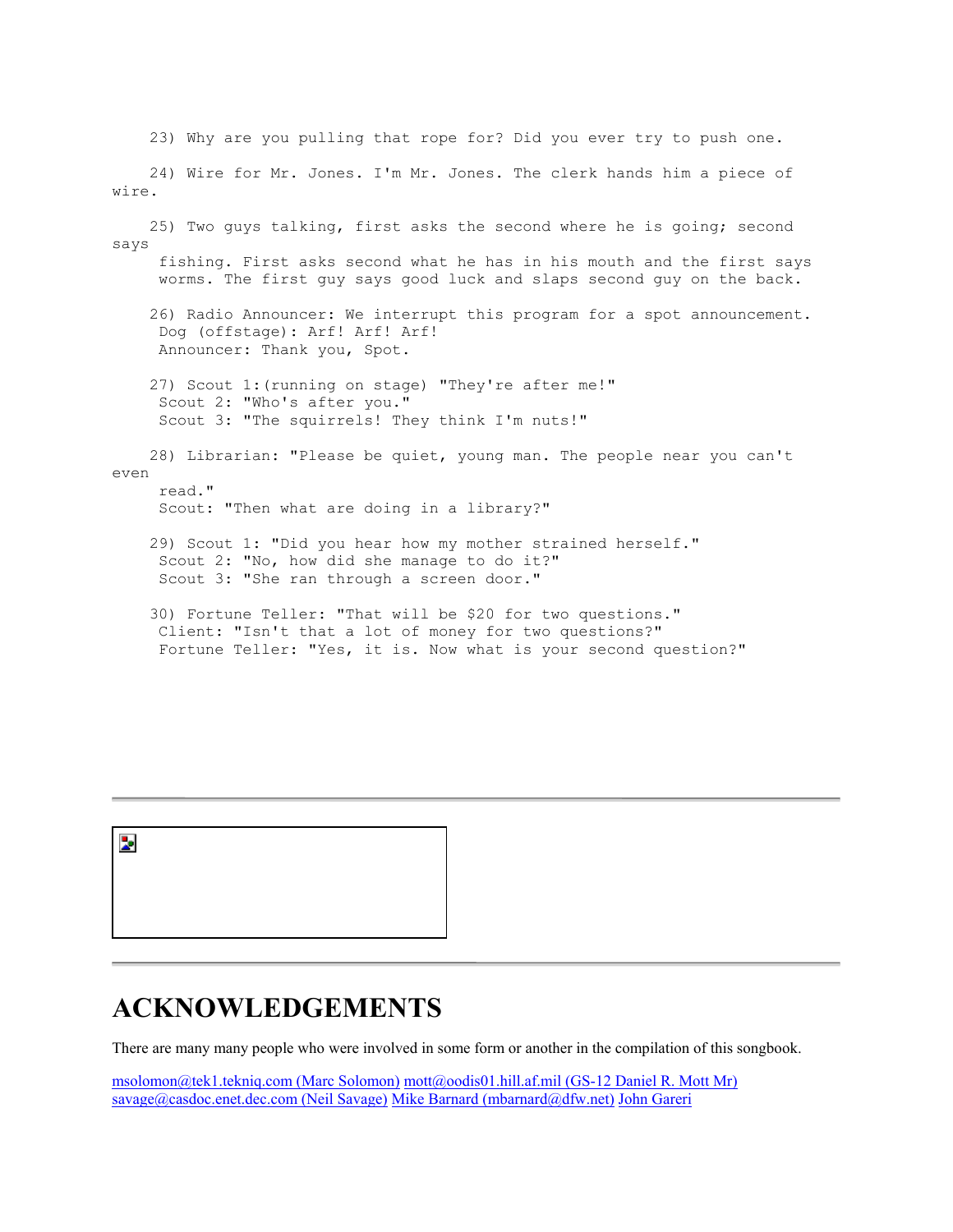23) Why are you pulling that rope for? Did you ever try to push one.

24) Wire for Mr. Jones. I'm Mr. Jones. The clerk hands him a piece of wire.

25) Two guys talking, first asks the second where he is going; second says fishing. First asks second what he has in his mouth and the first says worms. The first guy says good luck and slaps second guy on the back.

26) Radio Announcer: We interrupt this program for a spot announcement.
Dog (offstage): Arf! Arf! Arf!
Announcer: Thank you, Spot.

27) Scout 1:(running on stage) "They're after me!"
Scout 2: "Who's after you."
Scout 3: "The squirrels! They think I'm nuts!"

28) Librarian: "Please be quiet, young man. The people near you can't even read."
Scout: "Then what are doing in a library?"

29) Scout 1: "Did you hear how my mother strained herself."
Scout 2: "No, how did she manage to do it?"
Scout 3: "She ran through a screen door."

30) Fortune Teller: "That will be $20 for two questions."
Client: "Isn't that a lot of money for two questions?"
Fortune Teller: "Yes, it is. Now what is your second question?"

---

---

# ACKNOWLEDGEMENTS

There are many many people who were involved in some form or another in the compilation of this songbook.

msolomon@tek1.tekniq.com (Marc Solomon) mott@oodis01.hill.af.mil (GS-12 Daniel R. Mott Mr) savage@casdoc.enet.dec.com (Neil Savage) Mike Barnard (mbarnard@dfw.net) John Gareri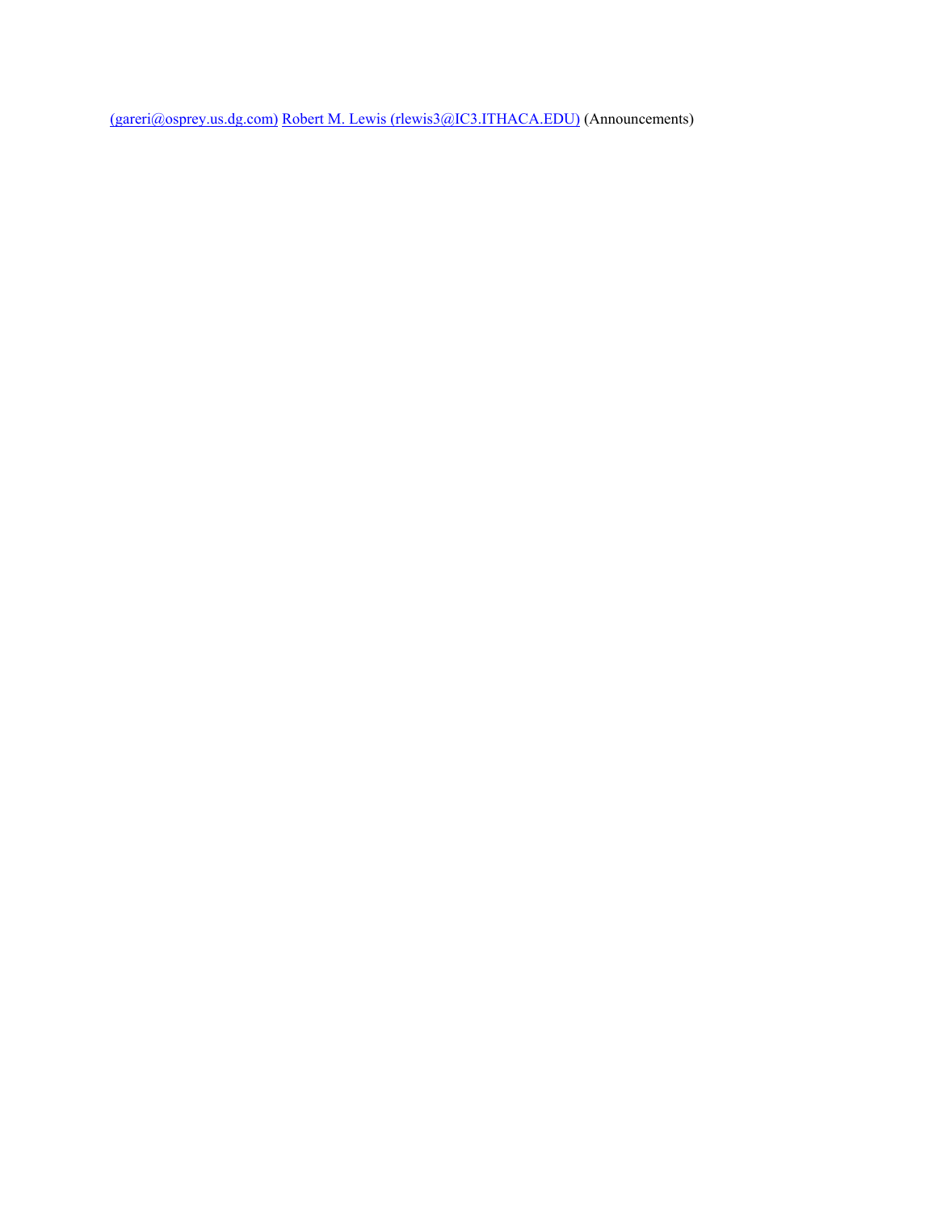[(gareri@osprey.us.dg.com)](mailto:gareri@osprey.us.dg.com) [Robert M. Lewis (rlewis3@IC3.ITHACA.EDU)](mailto:rlewis3@IC3.ITHACA.EDU) (Announcements)